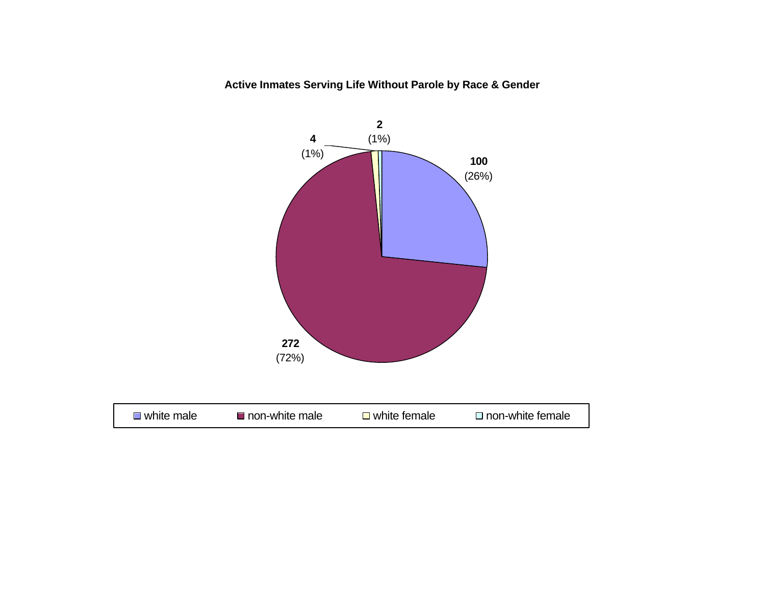**Active Inmates Serving Life Without Parole by Race & Gender**

| Category | Count | Percent |
|---|---|---|
| white male | 100 | (26%) |
| non-white male | 272 | (72%) |
| white female | 4 | (1%) |
| non-white female | 2 | (1%) |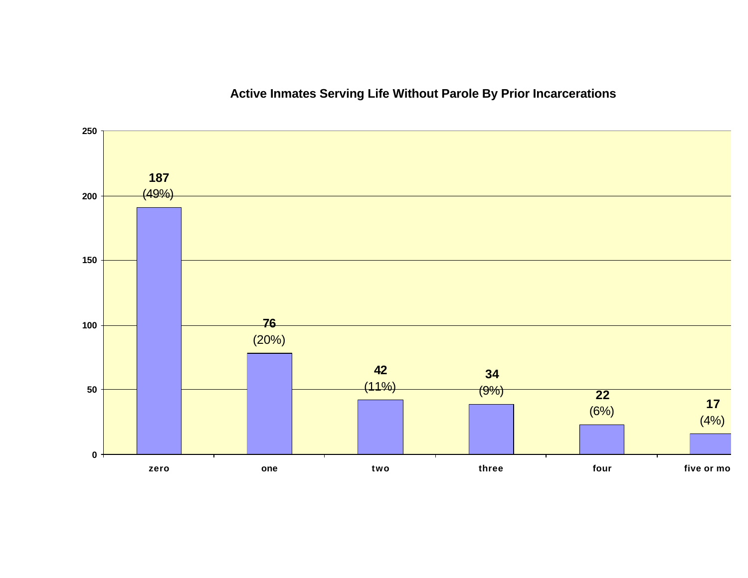## Active Inmates Serving Life Without Parole By Prior Incarcerations

| Prior Incarcerations | Count | Percent |
| --- | --- | --- |
| zero | 187 | (49%) |
| one | 76 | (20%) |
| two | 42 | (11%) |
| three | 34 | (9%) |
| four | 22 | (6%) |
| five or mo | 17 | (4%) |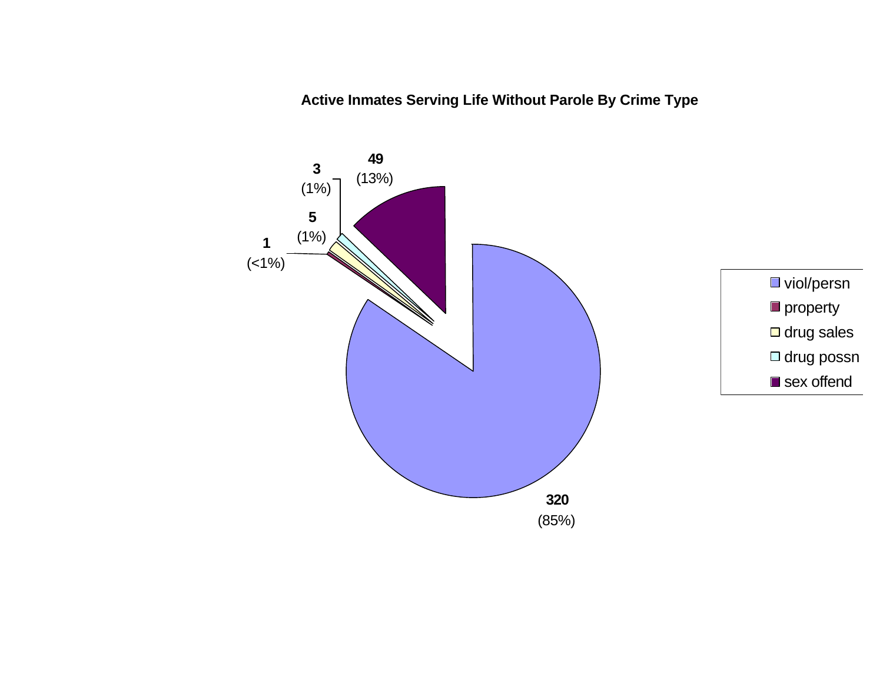**Active Inmates Serving Life Without Parole By Crime Type**

| Crime Type | Count | Percent |
|---|---|---|
| viol/persn | 320 | (85%) |
| property | 1 | (<1%) |
| drug sales | 5 | (1%) |
| drug possn | 3 | (1%) |
| sex offend | 49 | (13%) |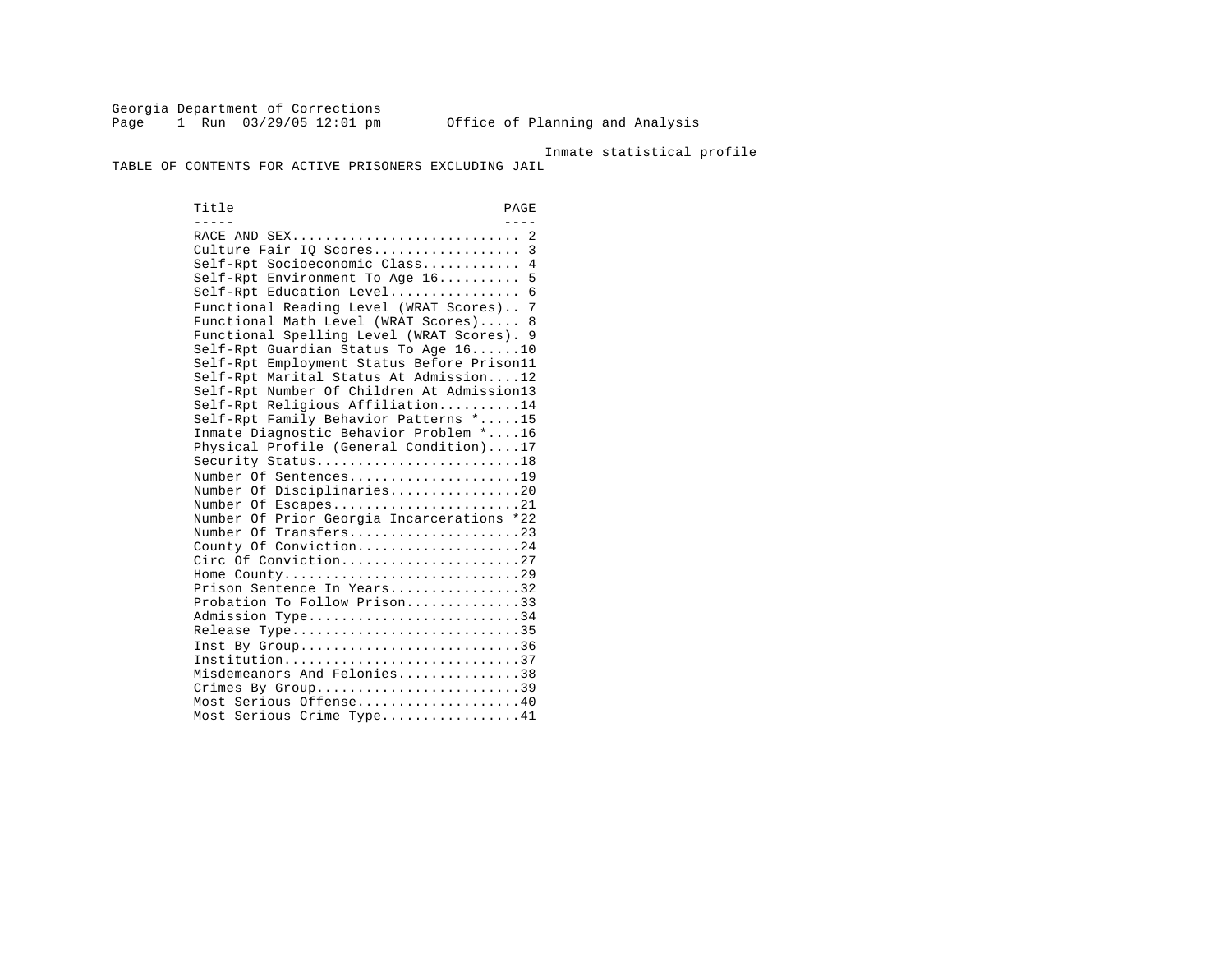Georgia Department of Corrections
Office of Planning and Analysis

Inmate statistical profile

# TABLE OF CONTENTS FOR ACTIVE PRISONERS EXCLUDING JAIL

| Title | PAGE |
|---|---|
| RACE AND SEX | 2 |
| Culture Fair IQ Scores | 3 |
| Self-Rpt Socioeconomic Class | 4 |
| Self-Rpt Environment To Age 16 | 5 |
| Self-Rpt Education Level | 6 |
| Functional Reading Level (WRAT Scores) | 7 |
| Functional Math Level (WRAT Scores) | 8 |
| Functional Spelling Level (WRAT Scores) | 9 |
| Self-Rpt Guardian Status To Age 16 | 10 |
| Self-Rpt Employment Status Before Prison | 11 |
| Self-Rpt Marital Status At Admission | 12 |
| Self-Rpt Number Of Children At Admission | 13 |
| Self-Rpt Religious Affiliation | 14 |
| Self-Rpt Family Behavior Patterns * | 15 |
| Inmate Diagnostic Behavior Problem * | 16 |
| Physical Profile (General Condition) | 17 |
| Security Status | 18 |
| Number Of Sentences | 19 |
| Number Of Disciplinaries | 20 |
| Number Of Escapes | 21 |
| Number Of Prior Georgia Incarcerations * | 22 |
| Number Of Transfers | 23 |
| County Of Conviction | 24 |
| Circ Of Conviction | 27 |
| Home County | 29 |
| Prison Sentence In Years | 32 |
| Probation To Follow Prison | 33 |
| Admission Type | 34 |
| Release Type | 35 |
| Inst By Group | 36 |
| Institution | 37 |
| Misdemeanors And Felonies | 38 |
| Crimes By Group | 39 |
| Most Serious Offense | 40 |
| Most Serious Crime Type | 41 |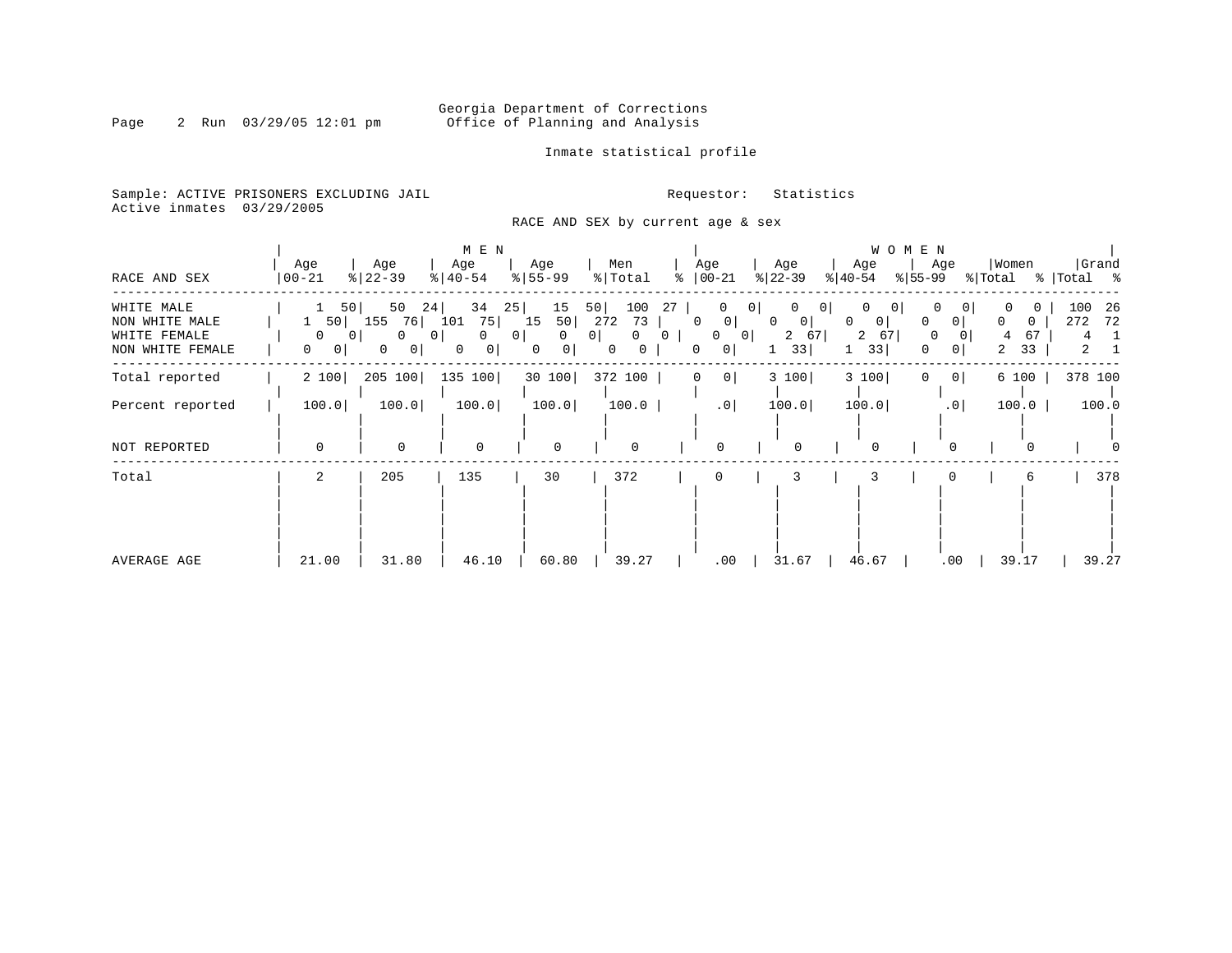Georgia Department of Corrections
Office of Planning and Analysis

Inmate statistical profile

Sample: ACTIVE PRISONERS EXCLUDING JAIL
Active inmates 03/29/2005

Requestor: Statistics

RACE AND SEX by current age & sex

| RACE AND SEX | MEN Age 00-21 | % | Age 22-39 | % | Age 40-54 | % | Age 55-99 | % | Men Total | % | WOMEN Age 00-21 | % | Age 22-39 | % | Age 40-54 | % | Age 55-99 | % | Women Total | % | Grand Total | % |
|---|---|---|---|---|---|---|---|---|---|---|---|---|---|---|---|---|---|---|---|---|---|---|
| WHITE MALE | 1 | 50 | 50 | 24 | 34 | 25 | 15 | 50 | 100 | 27 | 0 | 0 | 0 | 0 | 0 | 0 | 0 | 0 | 0 | 0 | 100 | 26 |
| NON WHITE MALE | 1 | 50 | 155 | 76 | 101 | 75 | 15 | 50 | 272 | 73 | 0 | 0 | 0 | 0 | 0 | 0 | 0 | 0 | 0 | 0 | 272 | 72 |
| WHITE FEMALE | 0 | 0 | 0 | 0 | 0 | 0 | 0 | 0 | 0 | 0 | 0 | 0 | 2 | 67 | 2 | 67 | 0 | 0 | 4 | 67 | 4 | 1 |
| NON WHITE FEMALE | 0 | 0 | 0 | 0 | 0 | 0 | 0 | 0 | 0 | 0 | 0 | 0 | 1 | 33 | 1 | 33 | 0 | 0 | 2 | 33 | 2 | 1 |
| Total reported | 2 | 100 | 205 | 100 | 135 | 100 | 30 | 100 | 372 | 100 | 0 | 0 | 3 | 100 | 3 | 100 | 0 | 0 | 6 | 100 | 378 | 100 |
| Percent reported | 100.0 | | 100.0 | | 100.0 | | 100.0 | | 100.0 | | .0 | | 100.0 | | 100.0 | | .0 | | 100.0 | | 100.0 | |
| NOT REPORTED | 0 | | 0 | | 0 | | 0 | | 0 | | 0 | | 0 | | 0 | | 0 | | 0 | | 0 | |
| Total | 2 | | 205 | | 135 | | 30 | | 372 | | 0 | | 3 | | 3 | | 0 | | 6 | | 378 | |
| AVERAGE AGE | 21.00 | | 31.80 | | 46.10 | | 60.80 | | 39.27 | | .00 | | 31.67 | | 46.67 | | .00 | | 39.17 | | 39.27 | |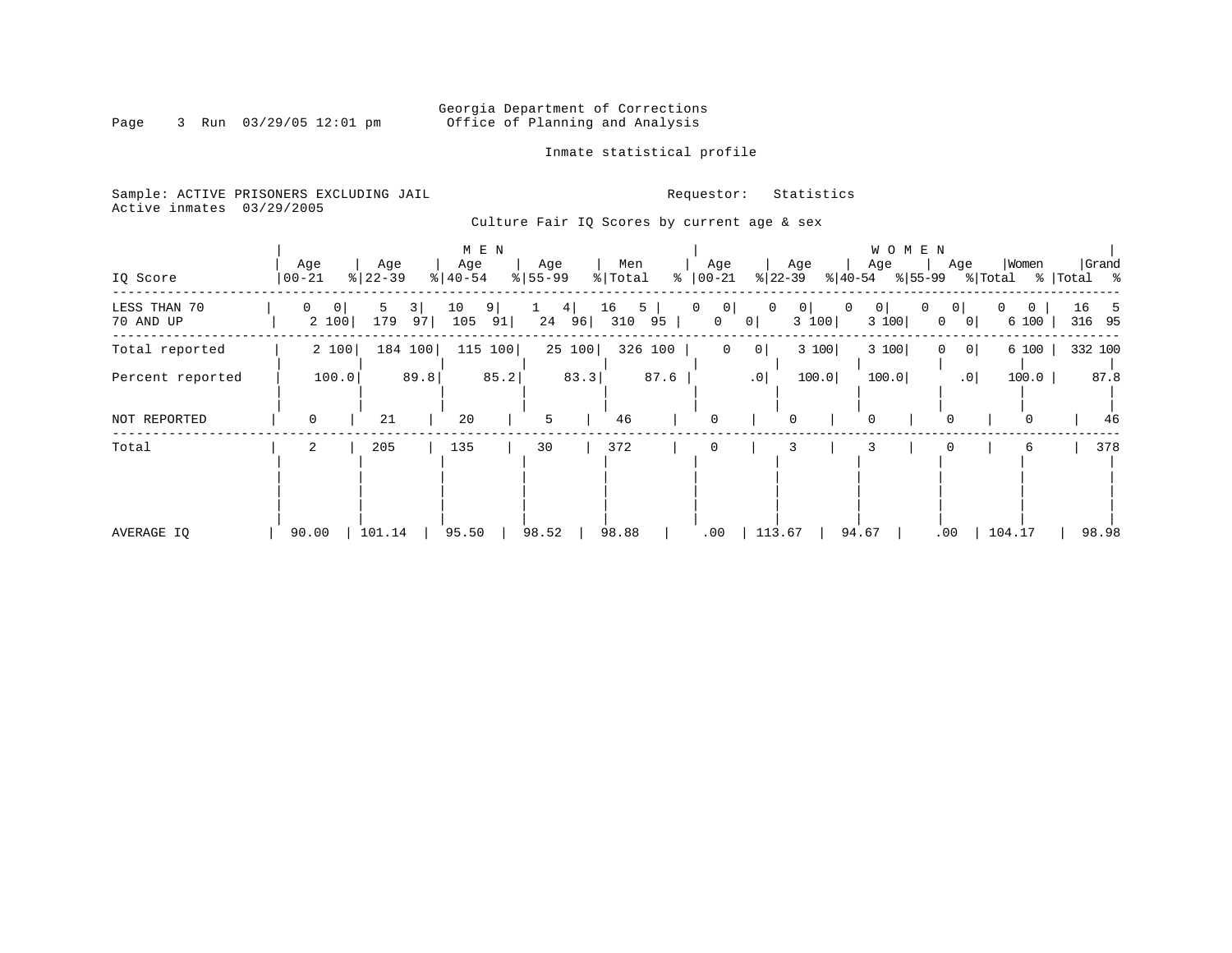Georgia Department of Corrections
Office of Planning and Analysis

Inmate statistical profile

Sample: ACTIVE PRISONERS EXCLUDING JAIL
Active inmates 03/29/2005

Requestor: Statistics

Culture Fair IQ Scores by current age & sex

| IQ Score | MEN Age 00-21 | % | Age 22-39 | % | Age 40-54 | % | Age 55-99 | % | Men Total | % | WOMEN Age 00-21 | % | Age 22-39 | % | Age 40-54 | % | Age 55-99 | % | Women Total | % | Grand Total | % |
|---|---|---|---|---|---|---|---|---|---|---|---|---|---|---|---|---|---|---|---|---|---|---|
| LESS THAN 70 | 0 | 0 | 5 | 3 | 10 | 9 | 1 | 4 | 16 | 5 | 0 | 0 | 0 | 0 | 0 | 0 | 0 | 0 | 0 | 0 | 16 | 5 |
| 70 AND UP | 2 | 100 | 179 | 97 | 105 | 91 | 24 | 96 | 310 | 95 | 0 | 0 | 3 | 100 | 3 | 100 | 0 | 0 | 6 | 100 | 316 | 95 |
| Total reported | 2 | 100 | 184 | 100 | 115 | 100 | 25 | 100 | 326 | 100 | 0 | 0 | 3 | 100 | 3 | 100 | 0 | 0 | 6 | 100 | 332 | 100 |
| Percent reported | | 100.0 | | 89.8 | | 85.2 | | 83.3 | | 87.6 | | .0 | | 100.0 | | 100.0 | | .0 | | 100.0 | | 87.8 |
| NOT REPORTED | 0 | | 21 | | 20 | | 5 | | 46 | | 0 | | 0 | | 0 | | 0 | | 0 | | 46 | |
| Total | 2 | | 205 | | 135 | | 30 | | 372 | | 0 | | 3 | | 3 | | 0 | | 6 | | 378 | |
| AVERAGE IQ | 90.00 | | 101.14 | | 95.50 | | 98.52 | | 98.88 | | .00 | | 113.67 | | 94.67 | | .00 | | 104.17 | | 98.98 | |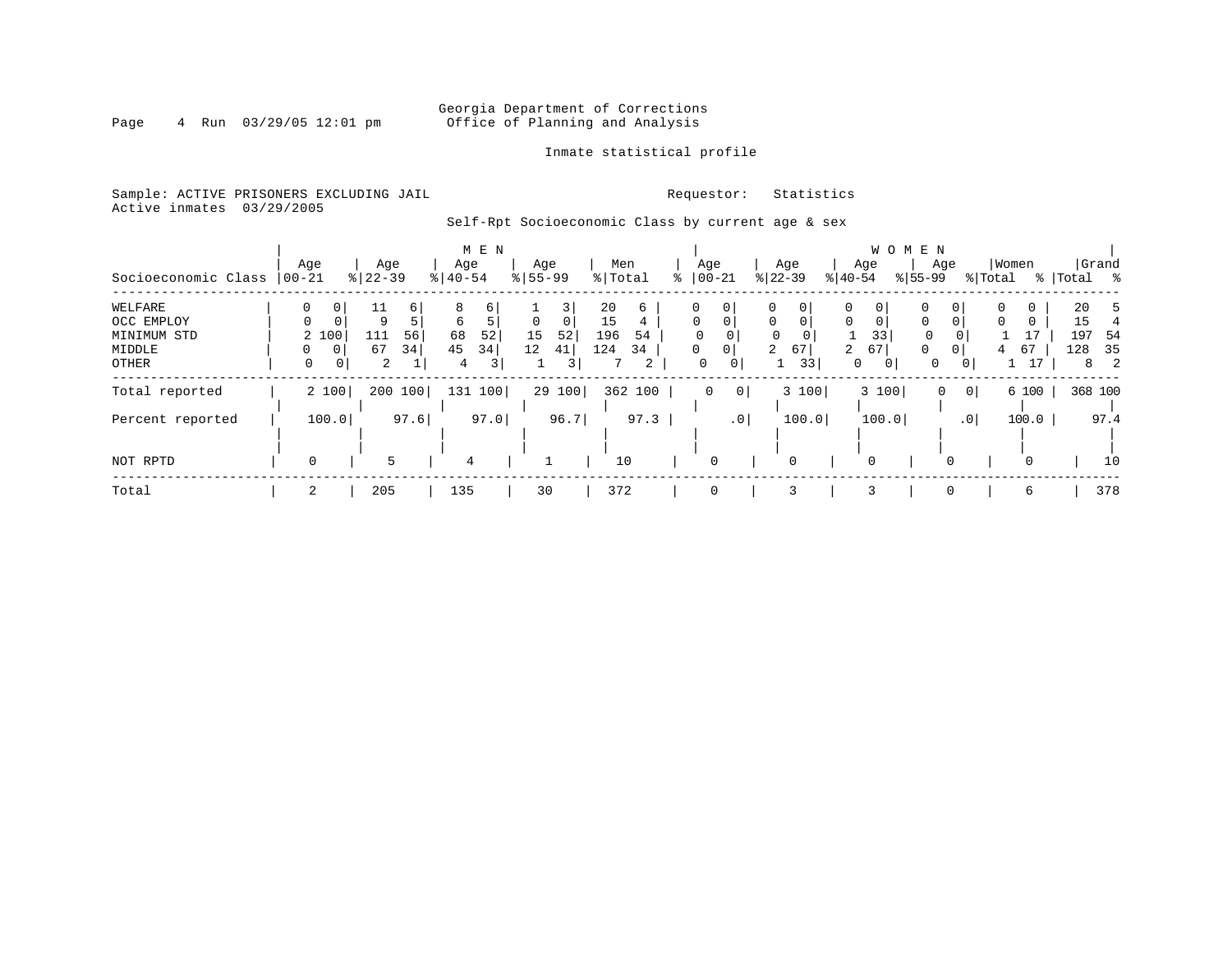Georgia Department of Corrections
Office of Planning and Analysis

Inmate statistical profile

Sample: ACTIVE PRISONERS EXCLUDING JAIL    Requestor: Statistics
Active inmates 03/29/2005

Self-Rpt Socioeconomic Class by current age & sex

| | MEN | | | | | | | | | | WOMEN | | | | | | | | | | | |
|---|---|---|---|---|---|---|---|---|---|---|---|---|---|---|---|---|---|---|---|---|---|---|
| Socioeconomic Class | Age 00-21 | % | Age 22-39 | % | Age 40-54 | % | Age 55-99 | % | Men Total | % | Age 00-21 | % | Age 22-39 | % | Age 40-54 | % | Age 55-99 | % | Women Total | % | Grand Total | % |
| WELFARE | 0 | 0 | 11 | 6 | 8 | 6 | 1 | 3 | 20 | 6 | 0 | 0 | 0 | 0 | 0 | 0 | 0 | 0 | 0 | 0 | 20 | 5 |
| OCC EMPLOY | 0 | 0 | 9 | 5 | 6 | 5 | 0 | 0 | 15 | 4 | 0 | 0 | 0 | 0 | 0 | 0 | 0 | 0 | 0 | 0 | 15 | 4 |
| MINIMUM STD | 2 | 100 | 111 | 56 | 68 | 52 | 15 | 52 | 196 | 54 | 0 | 0 | 0 | 0 | 1 | 33 | 0 | 0 | 1 | 17 | 197 | 54 |
| MIDDLE | 0 | 0 | 67 | 34 | 45 | 34 | 12 | 41 | 124 | 34 | 0 | 0 | 2 | 67 | 2 | 67 | 0 | 0 | 4 | 67 | 128 | 35 |
| OTHER | 0 | 0 | 2 | 1 | 4 | 3 | 1 | 3 | 7 | 2 | 0 | 0 | 1 | 33 | 0 | 0 | 0 | 0 | 1 | 17 | 8 | 2 |
| Total reported | 2 | 100 | 200 | 100 | 131 | 100 | 29 | 100 | 362 | 100 | 0 | 0 | 3 | 100 | 3 | 100 | 0 | 0 | 6 | 100 | 368 | 100 |
| Percent reported | | 100.0 | | 97.6 | | 97.0 | | 96.7 | | 97.3 | | .0 | | 100.0 | | 100.0 | | .0 | | 100.0 | | 97.4 |
| NOT RPTD | 0 | | 5 | | 4 | | 1 | | 10 | | 0 | | 0 | | 0 | | 0 | | 0 | | 10 | |
| Total | 2 | | 205 | | 135 | | 30 | | 372 | | 0 | | 3 | | 3 | | 0 | | 6 | | 378 | |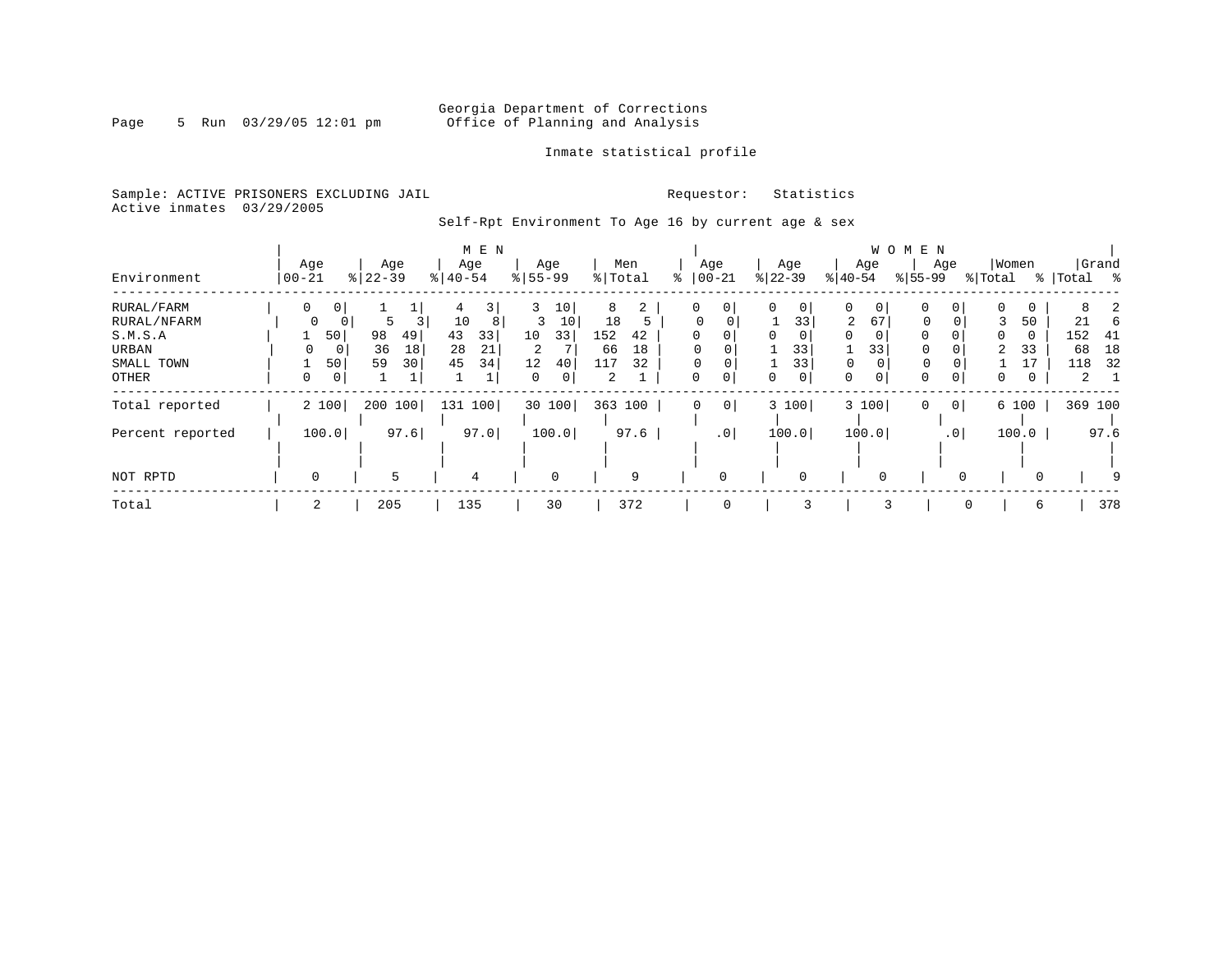Georgia Department of Corrections
Office of Planning and Analysis

Inmate statistical profile

Sample: ACTIVE PRISONERS EXCLUDING JAIL    Requestor: Statistics
Active inmates 03/29/2005

Self-Rpt Environment To Age 16 by current age & sex

| Environment | MEN Age 00-21 | % | Age 22-39 | % | Age 40-54 | % | Age 55-99 | % | Men Total | % | WOMEN Age 00-21 | % | Age 22-39 | % | Age 40-54 | % | Age 55-99 | % | Women Total | % | Grand Total | % |
|---|---|---|---|---|---|---|---|---|---|---|---|---|---|---|---|---|---|---|---|---|---|---|
| RURAL/FARM | 0 | 0 | 1 | 1 | 4 | 3 | 3 | 10 | 8 | 2 | 0 | 0 | 0 | 0 | 0 | 0 | 0 | 0 | 0 | 0 | 8 | 2 |
| RURAL/NFARM | 0 | 0 | 5 | 3 | 10 | 8 | 3 | 10 | 18 | 5 | 0 | 0 | 1 | 33 | 2 | 67 | 0 | 0 | 3 | 50 | 21 | 6 |
| S.M.S.A | 1 | 50 | 98 | 49 | 43 | 33 | 10 | 33 | 152 | 42 | 0 | 0 | 0 | 0 | 0 | 0 | 0 | 0 | 0 | 0 | 152 | 41 |
| URBAN | 0 | 0 | 36 | 18 | 28 | 21 | 2 | 7 | 66 | 18 | 0 | 0 | 1 | 33 | 1 | 33 | 0 | 0 | 2 | 33 | 68 | 18 |
| SMALL TOWN | 1 | 50 | 59 | 30 | 45 | 34 | 12 | 40 | 117 | 32 | 0 | 0 | 1 | 33 | 0 | 0 | 0 | 0 | 1 | 17 | 118 | 32 |
| OTHER | 0 | 0 | 1 | 1 | 1 | 1 | 0 | 0 | 2 | 1 | 0 | 0 | 0 | 0 | 0 | 0 | 0 | 0 | 0 | 0 | 2 | 1 |
| Total reported | 2 | 100 | 200 | 100 | 131 | 100 | 30 | 100 | 363 | 100 | 0 | 0 | 3 | 100 | 3 | 100 | 0 | 0 | 6 | 100 | 369 | 100 |
| Percent reported | 100.0 | | 97.6 | | 97.0 | | 100.0 | | 97.6 | | .0 | | 100.0 | | 100.0 | | .0 | | 100.0 | | 97.6 | |
| NOT RPTD | 0 | | 5 | | 4 | | 0 | | 9 | | 0 | | 0 | | 0 | | 0 | | 0 | | 9 | |
| Total | 2 | | 205 | | 135 | | 30 | | 372 | | 0 | | 3 | | 3 | | 0 | | 6 | | 378 | |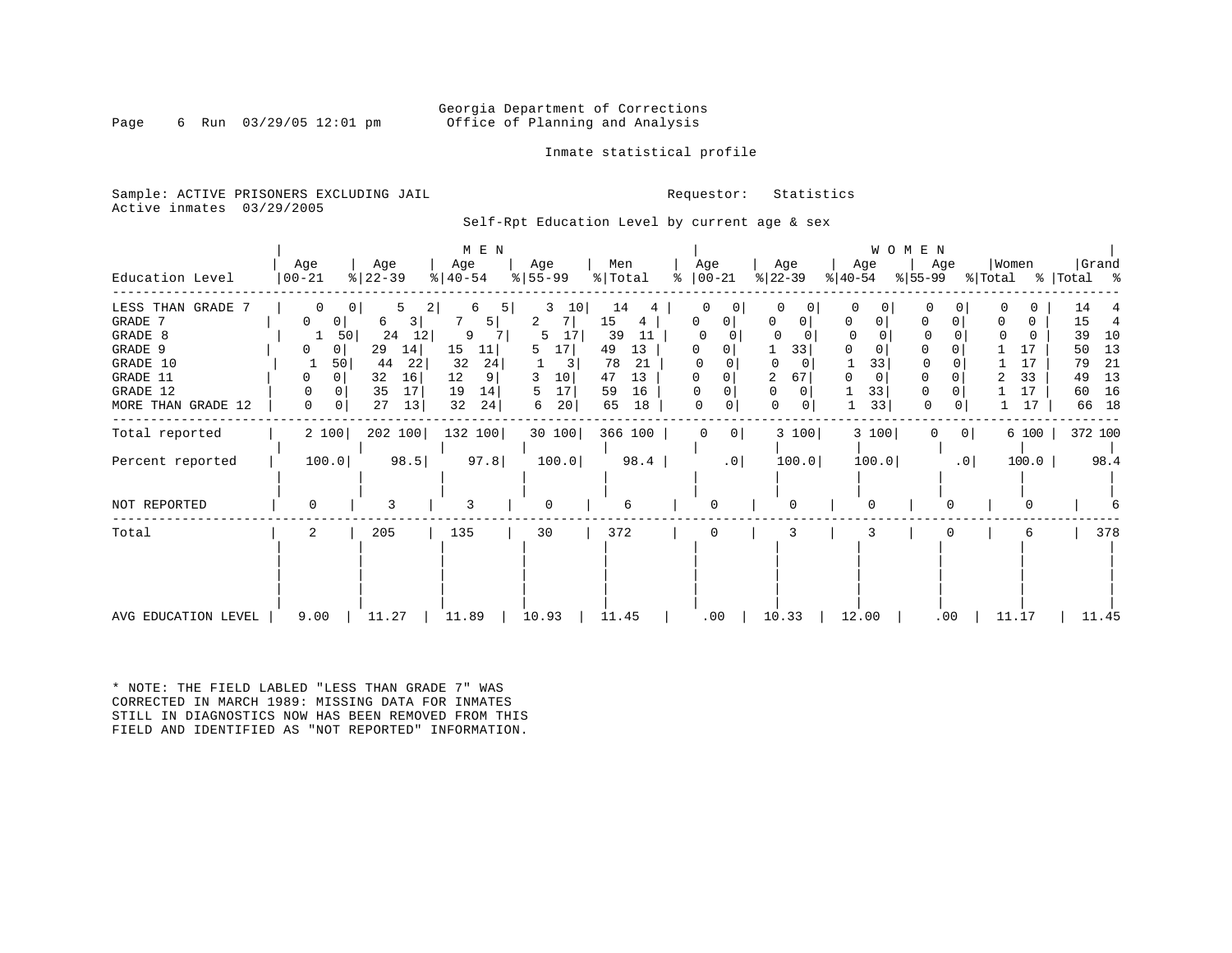Georgia Department of Corrections
Office of Planning and Analysis

Inmate statistical profile

Sample: ACTIVE PRISONERS EXCLUDING JAIL
Active inmates 03/29/2005

Requestor: Statistics

Self-Rpt Education Level by current age & sex

| Education Level | MEN Age 00-21 | % | Age 22-39 | % | Age 40-54 | % | Age 55-99 | % | Men Total | % | WOMEN Age 00-21 | % | Age 22-39 | % | Age 40-54 | % | Age 55-99 | % | Women Total | % | Grand Total | % |
|---|---|---|---|---|---|---|---|---|---|---|---|---|---|---|---|---|---|---|---|---|---|---|
| LESS THAN GRADE 7 | 0 | 0 | 5 | 2 | 6 | 5 | 3 | 10 | 14 | 4 | 0 | 0 | 0 | 0 | 0 | 0 | 0 | 0 | 0 | 0 | 14 | 4 |
| GRADE 7 | 0 | 0 | 6 | 3 | 7 | 5 | 2 | 7 | 15 | 4 | 0 | 0 | 0 | 0 | 0 | 0 | 0 | 0 | 0 | 0 | 15 | 4 |
| GRADE 8 | 1 | 50 | 24 | 12 | 9 | 7 | 5 | 17 | 39 | 11 | 0 | 0 | 0 | 0 | 0 | 0 | 0 | 0 | 0 | 0 | 39 | 10 |
| GRADE 9 | 0 | 0 | 29 | 14 | 15 | 11 | 5 | 17 | 49 | 13 | 0 | 0 | 1 | 33 | 0 | 0 | 0 | 0 | 1 | 17 | 50 | 13 |
| GRADE 10 | 1 | 50 | 44 | 22 | 32 | 24 | 1 | 3 | 78 | 21 | 0 | 0 | 0 | 0 | 1 | 33 | 0 | 0 | 1 | 17 | 79 | 21 |
| GRADE 11 | 0 | 0 | 32 | 16 | 12 | 9 | 3 | 10 | 47 | 13 | 0 | 0 | 2 | 67 | 0 | 0 | 0 | 0 | 2 | 33 | 49 | 13 |
| GRADE 12 | 0 | 0 | 35 | 17 | 19 | 14 | 5 | 17 | 59 | 16 | 0 | 0 | 0 | 0 | 1 | 33 | 0 | 0 | 1 | 17 | 60 | 16 |
| MORE THAN GRADE 12 | 0 | 0 | 27 | 13 | 32 | 24 | 6 | 20 | 65 | 18 | 0 | 0 | 0 | 0 | 1 | 33 | 0 | 0 | 1 | 17 | 66 | 18 |
| Total reported | 2 | 100 | 202 | 100 | 132 | 100 | 30 | 100 | 366 | 100 | 0 | 0 | 3 | 100 | 3 | 100 | 0 | 0 | 6 | 100 | 372 | 100 |
| Percent reported | 100.0 | | 98.5 | | 97.8 | | 100.0 | | 98.4 | | .0 | | 100.0 | | 100.0 | | .0 | | 100.0 | | 98.4 | |
| NOT REPORTED | 0 | | 3 | | 3 | | 0 | | 6 | | 0 | | 0 | | 0 | | 0 | | 0 | | 6 | |
| Total | 2 | | 205 | | 135 | | 30 | | 372 | | 0 | | 3 | | 3 | | 0 | | 6 | | 378 | |
| AVG EDUCATION LEVEL | 9.00 | | 11.27 | | 11.89 | | 10.93 | | 11.45 | | .00 | | 10.33 | | 12.00 | | .00 | | 11.17 | | 11.45 | |

* NOTE: THE FIELD LABLED "LESS THAN GRADE 7" WAS CORRECTED IN MARCH 1989: MISSING DATA FOR INMATES STILL IN DIAGNOSTICS NOW HAS BEEN REMOVED FROM THIS FIELD AND IDENTIFIED AS "NOT REPORTED" INFORMATION.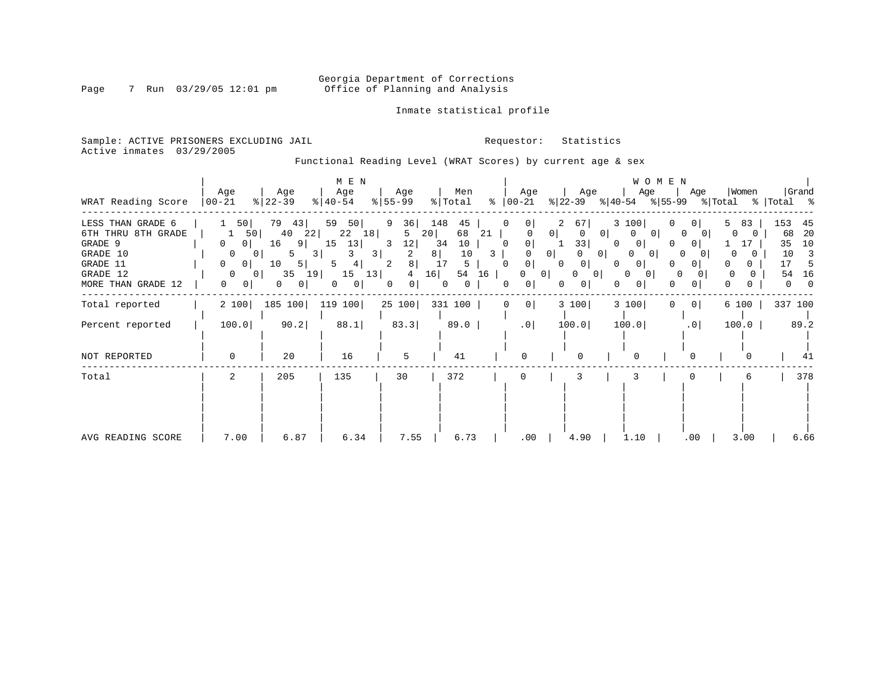Georgia Department of Corrections
Office of Planning and Analysis

Inmate statistical profile

Sample: ACTIVE PRISONERS EXCLUDING JAIL
Active inmates 03/29/2005

Requestor: Statistics

Functional Reading Level (WRAT Scores) by current age & sex

| WRAT Reading Score | MEN Age 00-21 | % | MEN Age 22-39 | % | MEN Age 40-54 | % | MEN Age 55-99 | % | Men Total | % | WOMEN Age 00-21 | % | WOMEN Age 22-39 | % | WOMEN Age 40-54 | % | WOMEN Age 55-99 | % | Women Total | % | Grand Total | % |
|---|---|---|---|---|---|---|---|---|---|---|---|---|---|---|---|---|---|---|---|---|---|---|
| LESS THAN GRADE 6 | 1 | 50 | 79 | 43 | 59 | 50 | 9 | 36 | 148 | 45 | 0 | 0 | 2 | 67 | 3 | 100 | 0 | 0 | 5 | 83 | 153 | 45 |
| 6TH THRU 8TH GRADE | 1 | 50 | 40 | 22 | 22 | 18 | 5 | 20 | 68 | 21 | 0 | 0 | 0 | 0 | 0 | 0 | 0 | 0 | 0 | 0 | 68 | 20 |
| GRADE 9 | 0 | 0 | 16 | 9 | 15 | 13 | 3 | 12 | 34 | 10 | 0 | 0 | 1 | 33 | 0 | 0 | 0 | 0 | 1 | 17 | 35 | 10 |
| GRADE 10 | 0 | 0 | 5 | 3 | 3 | 3 | 2 | 8 | 10 | 3 | 0 | 0 | 0 | 0 | 0 | 0 | 0 | 0 | 0 | 0 | 10 | 3 |
| GRADE 11 | 0 | 0 | 10 | 5 | 5 | 4 | 2 | 8 | 17 | 5 | 0 | 0 | 0 | 0 | 0 | 0 | 0 | 0 | 0 | 0 | 17 | 5 |
| GRADE 12 | 0 | 0 | 35 | 19 | 15 | 13 | 4 | 16 | 54 | 16 | 0 | 0 | 0 | 0 | 0 | 0 | 0 | 0 | 0 | 0 | 54 | 16 |
| MORE THAN GRADE 12 | 0 | 0 | 0 | 0 | 0 | 0 | 0 | 0 | 0 | 0 | 0 | 0 | 0 | 0 | 0 | 0 | 0 | 0 | 0 | 0 | 0 | 0 |
| Total reported | 2 | 100 | 185 | 100 | 119 | 100 | 25 | 100 | 331 | 100 | 0 | 0 | 3 | 100 | 3 | 100 | 0 | 0 | 6 | 100 | 337 | 100 |
| Percent reported | 100.0 | | 90.2 | | 88.1 | | 83.3 | | 89.0 | | .0 | | 100.0 | | 100.0 | | .0 | | 100.0 | | 89.2 | |
| NOT REPORTED | 0 | | 20 | | 16 | | 5 | | 41 | | 0 | | 0 | | 0 | | 0 | | 0 | | 41 | |
| Total | 2 | | 205 | | 135 | | 30 | | 372 | | 0 | | 3 | | 3 | | 0 | | 6 | | 378 | |
| AVG READING SCORE | 7.00 | | 6.87 | | 6.34 | | 7.55 | | 6.73 | | .00 | | 4.90 | | 1.10 | | .00 | | 3.00 | | 6.66 | |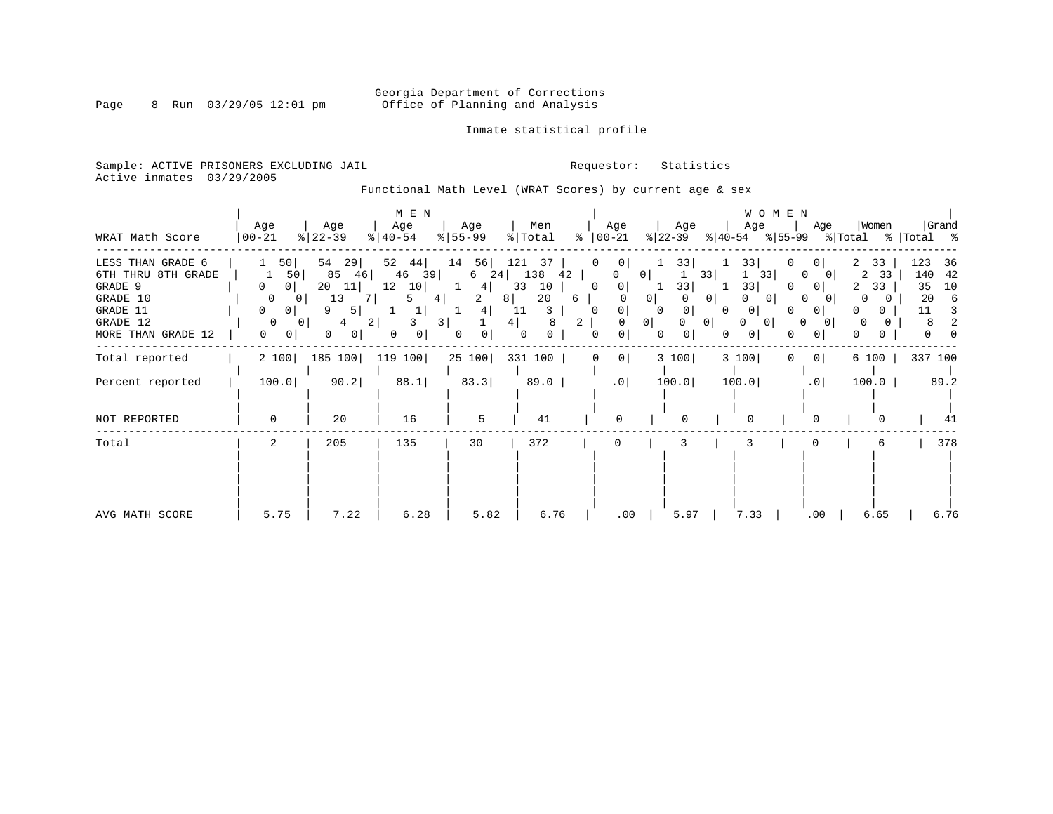Georgia Department of Corrections
Office of Planning and Analysis

Inmate statistical profile

Sample: ACTIVE PRISONERS EXCLUDING JAIL
Active inmates 03/29/2005

Requestor: Statistics

Functional Math Level (WRAT Scores) by current age & sex

| WRAT Math Score | MEN Age 00-21 | % | Age 22-39 | % | Age 40-54 | % | Age 55-99 | % | Men Total | % | WOMEN Age 00-21 | % | Age 22-39 | % | Age 40-54 | % | Age 55-99 | % | Women Total | % | Grand Total | % |
|---|---|---|---|---|---|---|---|---|---|---|---|---|---|---|---|---|---|---|---|---|---|---|
| LESS THAN GRADE 6 | 1 | 50 | 54 | 29 | 52 | 44 | 14 | 56 | 121 | 37 | 0 | 0 | 1 | 33 | 1 | 33 | 0 | 0 | 2 | 33 | 123 | 36 |
| 6TH THRU 8TH GRADE | 1 | 50 | 85 | 46 | 46 | 39 | 6 | 24 | 138 | 42 | 0 | 0 | 1 | 33 | 1 | 33 | 0 | 0 | 2 | 33 | 140 | 42 |
| GRADE 9 | 0 | 0 | 20 | 11 | 12 | 10 | 1 | 4 | 33 | 10 | 0 | 0 | 1 | 33 | 1 | 33 | 0 | 0 | 2 | 33 | 35 | 10 |
| GRADE 10 | 0 | 0 | 13 | 7 | 5 | 4 | 2 | 8 | 20 | 6 | 0 | 0 | 0 | 0 | 0 | 0 | 0 | 0 | 0 | 0 | 20 | 6 |
| GRADE 11 | 0 | 0 | 9 | 5 | 1 | 1 | 1 | 4 | 11 | 3 | 0 | 0 | 0 | 0 | 0 | 0 | 0 | 0 | 0 | 0 | 11 | 3 |
| GRADE 12 | 0 | 0 | 4 | 2 | 3 | 3 | 1 | 4 | 8 | 2 | 0 | 0 | 0 | 0 | 0 | 0 | 0 | 0 | 0 | 0 | 8 | 2 |
| MORE THAN GRADE 12 | 0 | 0 | 0 | 0 | 0 | 0 | 0 | 0 | 0 | 0 | 0 | 0 | 0 | 0 | 0 | 0 | 0 | 0 | 0 | 0 | 0 | 0 |
| Total reported | 2 | 100 | 185 | 100 | 119 | 100 | 25 | 100 | 331 | 100 | 0 | 0 | 3 | 100 | 3 | 100 | 0 | 0 | 6 | 100 | 337 | 100 |
| Percent reported | 100.0 | | 90.2 | | 88.1 | | 83.3 | | 89.0 | | .0 | | 100.0 | | 100.0 | | .0 | | 100.0 | | 89.2 | |
| NOT REPORTED | 0 | | 20 | | 16 | | 5 | | 41 | | 0 | | 0 | | 0 | | 0 | | 0 | | 41 | |
| Total | 2 | | 205 | | 135 | | 30 | | 372 | | 0 | | 3 | | 3 | | 0 | | 6 | | 378 | |
| AVG MATH SCORE | 5.75 | | 7.22 | | 6.28 | | 5.82 | | 6.76 | | .00 | | 5.97 | | 7.33 | | .00 | | 6.65 | | 6.76 | |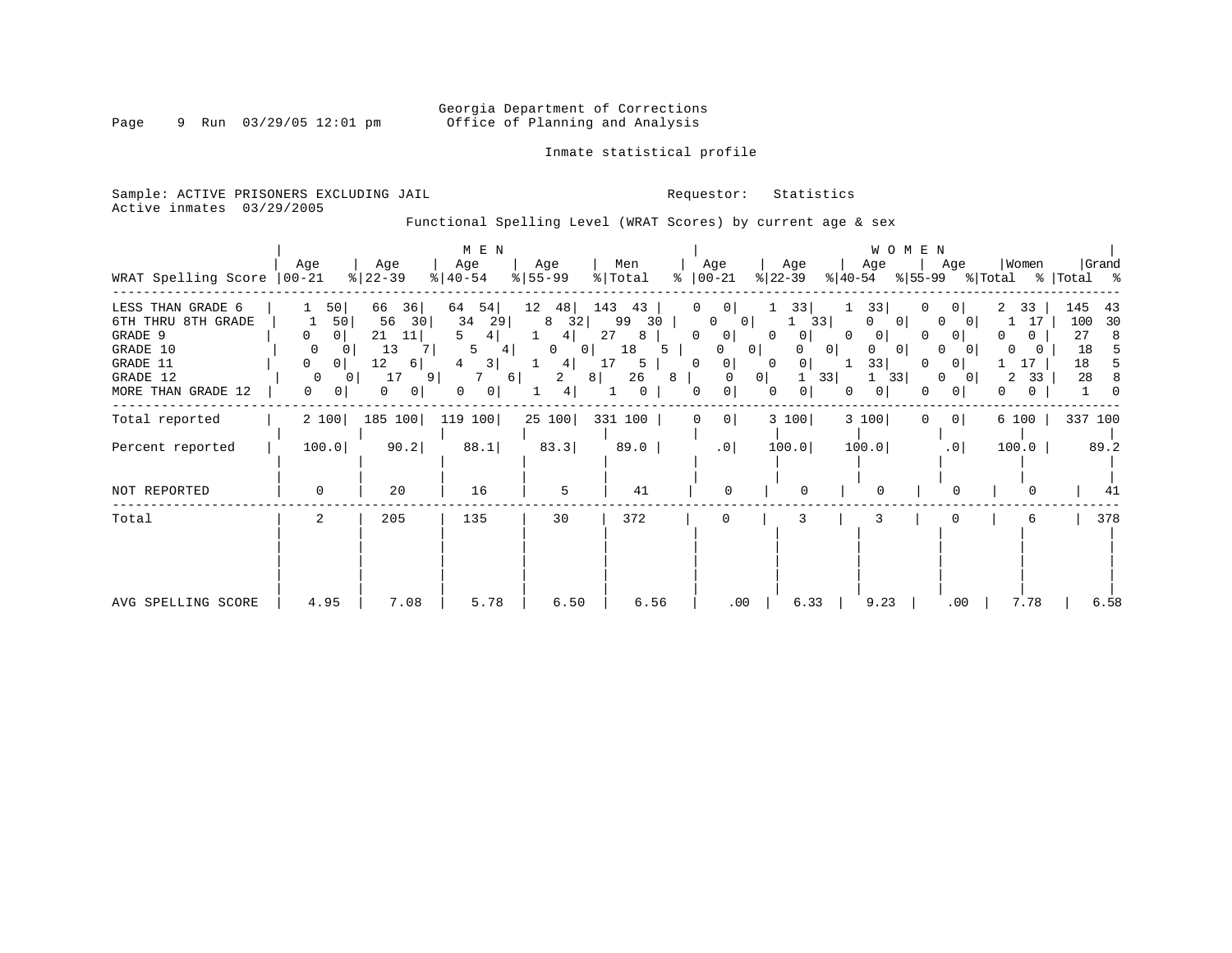Georgia Department of Corrections
Office of Planning and Analysis

Inmate statistical profile

Sample: ACTIVE PRISONERS EXCLUDING JAIL
Active inmates 03/29/2005

Requestor: Statistics

Functional Spelling Level (WRAT Scores) by current age & sex

| | MEN | | | | | | | | | | WOMEN | | | | | | | | | | | |
|---|---|---|---|---|---|---|---|---|---|---|---|---|---|---|---|---|---|---|---|---|---|---|
| WRAT Spelling Score | Age 00-21 | % | Age 22-39 | % | Age 40-54 | % | Age 55-99 | % | Men Total | % | Age 00-21 | % | Age 22-39 | % | Age 40-54 | % | Age 55-99 | % | Women Total | % | Grand Total | % |
| LESS THAN GRADE 6 | 1 | 50 | 66 | 36 | 64 | 54 | 12 | 48 | 143 | 43 | 0 | 0 | 1 | 33 | 1 | 33 | 0 | 0 | 2 | 33 | 145 | 43 |
| 6TH THRU 8TH GRADE | 1 | 50 | 56 | 30 | 34 | 29 | 8 | 32 | 99 | 30 | 0 | 0 | 1 | 33 | 0 | 0 | 0 | 0 | 1 | 17 | 100 | 30 |
| GRADE 9 | 0 | 0 | 21 | 11 | 5 | 4 | 1 | 4 | 27 | 8 | 0 | 0 | 0 | 0 | 0 | 0 | 0 | 0 | 0 | 0 | 27 | 8 |
| GRADE 10 | 0 | 0 | 13 | 7 | 5 | 4 | 0 | 0 | 18 | 5 | 0 | 0 | 0 | 0 | 0 | 0 | 0 | 0 | 0 | 0 | 18 | 5 |
| GRADE 11 | 0 | 0 | 12 | 6 | 4 | 3 | 1 | 4 | 17 | 5 | 0 | 0 | 0 | 0 | 1 | 33 | 0 | 0 | 1 | 17 | 18 | 5 |
| GRADE 12 | 0 | 0 | 17 | 9 | 7 | 6 | 2 | 8 | 26 | 8 | 0 | 0 | 1 | 33 | 1 | 33 | 0 | 0 | 2 | 33 | 28 | 8 |
| MORE THAN GRADE 12 | 0 | 0 | 0 | 0 | 0 | 0 | 1 | 4 | 1 | 0 | 0 | 0 | 0 | 0 | 0 | 0 | 0 | 0 | 0 | 0 | 1 | 0 |
| Total reported | 2 | 100 | 185 | 100 | 119 | 100 | 25 | 100 | 331 | 100 | 0 | 0 | 3 | 100 | 3 | 100 | 0 | 0 | 6 | 100 | 337 | 100 |
| Percent reported | 100.0 | | 90.2 | | 88.1 | | 83.3 | | 89.0 | | .0 | | 100.0 | | 100.0 | | .0 | | 100.0 | | 89.2 | |
| NOT REPORTED | 0 | | 20 | | 16 | | 5 | | 41 | | 0 | | 0 | | 0 | | 0 | | 0 | | 41 | |
| Total | 2 | | 205 | | 135 | | 30 | | 372 | | 0 | | 3 | | 3 | | 0 | | 6 | | 378 | |
| AVG SPELLING SCORE | 4.95 | | 7.08 | | 5.78 | | 6.50 | | 6.56 | | .00 | | 6.33 | | 9.23 | | .00 | | 7.78 | | 6.58 | |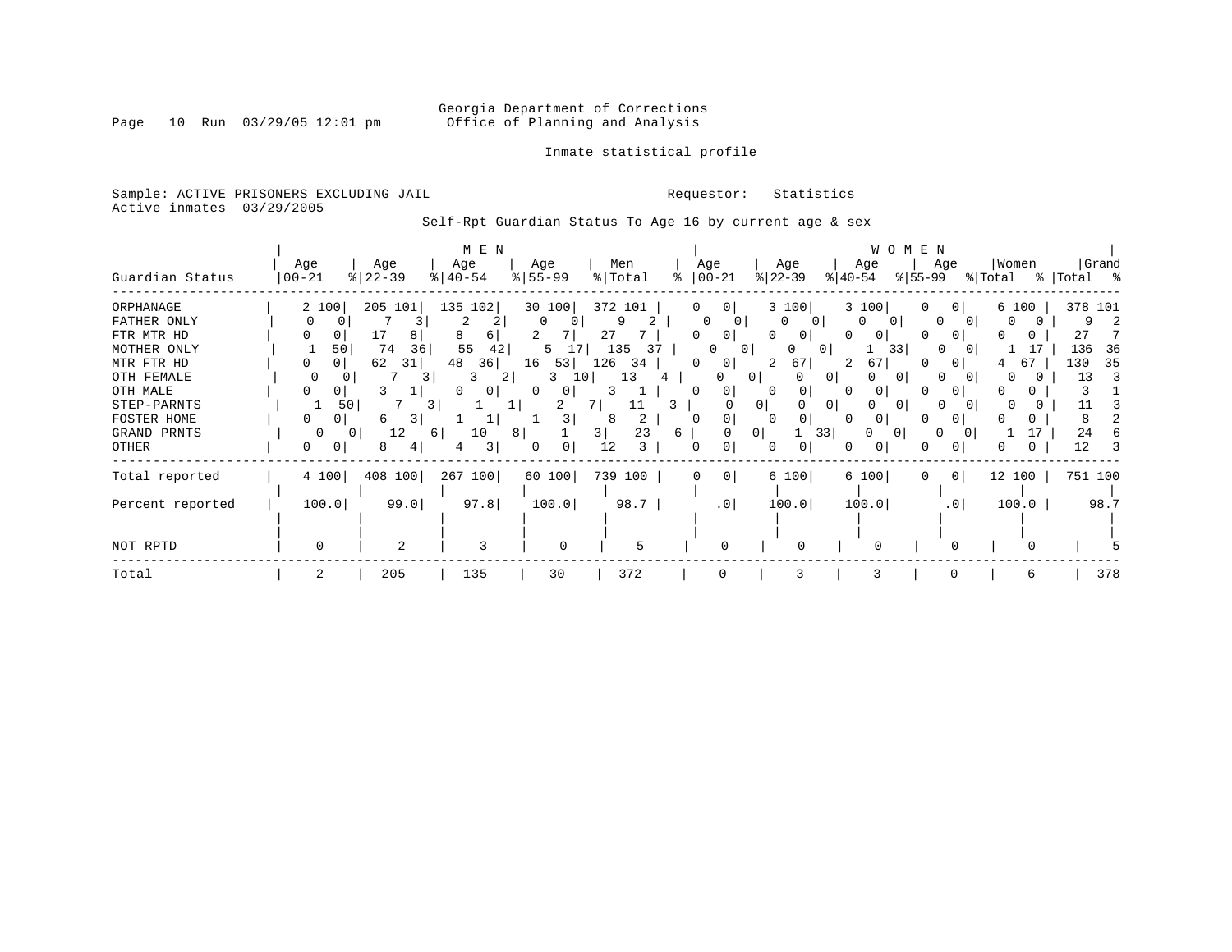Georgia Department of Corrections
Office of Planning and Analysis

Inmate statistical profile

Sample: ACTIVE PRISONERS EXCLUDING JAIL
Active inmates 03/29/2005

Requestor: Statistics

Self-Rpt Guardian Status To Age 16 by current age & sex

| | MEN | | | | | | | | | | WOMEN | | | | | | | | | | | |
|---|---|---|---|---|---|---|---|---|---|---|---|---|---|---|---|---|---|---|---|---|---|---|
| Guardian Status | Age 00-21 | % | Age 22-39 | % | Age 40-54 | % | Age 55-99 | % | Men Total | % | Age 00-21 | % | Age 22-39 | % | Age 40-54 | % | Age 55-99 | % | Women Total | % | Grand Total | % |
| ORPHANAGE | 2 | 100 | 205 | 101 | 135 | 102 | 30 | 100 | 372 | 101 | 0 | 0 | 3 | 100 | 3 | 100 | 0 | 0 | 6 | 100 | 378 | 101 |
| FATHER ONLY | 0 | 0 | 7 | 3 | 2 | 2 | 0 | 0 | 9 | 2 | 0 | 0 | 0 | 0 | 0 | 0 | 0 | 0 | 0 | 0 | 9 | 2 |
| FTR MTR HD | 0 | 0 | 17 | 8 | 8 | 6 | 2 | 7 | 27 | 7 | 0 | 0 | 0 | 0 | 0 | 0 | 0 | 0 | 0 | 0 | 27 | 7 |
| MOTHER ONLY | 1 | 50 | 74 | 36 | 55 | 42 | 5 | 17 | 135 | 37 | 0 | 0 | 0 | 0 | 1 | 33 | 0 | 0 | 1 | 17 | 136 | 36 |
| MTR FTR HD | 0 | 0 | 62 | 31 | 48 | 36 | 16 | 53 | 126 | 34 | 0 | 0 | 2 | 67 | 2 | 67 | 0 | 0 | 4 | 67 | 130 | 35 |
| OTH FEMALE | 0 | 0 | 7 | 3 | 3 | 2 | 3 | 10 | 13 | 4 | 0 | 0 | 0 | 0 | 0 | 0 | 0 | 0 | 0 | 0 | 13 | 3 |
| OTH MALE | 0 | 0 | 3 | 1 | 0 | 0 | 0 | 0 | 3 | 1 | 0 | 0 | 0 | 0 | 0 | 0 | 0 | 0 | 0 | 0 | 3 | 1 |
| STEP-PARNTS | 1 | 50 | 7 | 3 | 1 | 1 | 2 | 7 | 11 | 3 | 0 | 0 | 0 | 0 | 0 | 0 | 0 | 0 | 0 | 0 | 11 | 3 |
| FOSTER HOME | 0 | 0 | 6 | 3 | 1 | 1 | 1 | 3 | 8 | 2 | 0 | 0 | 0 | 0 | 0 | 0 | 0 | 0 | 0 | 0 | 8 | 2 |
| GRAND PRNTS | 0 | 0 | 12 | 6 | 10 | 8 | 1 | 3 | 23 | 6 | 0 | 0 | 1 | 33 | 0 | 0 | 0 | 0 | 1 | 17 | 24 | 6 |
| OTHER | 0 | 0 | 8 | 4 | 4 | 3 | 0 | 0 | 12 | 3 | 0 | 0 | 0 | 0 | 0 | 0 | 0 | 0 | 0 | 0 | 12 | 3 |
| Total reported | 4 | 100 | 408 | 100 | 267 | 100 | 60 | 100 | 739 | 100 | 0 | 0 | 6 | 100 | 6 | 100 | 0 | 0 | 12 | 100 | 751 | 100 |
| Percent reported | 100.0 | | 99.0 | | 97.8 | | 100.0 | | 98.7 | | .0 | | 100.0 | | 100.0 | | .0 | | 100.0 | | 98.7 | |
| NOT RPTD | 0 | | 2 | | 3 | | 0 | | 5 | | 0 | | 0 | | 0 | | 0 | | 0 | | 5 | |
| Total | 2 | | 205 | | 135 | | 30 | | 372 | | 0 | | 3 | | 3 | | 0 | | 6 | | 378 | |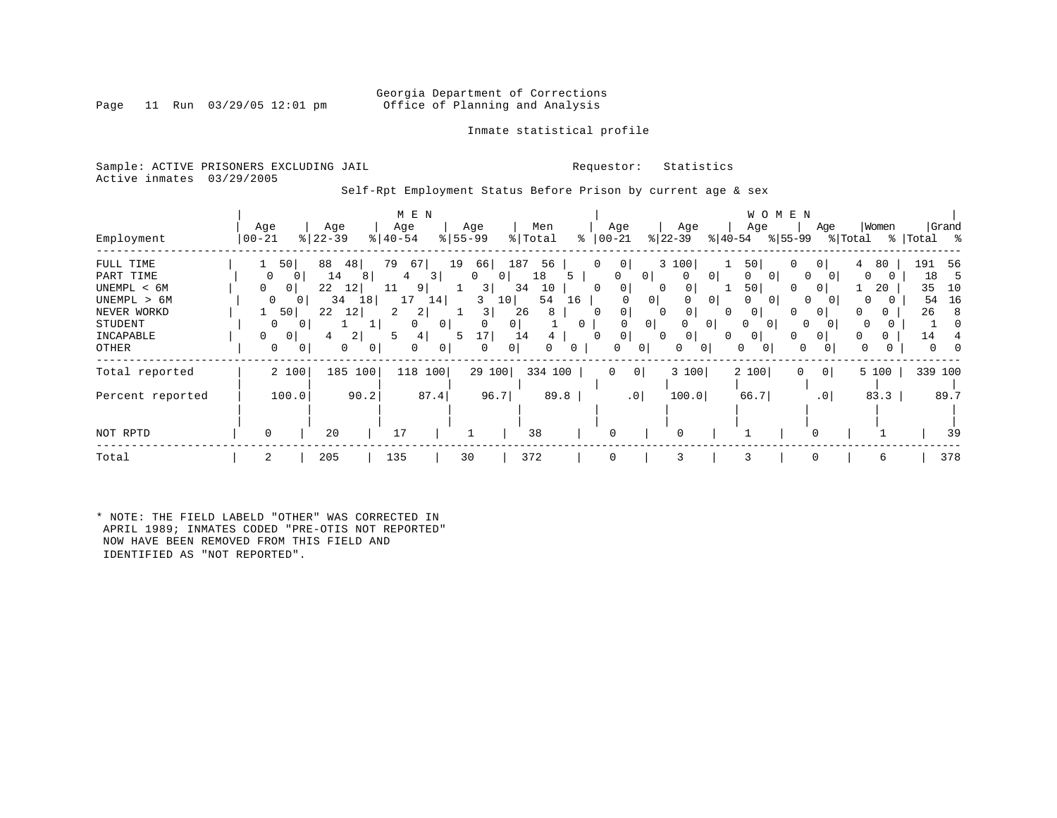Georgia Department of Corrections
Office of Planning and Analysis

Inmate statistical profile

Sample: ACTIVE PRISONERS EXCLUDING JAIL
Active inmates 03/29/2005

Requestor: Statistics

Self-Rpt Employment Status Before Prison by current age & sex

| Employment | MEN Age 00-21 | % | Age 22-39 | % | Age 40-54 | % | Age 55-99 | % | Men Total | % | WOMEN Age 00-21 | % | Age 22-39 | % | Age 40-54 | % | Age 55-99 | % | Women Total | % | Grand Total | % |
|---|---|---|---|---|---|---|---|---|---|---|---|---|---|---|---|---|---|---|---|---|---|---|
| FULL TIME | 1 | 50 | 88 | 48 | 79 | 67 | 19 | 66 | 187 | 56 | 0 | 0 | 3 | 100 | 1 | 50 | 0 | 0 | 4 | 80 | 191 | 56 |
| PART TIME | 0 | 0 | 14 | 8 | 4 | 3 | 0 | 0 | 18 | 5 | 0 | 0 | 0 | 0 | 0 | 0 | 0 | 0 | 0 | 0 | 18 | 5 |
| UNEMPL < 6M | 0 | 0 | 22 | 12 | 11 | 9 | 1 | 3 | 34 | 10 | 0 | 0 | 0 | 0 | 1 | 50 | 0 | 0 | 1 | 20 | 35 | 10 |
| UNEMPL > 6M | 0 | 0 | 34 | 18 | 17 | 14 | 3 | 10 | 54 | 16 | 0 | 0 | 0 | 0 | 0 | 0 | 0 | 0 | 0 | 0 | 54 | 16 |
| NEVER WORKD | 1 | 50 | 22 | 12 | 2 | 2 | 1 | 3 | 26 | 8 | 0 | 0 | 0 | 0 | 0 | 0 | 0 | 0 | 0 | 0 | 26 | 8 |
| STUDENT | 0 | 0 | 1 | 1 | 0 | 0 | 0 | 0 | 1 | 0 | 0 | 0 | 0 | 0 | 0 | 0 | 0 | 0 | 0 | 0 | 1 | 0 |
| INCAPABLE | 0 | 0 | 4 | 2 | 5 | 4 | 5 | 17 | 14 | 4 | 0 | 0 | 0 | 0 | 0 | 0 | 0 | 0 | 0 | 0 | 14 | 4 |
| OTHER | 0 | 0 | 0 | 0 | 0 | 0 | 0 | 0 | 0 | 0 | 0 | 0 | 0 | 0 | 0 | 0 | 0 | 0 | 0 | 0 | 0 | 0 |
| Total reported | 2 | 100 | 185 | 100 | 118 | 100 | 29 | 100 | 334 | 100 | 0 | 0 | 3 | 100 | 2 | 100 | 0 | 0 | 5 | 100 | 339 | 100 |
| Percent reported | 100.0 | | 90.2 | | 87.4 | | 96.7 | | 89.8 | | .0 | | 100.0 | | 66.7 | | .0 | | 83.3 | | 89.7 | |
| NOT RPTD | 0 | | 20 | | 17 | | 1 | | 38 | | 0 | | 0 | | 1 | | 0 | | 1 | | 39 | |
| Total | 2 | | 205 | | 135 | | 30 | | 372 | | 0 | | 3 | | 3 | | 0 | | 6 | | 378 | |

* NOTE: THE FIELD LABELD "OTHER" WAS CORRECTED IN APRIL 1989; INMATES CODED "PRE-OTIS NOT REPORTED" NOW HAVE BEEN REMOVED FROM THIS FIELD AND IDENTIFIED AS "NOT REPORTED".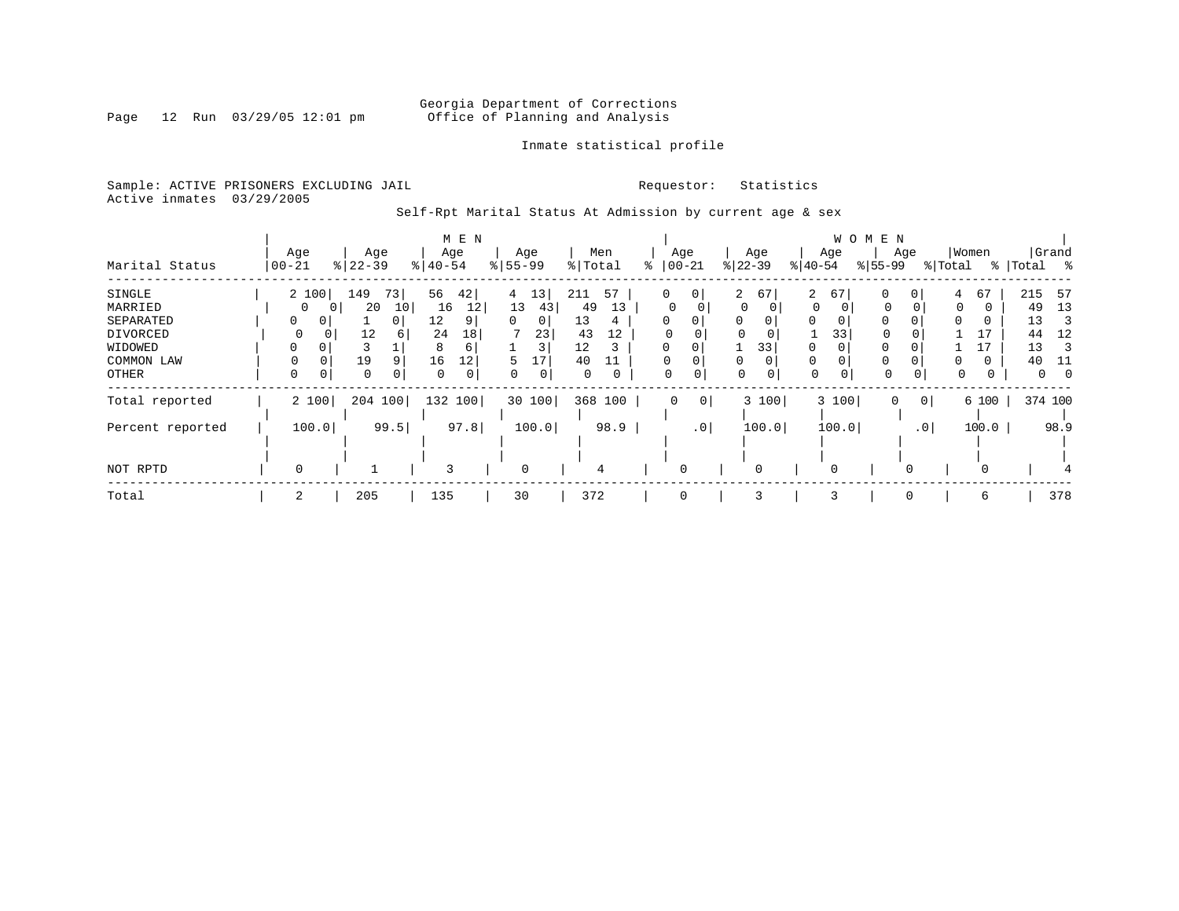Georgia Department of Corrections
Office of Planning and Analysis

Page 12 Run 03/29/05 12:01 pm

Inmate statistical profile

Sample: ACTIVE PRISONERS EXCLUDING JAIL
Active inmates 03/29/2005

Requestor: Statistics

Self-Rpt Marital Status At Admission by current age & sex

| | MEN | | | | | | | | | | WOMEN | | | | | | | | | | | |
|---|---|---|---|---|---|---|---|---|---|---|---|---|---|---|---|---|---|---|---|---|---|---|
| Marital Status | Age 00-21 | % | Age 22-39 | % | Age 40-54 | % | Age 55-99 | % | Men Total | % | Age 00-21 | % | Age 22-39 | % | Age 40-54 | % | Age 55-99 | % | Women Total | % | Grand Total | % |
| SINGLE | 2 | 100 | 149 | 73 | 56 | 42 | 4 | 13 | 211 | 57 | 0 | 0 | 2 | 67 | 2 | 67 | 0 | 0 | 4 | 67 | 215 | 57 |
| MARRIED | 0 | 0 | 20 | 10 | 16 | 12 | 13 | 43 | 49 | 13 | 0 | 0 | 0 | 0 | 0 | 0 | 0 | 0 | 0 | 0 | 49 | 13 |
| SEPARATED | 0 | 0 | 1 | 0 | 12 | 9 | 0 | 0 | 13 | 4 | 0 | 0 | 0 | 0 | 0 | 0 | 0 | 0 | 0 | 0 | 13 | 3 |
| DIVORCED | 0 | 0 | 12 | 6 | 24 | 18 | 7 | 23 | 43 | 12 | 0 | 0 | 0 | 0 | 1 | 33 | 0 | 0 | 1 | 17 | 44 | 12 |
| WIDOWED | 0 | 0 | 3 | 1 | 8 | 6 | 1 | 3 | 12 | 3 | 0 | 0 | 1 | 33 | 0 | 0 | 0 | 0 | 1 | 17 | 13 | 3 |
| COMMON LAW | 0 | 0 | 19 | 9 | 16 | 12 | 5 | 17 | 40 | 11 | 0 | 0 | 0 | 0 | 0 | 0 | 0 | 0 | 0 | 0 | 40 | 11 |
| OTHER | 0 | 0 | 0 | 0 | 0 | 0 | 0 | 0 | 0 | 0 | 0 | 0 | 0 | 0 | 0 | 0 | 0 | 0 | 0 | 0 | 0 | 0 |
| Total reported | 2 | 100 | 204 | 100 | 132 | 100 | 30 | 100 | 368 | 100 | 0 | 0 | 3 | 100 | 3 | 100 | 0 | 0 | 6 | 100 | 374 | 100 |
| Percent reported | 100.0 | | 99.5 | | 97.8 | | 100.0 | | 98.9 | | .0 | | 100.0 | | 100.0 | | .0 | | 100.0 | | 98.9 | |
| NOT RPTD | 0 | | 1 | | 3 | | 0 | | 4 | | 0 | | 0 | | 0 | | 0 | | 0 | | 4 | |
| Total | 2 | | 205 | | 135 | | 30 | | 372 | | 0 | | 3 | | 3 | | 0 | | 6 | | 378 | |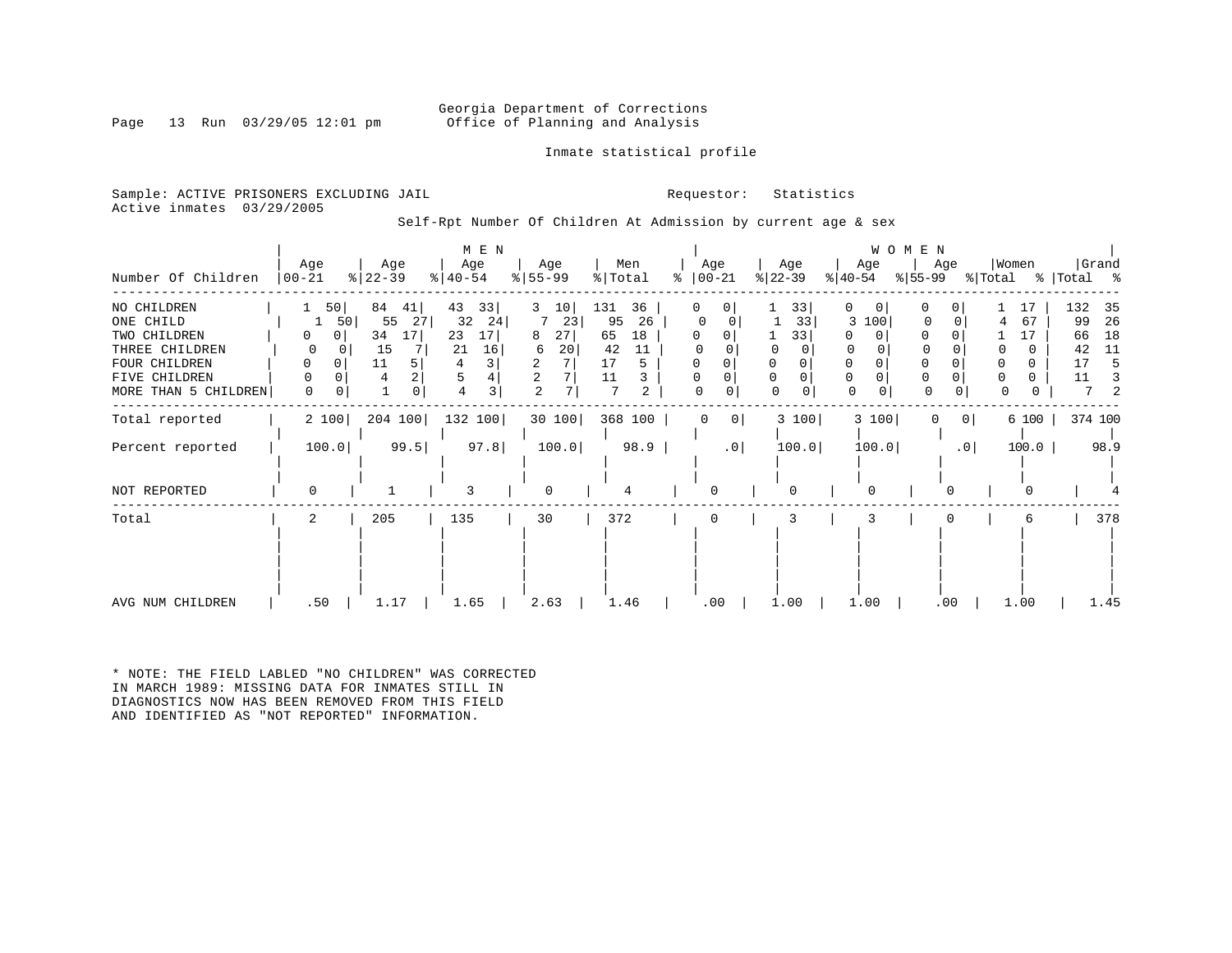Georgia Department of Corrections
Office of Planning and Analysis

Inmate statistical profile

Sample: ACTIVE PRISONERS EXCLUDING JAIL

Requestor: Statistics

Active inmates 03/29/2005

Self-Rpt Number Of Children At Admission by current age & sex

| Number Of Children | MEN Age 00-21 | % | Age 22-39 | % | Age 40-54 | % | Age 55-99 | % | Men Total | % | WOMEN Age 00-21 | % | Age 22-39 | % | Age 40-54 | % | Age 55-99 | % | Women Total | % | Grand Total | % |
|---|---|---|---|---|---|---|---|---|---|---|---|---|---|---|---|---|---|---|---|---|---|---|
| NO CHILDREN | 1 | 50 | 84 | 41 | 43 | 33 | 3 | 10 | 131 | 36 | 0 | 0 | 1 | 33 | 0 | 0 | 0 | 0 | 1 | 17 | 132 | 35 |
| ONE CHILD | 1 | 50 | 55 | 27 | 32 | 24 | 7 | 23 | 95 | 26 | 0 | 0 | 1 | 33 | 3 | 100 | 0 | 0 | 4 | 67 | 99 | 26 |
| TWO CHILDREN | 0 | 0 | 34 | 17 | 23 | 17 | 8 | 27 | 65 | 18 | 0 | 0 | 1 | 33 | 0 | 0 | 0 | 0 | 1 | 17 | 66 | 18 |
| THREE CHILDREN | 0 | 0 | 15 | 7 | 21 | 16 | 6 | 20 | 42 | 11 | 0 | 0 | 0 | 0 | 0 | 0 | 0 | 0 | 0 | 0 | 42 | 11 |
| FOUR CHILDREN | 0 | 0 | 11 | 5 | 4 | 3 | 2 | 7 | 17 | 5 | 0 | 0 | 0 | 0 | 0 | 0 | 0 | 0 | 0 | 0 | 17 | 5 |
| FIVE CHILDREN | 0 | 0 | 4 | 2 | 5 | 4 | 2 | 7 | 11 | 3 | 0 | 0 | 0 | 0 | 0 | 0 | 0 | 0 | 0 | 0 | 11 | 3 |
| MORE THAN 5 CHILDREN | 0 | 0 | 1 | 0 | 4 | 3 | 2 | 7 | 7 | 2 | 0 | 0 | 0 | 0 | 0 | 0 | 0 | 0 | 0 | 0 | 7 | 2 |
| Total reported | 2 | 100 | 204 | 100 | 132 | 100 | 30 | 100 | 368 | 100 | 0 | 0 | 3 | 100 | 3 | 100 | 0 | 0 | 6 | 100 | 374 | 100 |
| Percent reported | 100.0 | | 99.5 | | 97.8 | | 100.0 | | 98.9 | | .0 | | 100.0 | | 100.0 | | .0 | | 100.0 | | 98.9 | |
| NOT REPORTED | 0 | | 1 | | 3 | | 0 | | 4 | | 0 | | 0 | | 0 | | 0 | | 0 | | 4 | |
| Total | 2 | | 205 | | 135 | | 30 | | 372 | | 0 | | 3 | | 3 | | 0 | | 6 | | 378 | |
| AVG NUM CHILDREN | .50 | | 1.17 | | 1.65 | | 2.63 | | 1.46 | | .00 | | 1.00 | | 1.00 | | .00 | | 1.00 | | 1.45 | |

* NOTE: THE FIELD LABLED "NO CHILDREN" WAS CORRECTED IN MARCH 1989: MISSING DATA FOR INMATES STILL IN DIAGNOSTICS NOW HAS BEEN REMOVED FROM THIS FIELD AND IDENTIFIED AS "NOT REPORTED" INFORMATION.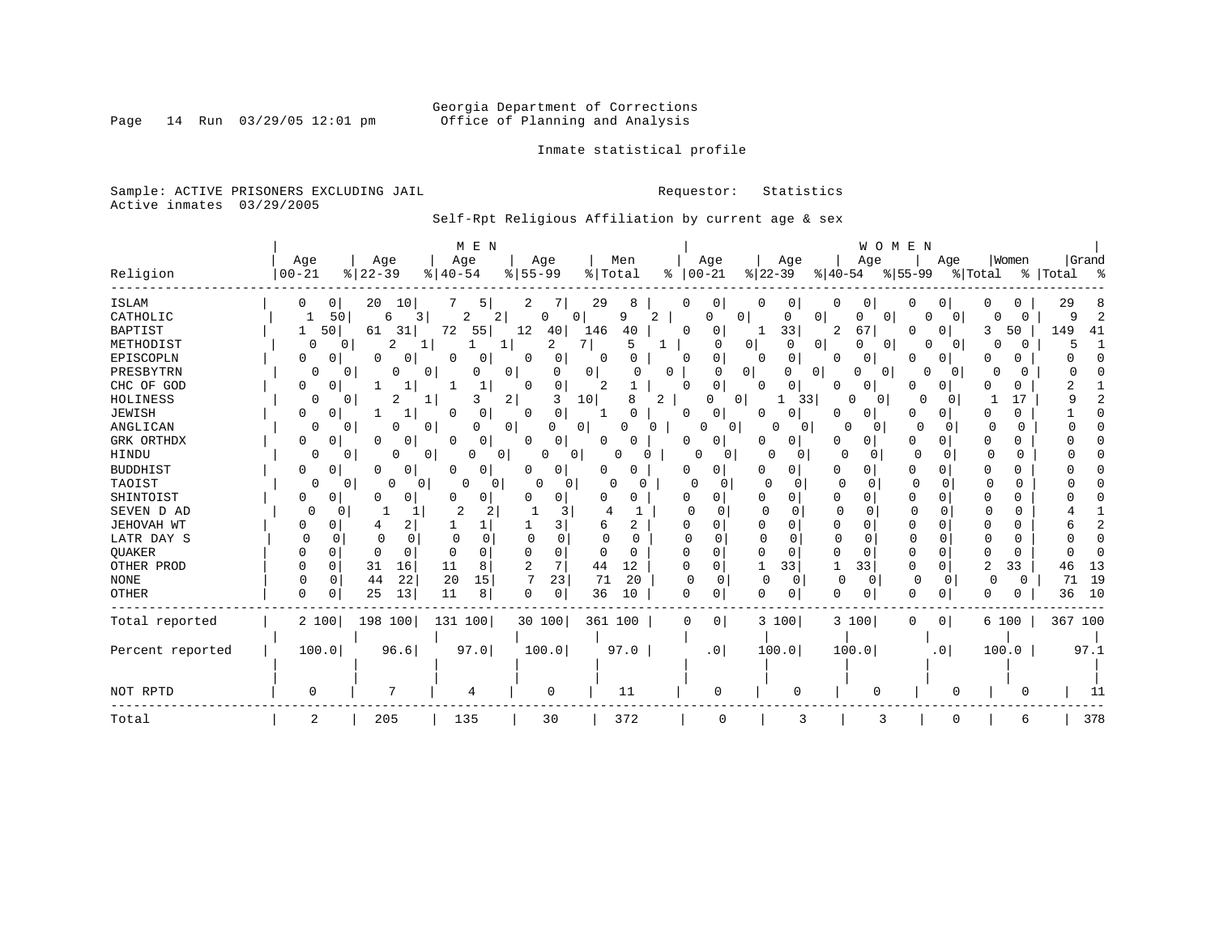Georgia Department of Corrections
Office of Planning and Analysis

Inmate statistical profile

Sample: ACTIVE PRISONERS EXCLUDING JAIL
Active inmates 03/29/2005

Requestor: Statistics

Self-Rpt Religious Affiliation by current age & sex

| Religion | MEN Age 00-21 | % | Age 22-39 | % | Age 40-54 | % | Age 55-99 | % | Men Total | % | WOMEN Age 00-21 | % | Age 22-39 | % | Age 40-54 | % | Age 55-99 | % | Women Total | % | Grand Total | % |
|---|---|---|---|---|---|---|---|---|---|---|---|---|---|---|---|---|---|---|---|---|---|---|
| ISLAM | 0 | 0 | 20 | 10 | 7 | 5 | 2 | 7 | 29 | 8 | 0 | 0 | 0 | 0 | 0 | 0 | 0 | 0 | 0 | 0 | 29 | 8 |
| CATHOLIC | 1 | 50 | 6 | 3 | 2 | 2 | 0 | 0 | 9 | 2 | 0 | 0 | 0 | 0 | 0 | 0 | 0 | 0 | 0 | 0 | 9 | 2 |
| BAPTIST | 1 | 50 | 61 | 31 | 72 | 55 | 12 | 40 | 146 | 40 | 0 | 0 | 1 | 33 | 2 | 67 | 0 | 0 | 3 | 50 | 149 | 41 |
| METHODIST | 0 | 0 | 2 | 1 | 1 | 1 | 2 | 7 | 5 | 1 | 0 | 0 | 0 | 0 | 0 | 0 | 0 | 0 | 0 | 0 | 5 | 1 |
| EPISCOPLN | 0 | 0 | 0 | 0 | 0 | 0 | 0 | 0 | 0 | 0 | 0 | 0 | 0 | 0 | 0 | 0 | 0 | 0 | 0 | 0 | 0 | 0 |
| PRESBYTRN | 0 | 0 | 0 | 0 | 0 | 0 | 0 | 0 | 0 | 0 | 0 | 0 | 0 | 0 | 0 | 0 | 0 | 0 | 0 | 0 | 0 | 0 |
| CHC OF GOD | 0 | 0 | 1 | 1 | 1 | 1 | 0 | 0 | 2 | 1 | 0 | 0 | 0 | 0 | 0 | 0 | 0 | 0 | 0 | 0 | 2 | 1 |
| HOLINESS | 0 | 0 | 2 | 1 | 3 | 2 | 3 | 10 | 8 | 2 | 0 | 0 | 1 | 33 | 0 | 0 | 0 | 0 | 1 | 17 | 9 | 2 |
| JEWISH | 0 | 0 | 1 | 1 | 0 | 0 | 0 | 0 | 1 | 0 | 0 | 0 | 0 | 0 | 0 | 0 | 0 | 0 | 0 | 0 | 1 | 0 |
| ANGLICAN | 0 | 0 | 0 | 0 | 0 | 0 | 0 | 0 | 0 | 0 | 0 | 0 | 0 | 0 | 0 | 0 | 0 | 0 | 0 | 0 | 0 | 0 |
| GRK ORTHDX | 0 | 0 | 0 | 0 | 0 | 0 | 0 | 0 | 0 | 0 | 0 | 0 | 0 | 0 | 0 | 0 | 0 | 0 | 0 | 0 | 0 | 0 |
| HINDU | 0 | 0 | 0 | 0 | 0 | 0 | 0 | 0 | 0 | 0 | 0 | 0 | 0 | 0 | 0 | 0 | 0 | 0 | 0 | 0 | 0 | 0 |
| BUDDHIST | 0 | 0 | 0 | 0 | 0 | 0 | 0 | 0 | 0 | 0 | 0 | 0 | 0 | 0 | 0 | 0 | 0 | 0 | 0 | 0 | 0 | 0 |
| TAOIST | 0 | 0 | 0 | 0 | 0 | 0 | 0 | 0 | 0 | 0 | 0 | 0 | 0 | 0 | 0 | 0 | 0 | 0 | 0 | 0 | 0 | 0 |
| SHINTOIST | 0 | 0 | 0 | 0 | 0 | 0 | 0 | 0 | 0 | 0 | 0 | 0 | 0 | 0 | 0 | 0 | 0 | 0 | 0 | 0 | 0 | 0 |
| SEVEN D AD | 0 | 0 | 1 | 1 | 2 | 2 | 1 | 3 | 4 | 1 | 0 | 0 | 0 | 0 | 0 | 0 | 0 | 0 | 0 | 0 | 4 | 1 |
| JEHOVAH WT | 0 | 0 | 4 | 2 | 1 | 1 | 1 | 3 | 6 | 2 | 0 | 0 | 0 | 0 | 0 | 0 | 0 | 0 | 0 | 0 | 6 | 2 |
| LATR DAY S | 0 | 0 | 0 | 0 | 0 | 0 | 0 | 0 | 0 | 0 | 0 | 0 | 0 | 0 | 0 | 0 | 0 | 0 | 0 | 0 | 0 | 0 |
| QUAKER | 0 | 0 | 0 | 0 | 0 | 0 | 0 | 0 | 0 | 0 | 0 | 0 | 0 | 0 | 0 | 0 | 0 | 0 | 0 | 0 | 0 | 0 |
| OTHER PROD | 0 | 0 | 31 | 16 | 11 | 8 | 2 | 7 | 44 | 12 | 0 | 0 | 1 | 33 | 1 | 33 | 0 | 0 | 2 | 33 | 46 | 13 |
| NONE | 0 | 0 | 44 | 22 | 20 | 15 | 7 | 23 | 71 | 20 | 0 | 0 | 0 | 0 | 0 | 0 | 0 | 0 | 0 | 0 | 71 | 19 |
| OTHER | 0 | 0 | 25 | 13 | 11 | 8 | 0 | 0 | 36 | 10 | 0 | 0 | 0 | 0 | 0 | 0 | 0 | 0 | 0 | 0 | 36 | 10 |
| Total reported | 2 | 100 | 198 | 100 | 131 | 100 | 30 | 100 | 361 | 100 | 0 | 0 | 3 | 100 | 3 | 100 | 0 | 0 | 6 | 100 | 367 | 100 |
| Percent reported | 100.0 | | 96.6 | | 97.0 | | 100.0 | | 97.0 | | .0 | | 100.0 | | 100.0 | | .0 | | 100.0 | | 97.1 | |
| NOT RPTD | 0 | | 7 | | 4 | | 0 | | 11 | | 0 | | 0 | | 0 | | 0 | | 0 | | 11 | |
| Total | 2 | | 205 | | 135 | | 30 | | 372 | | 0 | | 3 | | 3 | | 0 | | 6 | | 378 | |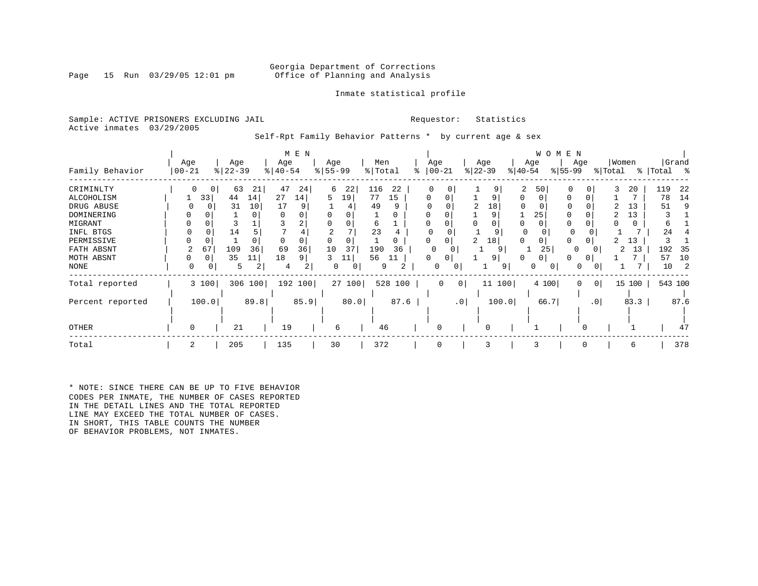Georgia Department of Corrections
Office of Planning and Analysis

Inmate statistical profile

Sample: ACTIVE PRISONERS EXCLUDING JAIL

Requestor: Statistics

Active inmates 03/29/2005

Self-Rpt Family Behavior Patterns * by current age & sex

| Family Behavior | MEN Age 00-21 | % | Age 22-39 | % | Age 40-54 | % | Age 55-99 | % | Men Total | % | WOMEN Age 00-21 | % | Age 22-39 | % | Age 40-54 | % | Age 55-99 | % | Women Total | % | Grand Total | % |
|---|---|---|---|---|---|---|---|---|---|---|---|---|---|---|---|---|---|---|---|---|---|---|
| CRIMINLTY | 0 | 0 | 63 | 21 | 47 | 24 | 6 | 22 | 116 | 22 | 0 | 0 | 1 | 9 | 2 | 50 | 0 | 0 | 3 | 20 | 119 | 22 |
| ALCOHOLISM | 1 | 33 | 44 | 14 | 27 | 14 | 5 | 19 | 77 | 15 | 0 | 0 | 1 | 9 | 0 | 0 | 0 | 0 | 1 | 7 | 78 | 14 |
| DRUG ABUSE | 0 | 0 | 31 | 10 | 17 | 9 | 1 | 4 | 49 | 9 | 0 | 0 | 2 | 18 | 0 | 0 | 0 | 0 | 2 | 13 | 51 | 9 |
| DOMINERING | 0 | 0 | 1 | 0 | 0 | 0 | 0 | 0 | 1 | 0 | 0 | 0 | 1 | 9 | 1 | 25 | 0 | 0 | 2 | 13 | 3 | 1 |
| MIGRANT | 0 | 0 | 3 | 1 | 3 | 2 | 0 | 0 | 6 | 1 | 0 | 0 | 0 | 0 | 0 | 0 | 0 | 0 | 0 | 0 | 6 | 1 |
| INFL BTGS | 0 | 0 | 14 | 5 | 7 | 4 | 2 | 7 | 23 | 4 | 0 | 0 | 1 | 9 | 0 | 0 | 0 | 0 | 1 | 7 | 24 | 4 |
| PERMISSIVE | 0 | 0 | 1 | 0 | 0 | 0 | 0 | 0 | 1 | 0 | 0 | 0 | 2 | 18 | 0 | 0 | 0 | 0 | 2 | 13 | 3 | 1 |
| FATH ABSNT | 2 | 67 | 109 | 36 | 69 | 36 | 10 | 37 | 190 | 36 | 0 | 0 | 1 | 9 | 1 | 25 | 0 | 0 | 2 | 13 | 192 | 35 |
| MOTH ABSNT | 0 | 0 | 35 | 11 | 18 | 9 | 3 | 11 | 56 | 11 | 0 | 0 | 1 | 9 | 0 | 0 | 0 | 0 | 1 | 7 | 57 | 10 |
| NONE | 0 | 0 | 5 | 2 | 4 | 2 | 0 | 0 | 9 | 2 | 0 | 0 | 1 | 9 | 0 | 0 | 0 | 0 | 1 | 7 | 10 | 2 |
| Total reported | 3 | 100 | 306 | 100 | 192 | 100 | 27 | 100 | 528 | 100 | 0 | 0 | 11 | 100 | 4 | 100 | 0 | 0 | 15 | 100 | 543 | 100 |
| Percent reported | | 100.0 | | 89.8 | | 85.9 | | 80.0 | | 87.6 | | .0 | | 100.0 | | 66.7 | | .0 | | 83.3 | | 87.6 |
| OTHER | 0 | | 21 | | 19 | | 6 | | 46 | | 0 | | 0 | | 1 | | 0 | | 1 | | 47 | |
| Total | 2 | | 205 | | 135 | | 30 | | 372 | | 0 | | 3 | | 3 | | 0 | | 6 | | 378 | |

\* NOTE: SINCE THERE CAN BE UP TO FIVE BEHAVIOR CODES PER INMATE, THE NUMBER OF CASES REPORTED IN THE DETAIL LINES AND THE TOTAL REPORTED LINE MAY EXCEED THE TOTAL NUMBER OF CASES. IN SHORT, THIS TABLE COUNTS THE NUMBER OF BEHAVIOR PROBLEMS, NOT INMATES.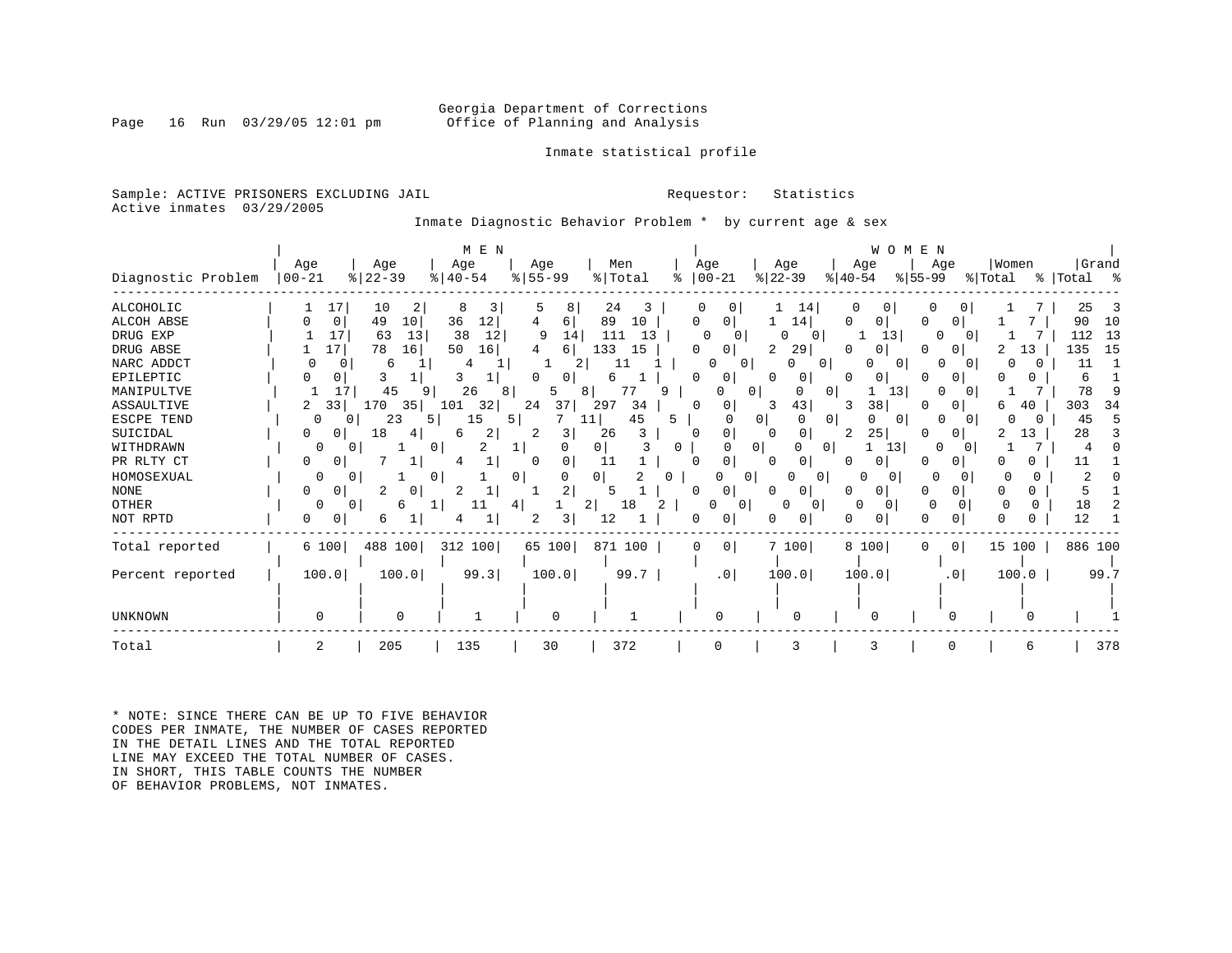Georgia Department of Corrections
Office of Planning and Analysis

Inmate statistical profile

Sample: ACTIVE PRISONERS EXCLUDING JAIL
Active inmates 03/29/2005

Requestor: Statistics

Inmate Diagnostic Behavior Problem * by current age & sex

| Diagnostic Problem | MEN Age 00-21 | % | Age 22-39 | % | Age 40-54 | % | Age 55-99 | % | Men Total | % | WOMEN Age 00-21 | % | Age 22-39 | % | Age 40-54 | % | Age 55-99 | % | Women Total | % | Grand Total | % |
|---|---|---|---|---|---|---|---|---|---|---|---|---|---|---|---|---|---|---|---|---|---|---|
| ALCOHOLIC | 1 | 17 | 10 | 2 | 8 | 3 | 5 | 8 | 24 | 3 | 0 | 0 | 1 | 14 | 0 | 0 | 0 | 0 | 1 | 7 | 25 | 3 |
| ALCOH ABSE | 0 | 0 | 49 | 10 | 36 | 12 | 4 | 6 | 89 | 10 | 0 | 0 | 1 | 14 | 0 | 0 | 0 | 0 | 1 | 7 | 90 | 10 |
| DRUG EXP | 1 | 17 | 63 | 13 | 38 | 12 | 9 | 14 | 111 | 13 | 0 | 0 | 0 | 0 | 1 | 13 | 0 | 0 | 1 | 7 | 112 | 13 |
| DRUG ABSE | 1 | 17 | 78 | 16 | 50 | 16 | 4 | 6 | 133 | 15 | 0 | 0 | 2 | 29 | 0 | 0 | 0 | 0 | 2 | 13 | 135 | 15 |
| NARC ADDCT | 0 | 0 | 6 | 1 | 4 | 1 | 1 | 2 | 11 | 1 | 0 | 0 | 0 | 0 | 0 | 0 | 0 | 0 | 0 | 0 | 11 | 1 |
| EPILEPTIC | 0 | 0 | 3 | 1 | 3 | 1 | 0 | 0 | 6 | 1 | 0 | 0 | 0 | 0 | 0 | 0 | 0 | 0 | 0 | 0 | 6 | 1 |
| MANIPULTVE | 1 | 17 | 45 | 9 | 26 | 8 | 5 | 8 | 77 | 9 | 0 | 0 | 0 | 0 | 1 | 13 | 0 | 0 | 1 | 7 | 78 | 9 |
| ASSAULTIVE | 2 | 33 | 170 | 35 | 101 | 32 | 24 | 37 | 297 | 34 | 0 | 0 | 3 | 43 | 3 | 38 | 0 | 0 | 6 | 40 | 303 | 34 |
| ESCPE TEND | 0 | 0 | 23 | 5 | 15 | 5 | 7 | 11 | 45 | 5 | 0 | 0 | 0 | 0 | 0 | 0 | 0 | 0 | 0 | 0 | 45 | 5 |
| SUICIDAL | 0 | 0 | 18 | 4 | 6 | 2 | 2 | 3 | 26 | 3 | 0 | 0 | 0 | 0 | 2 | 25 | 0 | 0 | 2 | 13 | 28 | 3 |
| WITHDRAWN | 0 | 0 | 1 | 0 | 2 | 1 | 0 | 0 | 3 | 0 | 0 | 0 | 0 | 0 | 1 | 13 | 0 | 0 | 1 | 7 | 4 | 0 |
| PR RLTY CT | 0 | 0 | 7 | 1 | 4 | 1 | 0 | 0 | 11 | 1 | 0 | 0 | 0 | 0 | 0 | 0 | 0 | 0 | 0 | 0 | 11 | 1 |
| HOMOSEXUAL | 0 | 0 | 1 | 0 | 1 | 0 | 0 | 0 | 2 | 0 | 0 | 0 | 0 | 0 | 0 | 0 | 0 | 0 | 0 | 0 | 2 | 0 |
| NONE | 0 | 0 | 2 | 0 | 2 | 1 | 1 | 2 | 5 | 1 | 0 | 0 | 0 | 0 | 0 | 0 | 0 | 0 | 0 | 0 | 5 | 1 |
| OTHER | 0 | 0 | 6 | 1 | 11 | 4 | 1 | 2 | 18 | 2 | 0 | 0 | 0 | 0 | 0 | 0 | 0 | 0 | 0 | 0 | 18 | 2 |
| NOT RPTD | 0 | 0 | 6 | 1 | 4 | 1 | 2 | 3 | 12 | 1 | 0 | 0 | 0 | 0 | 0 | 0 | 0 | 0 | 0 | 0 | 12 | 1 |
| Total reported | 6 | 100 | 488 | 100 | 312 | 100 | 65 | 100 | 871 | 100 | 0 | 0 | 7 | 100 | 8 | 100 | 0 | 0 | 15 | 100 | 886 | 100 |
| Percent reported | 100.0 | | 100.0 | | 99.3 | | 100.0 | | 99.7 | | .0 | | 100.0 | | 100.0 | | .0 | | 100.0 | | 99.7 | |
| UNKNOWN | 0 | | 0 | | 1 | | 0 | | 1 | | 0 | | 0 | | 0 | | 0 | | 0 | | 1 | |
| Total | 2 | | 205 | | 135 | | 30 | | 372 | | 0 | | 3 | | 3 | | 0 | | 6 | | 378 | |

* NOTE: SINCE THERE CAN BE UP TO FIVE BEHAVIOR CODES PER INMATE, THE NUMBER OF CASES REPORTED IN THE DETAIL LINES AND THE TOTAL REPORTED LINE MAY EXCEED THE TOTAL NUMBER OF CASES. IN SHORT, THIS TABLE COUNTS THE NUMBER OF BEHAVIOR PROBLEMS, NOT INMATES.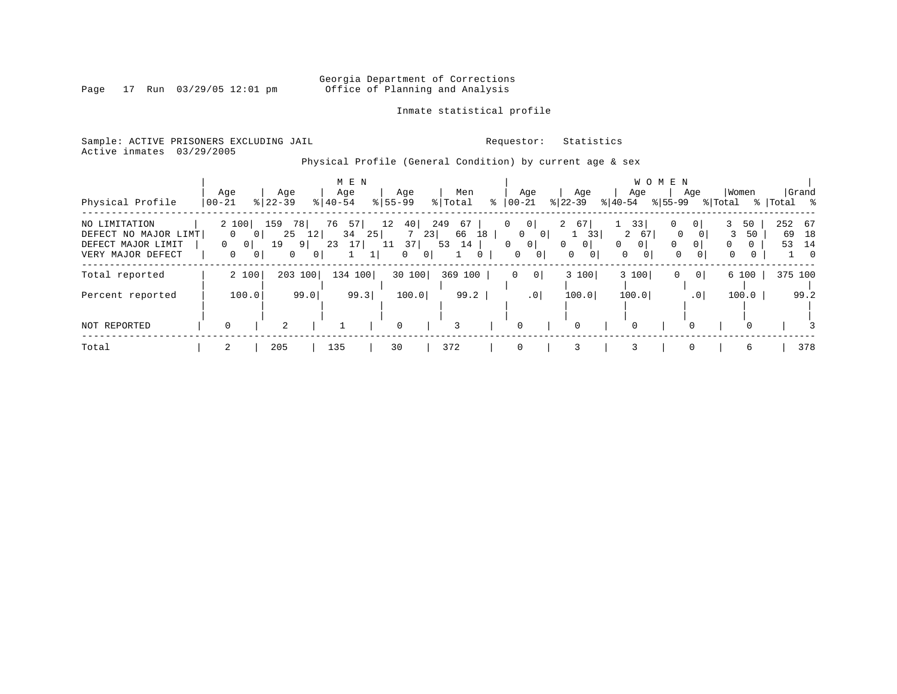Georgia Department of Corrections
Office of Planning and Analysis

Inmate statistical profile

Sample: ACTIVE PRISONERS EXCLUDING JAIL    Requestor: Statistics
Active inmates 03/29/2005

Physical Profile (General Condition) by current age & sex

| Physical Profile | MEN Age 00-21 | % | Age 22-39 | % | Age 40-54 | % | Age 55-99 | % | Men Total | % | WOMEN Age 00-21 | % | Age 22-39 | % | Age 40-54 | % | Age 55-99 | % | Women Total | % | Grand Total | % |
|---|---|---|---|---|---|---|---|---|---|---|---|---|---|---|---|---|---|---|---|---|---|---|
| NO LIMITATION | 2 | 100 | 159 | 78 | 76 | 57 | 12 | 40 | 249 | 67 | 0 | 0 | 2 | 67 | 1 | 33 | 0 | 0 | 3 | 50 | 252 | 67 |
| DEFECT NO MAJOR LIMT | 0 | 0 | 25 | 12 | 34 | 25 | 7 | 23 | 66 | 18 | 0 | 0 | 1 | 33 | 2 | 67 | 0 | 0 | 3 | 50 | 69 | 18 |
| DEFECT MAJOR LIMIT | 0 | 0 | 19 | 9 | 23 | 17 | 11 | 37 | 53 | 14 | 0 | 0 | 0 | 0 | 0 | 0 | 0 | 0 | 0 | 0 | 53 | 14 |
| VERY MAJOR DEFECT | 0 | 0 | 0 | 0 | 1 | 1 | 0 | 0 | 1 | 0 | 0 | 0 | 0 | 0 | 0 | 0 | 0 | 0 | 0 | 0 | 1 | 0 |
| Total reported | 2 | 100 | 203 | 100 | 134 | 100 | 30 | 100 | 369 | 100 | 0 | 0 | 3 | 100 | 3 | 100 | 0 | 0 | 6 | 100 | 375 | 100 |
| Percent reported | 100.0 | | 99.0 | | 99.3 | | 100.0 | | 99.2 | | .0 | | 100.0 | | 100.0 | | .0 | | 100.0 | | 99.2 | |
| NOT REPORTED | 0 | | 2 | | 1 | | 0 | | 3 | | 0 | | 0 | | 0 | | 0 | | 0 | | 3 | |
| Total | 2 | | 205 | | 135 | | 30 | | 372 | | 0 | | 3 | | 3 | | 0 | | 6 | | 378 | |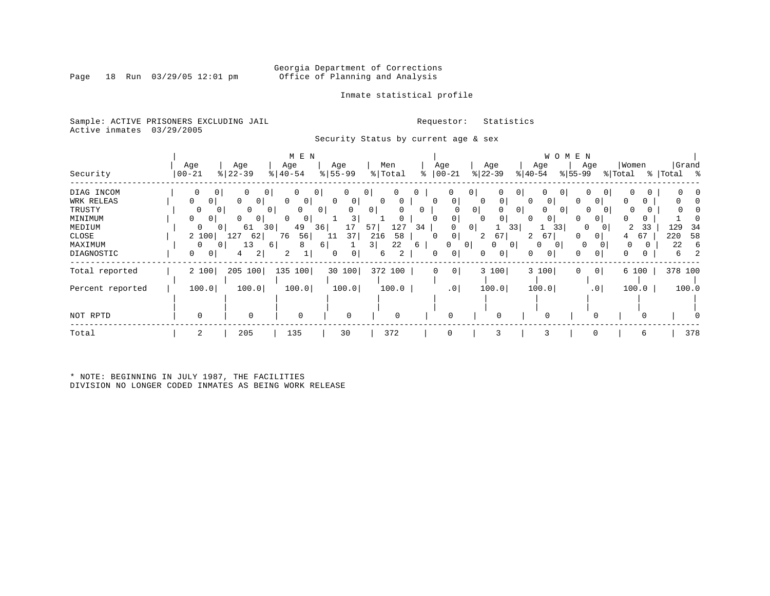Georgia Department of Corrections
Office of Planning and Analysis

Inmate statistical profile

Sample: ACTIVE PRISONERS EXCLUDING JAIL    Requestor: Statistics
Active inmates 03/29/2005

Security Status by current age & sex

| Security | MEN Age 00-21 | % | Age 22-39 | % | Age 40-54 | % | Age 55-99 | % | Men Total | % | WOMEN Age 00-21 | % | Age 22-39 | % | Age 40-54 | % | Age 55-99 | % | Women Total | % | Grand Total | % |
|---|---|---|---|---|---|---|---|---|---|---|---|---|---|---|---|---|---|---|---|---|---|---|
| DIAG INCOM | 0 | 0 | 0 | 0 | 0 | 0 | 0 | 0 | 0 | 0 | 0 | 0 | 0 | 0 | 0 | 0 | 0 | 0 | 0 | 0 | 0 | 0 |
| WRK RELEAS | 0 | 0 | 0 | 0 | 0 | 0 | 0 | 0 | 0 | 0 | 0 | 0 | 0 | 0 | 0 | 0 | 0 | 0 | 0 | 0 | 0 | 0 |
| TRUSTY | 0 | 0 | 0 | 0 | 0 | 0 | 0 | 0 | 0 | 0 | 0 | 0 | 0 | 0 | 0 | 0 | 0 | 0 | 0 | 0 | 0 | 0 |
| MINIMUM | 0 | 0 | 0 | 0 | 0 | 0 | 1 | 3 | 1 | 0 | 0 | 0 | 0 | 0 | 0 | 0 | 0 | 0 | 0 | 0 | 1 | 0 |
| MEDIUM | 0 | 0 | 61 | 30 | 49 | 36 | 17 | 57 | 127 | 34 | 0 | 0 | 1 | 33 | 1 | 33 | 0 | 0 | 2 | 33 | 129 | 34 |
| CLOSE | 2 | 100 | 127 | 62 | 76 | 56 | 11 | 37 | 216 | 58 | 0 | 0 | 2 | 67 | 2 | 67 | 0 | 0 | 4 | 67 | 220 | 58 |
| MAXIMUM | 0 | 0 | 13 | 6 | 8 | 6 | 1 | 3 | 22 | 6 | 0 | 0 | 0 | 0 | 0 | 0 | 0 | 0 | 0 | 0 | 22 | 6 |
| DIAGNOSTIC | 0 | 0 | 4 | 2 | 2 | 1 | 0 | 0 | 6 | 2 | 0 | 0 | 0 | 0 | 0 | 0 | 0 | 0 | 0 | 0 | 6 | 2 |
| Total reported | 2 | 100 | 205 | 100 | 135 | 100 | 30 | 100 | 372 | 100 | 0 | 0 | 3 | 100 | 3 | 100 | 0 | 0 | 6 | 100 | 378 | 100 |
| Percent reported | 100.0 | | 100.0 | | 100.0 | | 100.0 | | 100.0 | | .0 | | 100.0 | | 100.0 | | .0 | | 100.0 | | 100.0 | |
| NOT RPTD | 0 | | 0 | | 0 | | 0 | | 0 | | 0 | | 0 | | 0 | | 0 | | 0 | | 0 | |
| Total | 2 | | 205 | | 135 | | 30 | | 372 | | 0 | | 3 | | 3 | | 0 | | 6 | | 378 | |

* NOTE: BEGINNING IN JULY 1987, THE FACILITIES DIVISION NO LONGER CODED INMATES AS BEING WORK RELEASE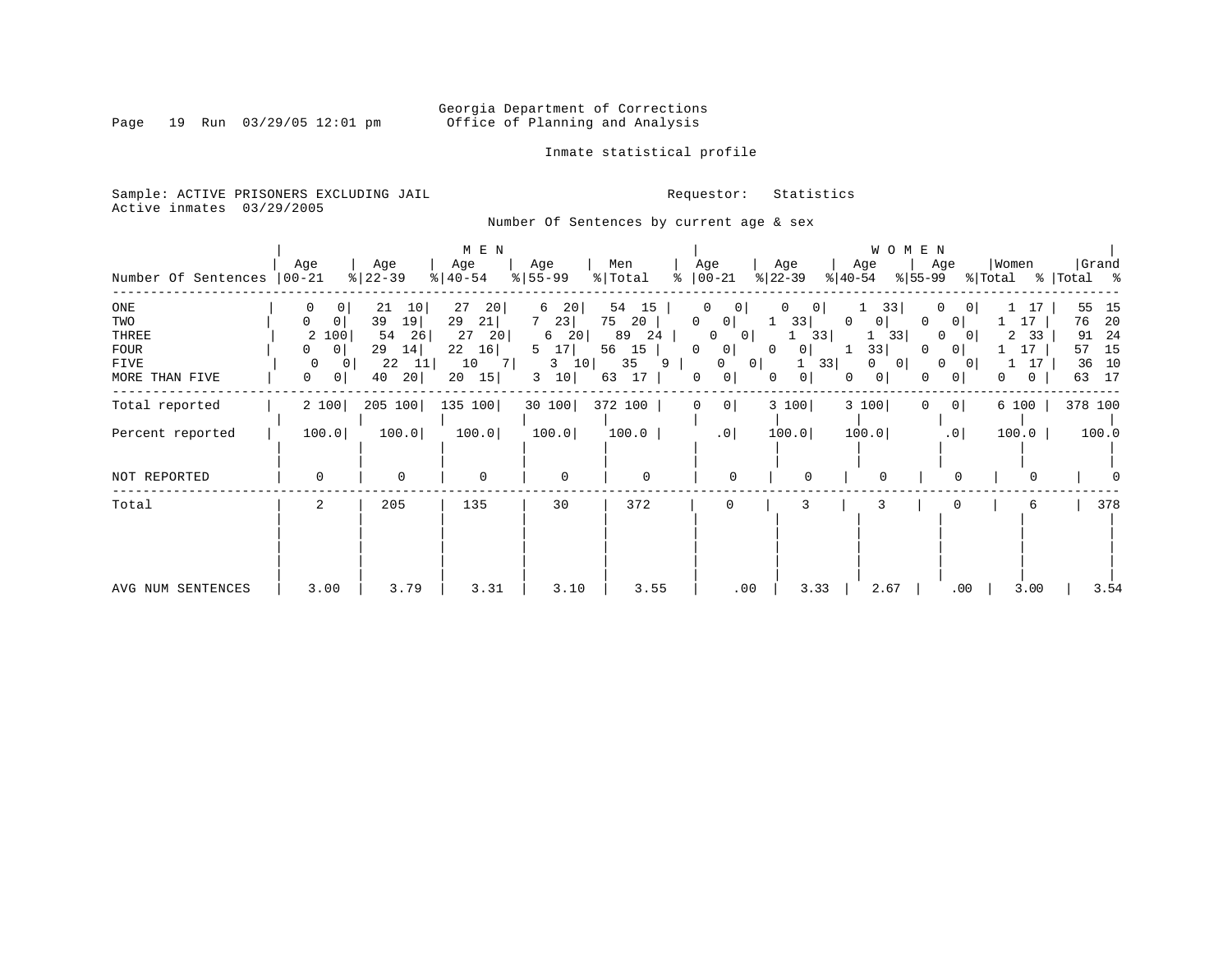Georgia Department of Corrections
Office of Planning and Analysis

Inmate statistical profile

Sample: ACTIVE PRISONERS EXCLUDING JAIL
Active inmates 03/29/2005

Requestor: Statistics

Number Of Sentences by current age & sex

| Number Of Sentences | MEN Age 00-21 | % | Age 22-39 | % | Age 40-54 | % | Age 55-99 | % | Men Total | % | WOMEN Age 00-21 | % | Age 22-39 | % | Age 40-54 | % | Age 55-99 | % | Women Total | % | Grand Total | % |
|---|---|---|---|---|---|---|---|---|---|---|---|---|---|---|---|---|---|---|---|---|---|---|
| ONE | 0 | 0 | 21 | 10 | 27 | 20 | 6 | 20 | 54 | 15 | 0 | 0 | 0 | 0 | 1 | 33 | 0 | 0 | 1 | 17 | 55 | 15 |
| TWO | 0 | 0 | 39 | 19 | 29 | 21 | 7 | 23 | 75 | 20 | 0 | 0 | 1 | 33 | 0 | 0 | 0 | 0 | 1 | 17 | 76 | 20 |
| THREE | 2 | 100 | 54 | 26 | 27 | 20 | 6 | 20 | 89 | 24 | 0 | 0 | 1 | 33 | 1 | 33 | 0 | 0 | 2 | 33 | 91 | 24 |
| FOUR | 0 | 0 | 29 | 14 | 22 | 16 | 5 | 17 | 56 | 15 | 0 | 0 | 0 | 0 | 1 | 33 | 0 | 0 | 1 | 17 | 57 | 15 |
| FIVE | 0 | 0 | 22 | 11 | 10 | 7 | 3 | 10 | 35 | 9 | 0 | 0 | 1 | 33 | 0 | 0 | 0 | 0 | 1 | 17 | 36 | 10 |
| MORE THAN FIVE | 0 | 0 | 40 | 20 | 20 | 15 | 3 | 10 | 63 | 17 | 0 | 0 | 0 | 0 | 0 | 0 | 0 | 0 | 0 | 0 | 63 | 17 |
| Total reported | 2 | 100 | 205 | 100 | 135 | 100 | 30 | 100 | 372 | 100 | 0 | 0 | 3 | 100 | 3 | 100 | 0 | 0 | 6 | 100 | 378 | 100 |
| Percent reported | 100.0 | | 100.0 | | 100.0 | | 100.0 | | 100.0 | | .0 | | 100.0 | | 100.0 | | .0 | | 100.0 | | 100.0 | |
| NOT REPORTED | 0 | | 0 | | 0 | | 0 | | 0 | | 0 | | 0 | | 0 | | 0 | | 0 | | 0 | |
| Total | 2 | | 205 | | 135 | | 30 | | 372 | | 0 | | 3 | | 3 | | 0 | | 6 | | 378 | |
| AVG NUM SENTENCES | 3.00 | | 3.79 | | 3.31 | | 3.10 | | 3.55 | | .00 | | 3.33 | | 2.67 | | .00 | | 3.00 | | 3.54 | |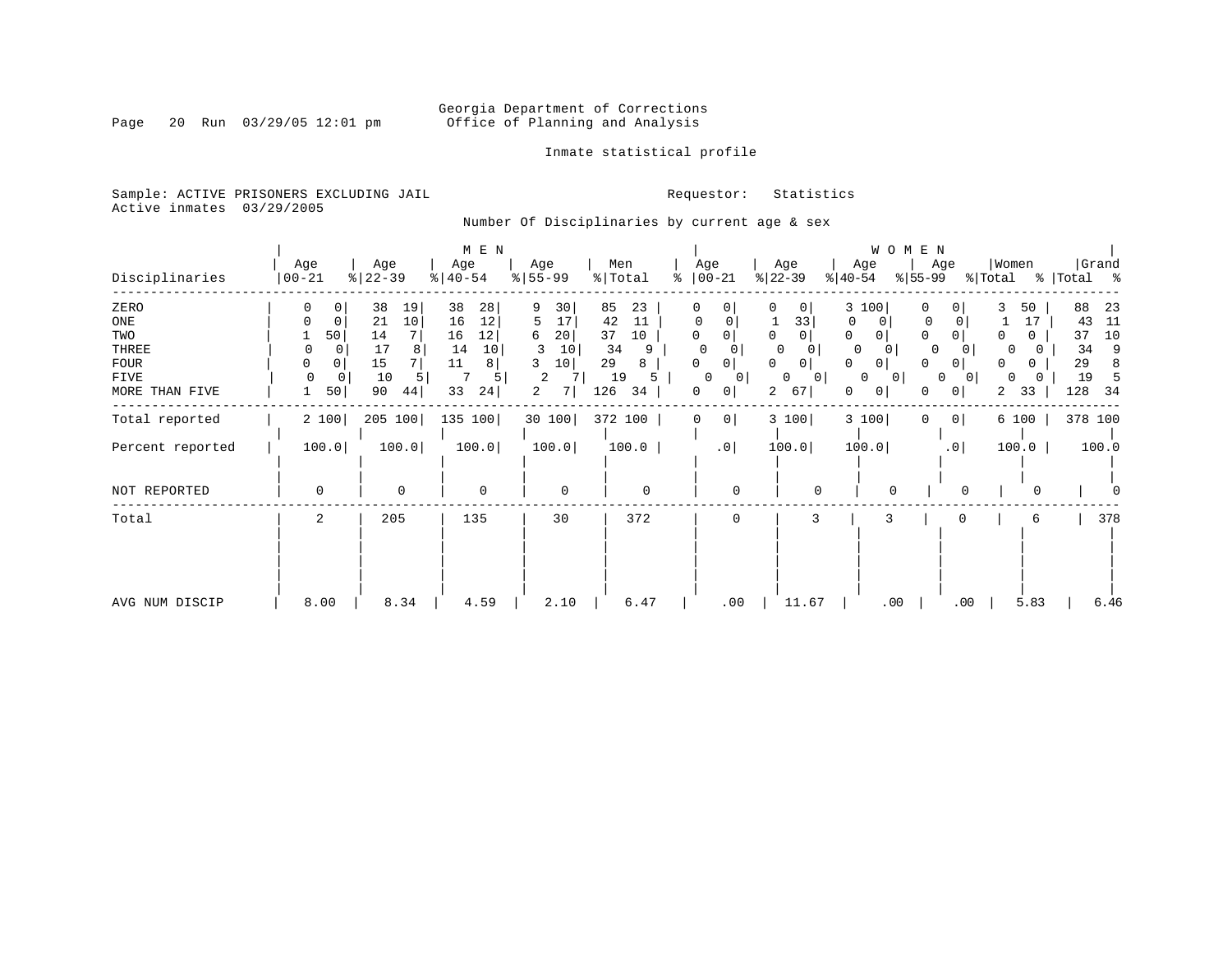Georgia Department of Corrections
Office of Planning and Analysis

Inmate statistical profile

Sample: ACTIVE PRISONERS EXCLUDING JAIL

Active inmates 03/29/2005

Requestor: Statistics

Number Of Disciplinaries by current age & sex

| | MEN | | | | | | | | | | WOMEN | | | | | | | | | | | |
|---|---|---|---|---|---|---|---|---|---|---|---|---|---|---|---|---|---|---|---|---|---|---|
| Disciplinaries | Age 00-21 | % | Age 22-39 | % | Age 40-54 | % | Age 55-99 | % | Men Total | % | Age 00-21 | % | Age 22-39 | % | Age 40-54 | % | Age 55-99 | % | Women Total | % | Grand Total | % |
| ZERO | 0 | 0 | 38 | 19 | 38 | 28 | 9 | 30 | 85 | 23 | 0 | 0 | 0 | 0 | 3 | 100 | 0 | 0 | 3 | 50 | 88 | 23 |
| ONE | 0 | 0 | 21 | 10 | 16 | 12 | 5 | 17 | 42 | 11 | 0 | 0 | 1 | 33 | 0 | 0 | 0 | 0 | 1 | 17 | 43 | 11 |
| TWO | 1 | 50 | 14 | 7 | 16 | 12 | 6 | 20 | 37 | 10 | 0 | 0 | 0 | 0 | 0 | 0 | 0 | 0 | 0 | 0 | 37 | 10 |
| THREE | 0 | 0 | 17 | 8 | 14 | 10 | 3 | 10 | 34 | 9 | 0 | 0 | 0 | 0 | 0 | 0 | 0 | 0 | 0 | 0 | 34 | 9 |
| FOUR | 0 | 0 | 15 | 7 | 11 | 8 | 3 | 10 | 29 | 8 | 0 | 0 | 0 | 0 | 0 | 0 | 0 | 0 | 0 | 0 | 29 | 8 |
| FIVE | 0 | 0 | 10 | 5 | 7 | 5 | 2 | 7 | 19 | 5 | 0 | 0 | 0 | 0 | 0 | 0 | 0 | 0 | 0 | 0 | 19 | 5 |
| MORE THAN FIVE | 1 | 50 | 90 | 44 | 33 | 24 | 2 | 7 | 126 | 34 | 0 | 0 | 2 | 67 | 0 | 0 | 0 | 0 | 2 | 33 | 128 | 34 |
| Total reported | 2 | 100 | 205 | 100 | 135 | 100 | 30 | 100 | 372 | 100 | 0 | 0 | 3 | 100 | 3 | 100 | 0 | 0 | 6 | 100 | 378 | 100 |
| Percent reported | 100.0 | | 100.0 | | 100.0 | | 100.0 | | 100.0 | | .0 | | 100.0 | | 100.0 | | .0 | | 100.0 | | 100.0 | |
| NOT REPORTED | 0 | | 0 | | 0 | | 0 | | 0 | | 0 | | 0 | | 0 | | 0 | | 0 | | 0 | |
| Total | 2 | | 205 | | 135 | | 30 | | 372 | | 0 | | 3 | | 3 | | 0 | | 6 | | 378 | |
| AVG NUM DISCIP | 8.00 | | 8.34 | | 4.59 | | 2.10 | | 6.47 | | .00 | | 11.67 | | .00 | | .00 | | 5.83 | | 6.46 | |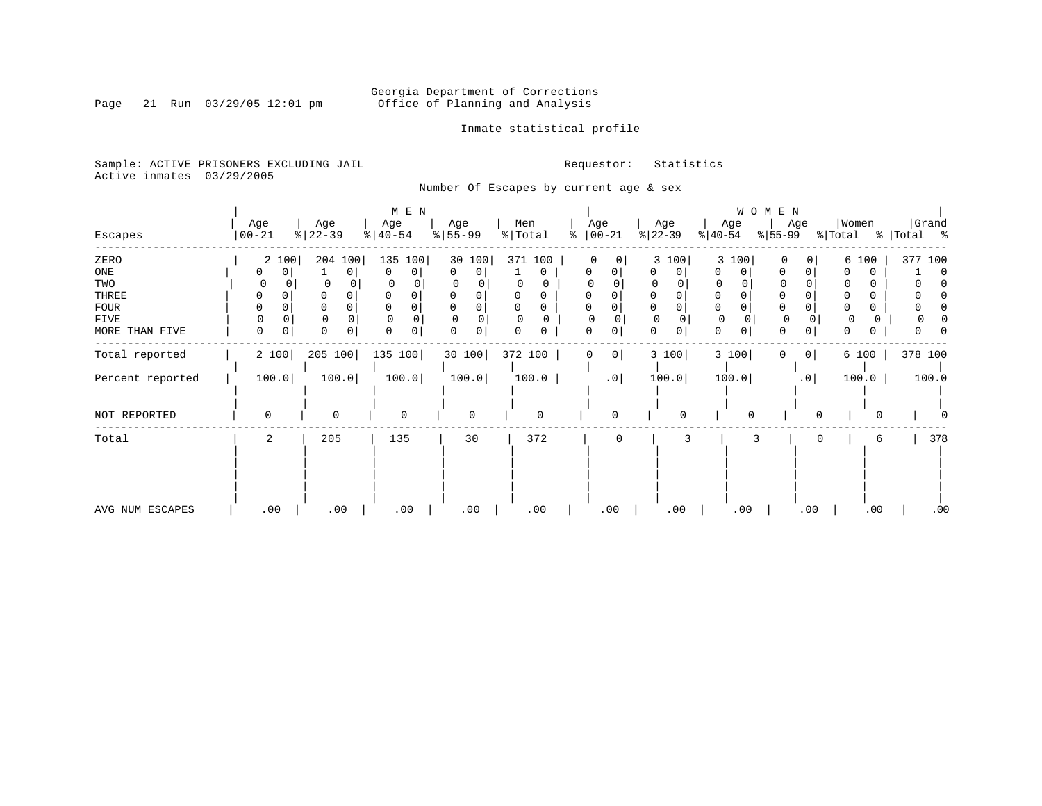Georgia Department of Corrections
Office of Planning and Analysis

Inmate statistical profile

Sample: ACTIVE PRISONERS EXCLUDING JAIL
Active inmates 03/29/2005

Requestor: Statistics

Number Of Escapes by current age & sex

| Escapes | MEN Age 00-21 | % | Age 22-39 | % | Age 40-54 | % | Age 55-99 | % | Men Total | % | WOMEN Age 00-21 | % | Age 22-39 | % | Age 40-54 | % | Age 55-99 | % | Women Total | % | Grand Total | % |
|---|---|---|---|---|---|---|---|---|---|---|---|---|---|---|---|---|---|---|---|---|---|---|
| ZERO | 2 | 100 | 204 | 100 | 135 | 100 | 30 | 100 | 371 | 100 | 0 | 0 | 3 | 100 | 3 | 100 | 0 | 0 | 6 | 100 | 377 | 100 |
| ONE | 0 | 0 | 1 | 0 | 0 | 0 | 0 | 0 | 1 | 0 | 0 | 0 | 0 | 0 | 0 | 0 | 0 | 0 | 0 | 0 | 1 | 0 |
| TWO | 0 | 0 | 0 | 0 | 0 | 0 | 0 | 0 | 0 | 0 | 0 | 0 | 0 | 0 | 0 | 0 | 0 | 0 | 0 | 0 | 0 | 0 |
| THREE | 0 | 0 | 0 | 0 | 0 | 0 | 0 | 0 | 0 | 0 | 0 | 0 | 0 | 0 | 0 | 0 | 0 | 0 | 0 | 0 | 0 | 0 |
| FOUR | 0 | 0 | 0 | 0 | 0 | 0 | 0 | 0 | 0 | 0 | 0 | 0 | 0 | 0 | 0 | 0 | 0 | 0 | 0 | 0 | 0 | 0 |
| FIVE | 0 | 0 | 0 | 0 | 0 | 0 | 0 | 0 | 0 | 0 | 0 | 0 | 0 | 0 | 0 | 0 | 0 | 0 | 0 | 0 | 0 | 0 |
| MORE THAN FIVE | 0 | 0 | 0 | 0 | 0 | 0 | 0 | 0 | 0 | 0 | 0 | 0 | 0 | 0 | 0 | 0 | 0 | 0 | 0 | 0 | 0 | 0 |
| Total reported | 2 | 100 | 205 | 100 | 135 | 100 | 30 | 100 | 372 | 100 | 0 | 0 | 3 | 100 | 3 | 100 | 0 | 0 | 6 | 100 | 378 | 100 |
| Percent reported | 100.0 | | 100.0 | | 100.0 | | 100.0 | | 100.0 | | .0 | | 100.0 | | 100.0 | | .0 | | 100.0 | | 100.0 | |
| NOT REPORTED | 0 | | 0 | | 0 | | 0 | | 0 | | 0 | | 0 | | 0 | | 0 | | 0 | | 0 | |
| Total | 2 | | 205 | | 135 | | 30 | | 372 | | 0 | | 3 | | 3 | | 0 | | 6 | | 378 | |
| AVG NUM ESCAPES | .00 | | .00 | | .00 | | .00 | | .00 | | .00 | | .00 | | .00 | | .00 | | .00 | | .00 | |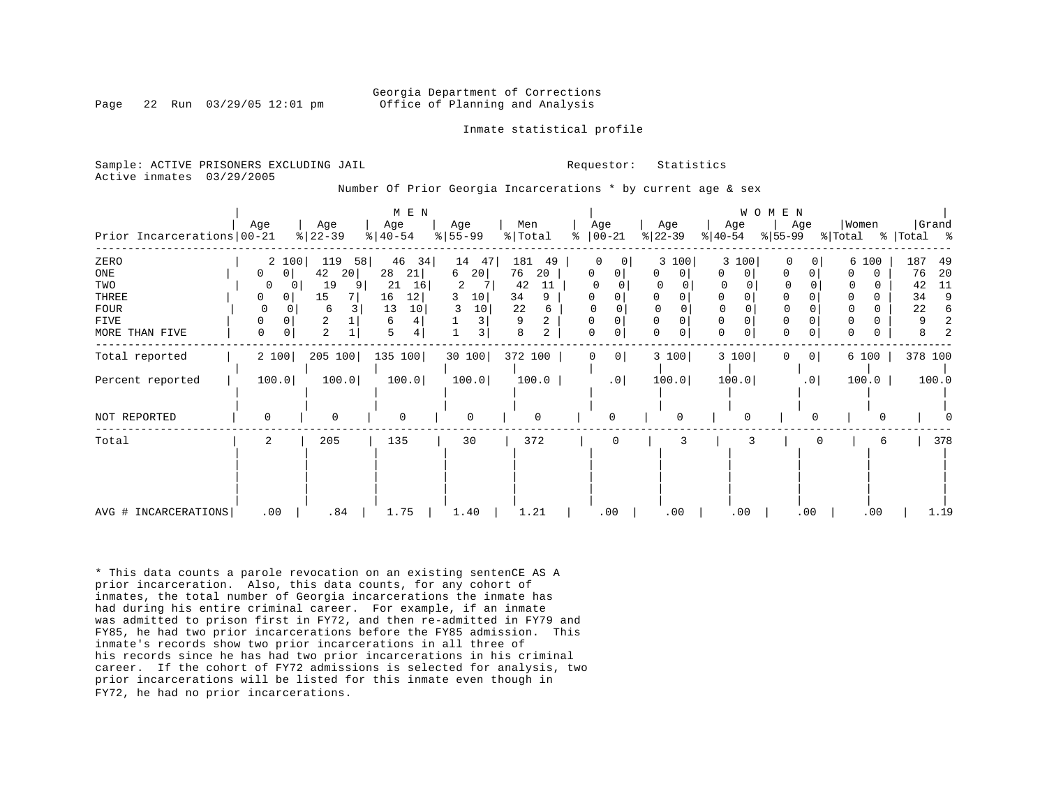Georgia Department of Corrections
Office of Planning and Analysis

Inmate statistical profile

Sample: ACTIVE PRISONERS EXCLUDING JAIL  Requestor: Statistics
Active inmates 03/29/2005

Number Of Prior Georgia Incarcerations * by current age & sex

| Prior Incarcerations | MEN Age 00-21 | % | Age 22-39 | % | Age 40-54 | % | Age 55-99 | % | Men Total | % | WOMEN Age 00-21 | % | Age 22-39 | % | Age 40-54 | % | Age 55-99 | % | Women Total | % | Grand Total | % |
|---|---|---|---|---|---|---|---|---|---|---|---|---|---|---|---|---|---|---|---|---|---|---|
| ZERO | 2 | 100 | 119 | 58 | 46 | 34 | 14 | 47 | 181 | 49 | 0 | 0 | 3 | 100 | 3 | 100 | 0 | 0 | 6 | 100 | 187 | 49 |
| ONE | 0 | 0 | 42 | 20 | 28 | 21 | 6 | 20 | 76 | 20 | 0 | 0 | 0 | 0 | 0 | 0 | 0 | 0 | 0 | 0 | 76 | 20 |
| TWO | 0 | 0 | 19 | 9 | 21 | 16 | 2 | 7 | 42 | 11 | 0 | 0 | 0 | 0 | 0 | 0 | 0 | 0 | 0 | 0 | 42 | 11 |
| THREE | 0 | 0 | 15 | 7 | 16 | 12 | 3 | 10 | 34 | 9 | 0 | 0 | 0 | 0 | 0 | 0 | 0 | 0 | 0 | 0 | 34 | 9 |
| FOUR | 0 | 0 | 6 | 3 | 13 | 10 | 3 | 10 | 22 | 6 | 0 | 0 | 0 | 0 | 0 | 0 | 0 | 0 | 0 | 0 | 22 | 6 |
| FIVE | 0 | 0 | 2 | 1 | 6 | 4 | 1 | 3 | 9 | 2 | 0 | 0 | 0 | 0 | 0 | 0 | 0 | 0 | 0 | 0 | 9 | 2 |
| MORE THAN FIVE | 0 | 0 | 2 | 1 | 5 | 4 | 1 | 3 | 8 | 2 | 0 | 0 | 0 | 0 | 0 | 0 | 0 | 0 | 0 | 0 | 8 | 2 |
| Total reported | 2 | 100 | 205 | 100 | 135 | 100 | 30 | 100 | 372 | 100 | 0 | 0 | 3 | 100 | 3 | 100 | 0 | 0 | 6 | 100 | 378 | 100 |
| Percent reported | 100.0 | | 100.0 | | 100.0 | | 100.0 | | 100.0 | | .0 | | 100.0 | | 100.0 | | .0 | | 100.0 | | 100.0 | |
| NOT REPORTED | 0 | | 0 | | 0 | | 0 | | 0 | | 0 | | 0 | | 0 | | 0 | | 0 | | 0 | |
| Total | 2 | | 205 | | 135 | | 30 | | 372 | | 0 | | 3 | | 3 | | 0 | | 6 | | 378 | |
| AVG # INCARCERATIONS | .00 | | .84 | | 1.75 | | 1.40 | | 1.21 | | .00 | | .00 | | .00 | | .00 | | .00 | | 1.19 | |

* This data counts a parole revocation on an existing sentenCE AS A prior incarceration. Also, this data counts, for any cohort of inmates, the total number of Georgia incarcerations the inmate has had during his entire criminal career. For example, if an inmate was admitted to prison first in FY72, and then re-admitted in FY79 and FY85, he had two prior incarcerations before the FY85 admission. This inmate's records show two prior incarcerations in all three of his records since he has had two prior incarcerations in his criminal career. If the cohort of FY72 admissions is selected for analysis, two prior incarcerations will be listed for this inmate even though in FY72, he had no prior incarcerations.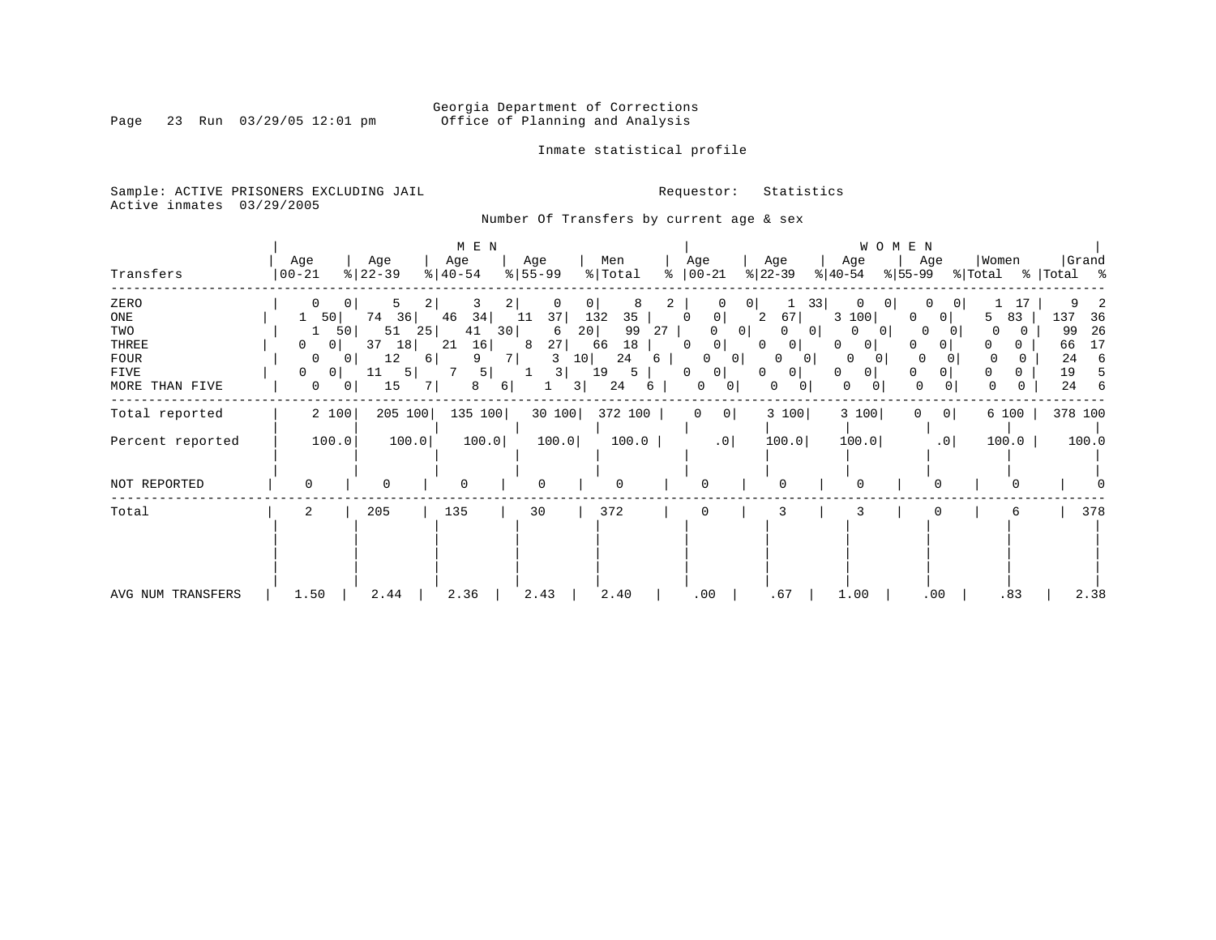Georgia Department of Corrections
Office of Planning and Analysis

Inmate statistical profile

Sample: ACTIVE PRISONERS EXCLUDING JAIL
Active inmates 03/29/2005

Requestor: Statistics

Number Of Transfers by current age & sex

| Transfers | MEN Age 00-21 | % | Age 22-39 | % | Age 40-54 | % | Age 55-99 | % | Men Total | % | WOMEN Age 00-21 | % | Age 22-39 | % | Age 40-54 | % | Age 55-99 | % | Women Total | % | Grand Total | % |
|---|---|---|---|---|---|---|---|---|---|---|---|---|---|---|---|---|---|---|---|---|---|---|
| ZERO | 0 | 0 | 5 | 2 | 3 | 2 | 0 | 0 | 8 | 2 | 0 | 0 | 1 | 33 | 0 | 0 | 0 | 0 | 1 | 17 | 9 | 2 |
| ONE | 1 | 50 | 74 | 36 | 46 | 34 | 11 | 37 | 132 | 35 | 0 | 0 | 2 | 67 | 3 | 100 | 0 | 0 | 5 | 83 | 137 | 36 |
| TWO | 1 | 50 | 51 | 25 | 41 | 30 | 6 | 20 | 99 | 27 | 0 | 0 | 0 | 0 | 0 | 0 | 0 | 0 | 0 | 0 | 99 | 26 |
| THREE | 0 | 0 | 37 | 18 | 21 | 16 | 8 | 27 | 66 | 18 | 0 | 0 | 0 | 0 | 0 | 0 | 0 | 0 | 0 | 0 | 66 | 17 |
| FOUR | 0 | 0 | 12 | 6 | 9 | 7 | 3 | 10 | 24 | 6 | 0 | 0 | 0 | 0 | 0 | 0 | 0 | 0 | 0 | 0 | 24 | 6 |
| FIVE | 0 | 0 | 11 | 5 | 7 | 5 | 1 | 3 | 19 | 5 | 0 | 0 | 0 | 0 | 0 | 0 | 0 | 0 | 0 | 0 | 19 | 5 |
| MORE THAN FIVE | 0 | 0 | 15 | 7 | 8 | 6 | 1 | 3 | 24 | 6 | 0 | 0 | 0 | 0 | 0 | 0 | 0 | 0 | 0 | 0 | 24 | 6 |
| Total reported | 2 | 100 | 205 | 100 | 135 | 100 | 30 | 100 | 372 | 100 | 0 | 0 | 3 | 100 | 3 | 100 | 0 | 0 | 6 | 100 | 378 | 100 |
| Percent reported | 100.0 | | 100.0 | | 100.0 | | 100.0 | | 100.0 | | .0 | | 100.0 | | 100.0 | | .0 | | 100.0 | | 100.0 | |
| NOT REPORTED | 0 | | 0 | | 0 | | 0 | | 0 | | 0 | | 0 | | 0 | | 0 | | 0 | | 0 | |
| Total | 2 | | 205 | | 135 | | 30 | | 372 | | 0 | | 3 | | 3 | | 0 | | 6 | | 378 | |
| AVG NUM TRANSFERS | 1.50 | | 2.44 | | 2.36 | | 2.43 | | 2.40 | | .00 | | .67 | | 1.00 | | .00 | | .83 | | 2.38 | |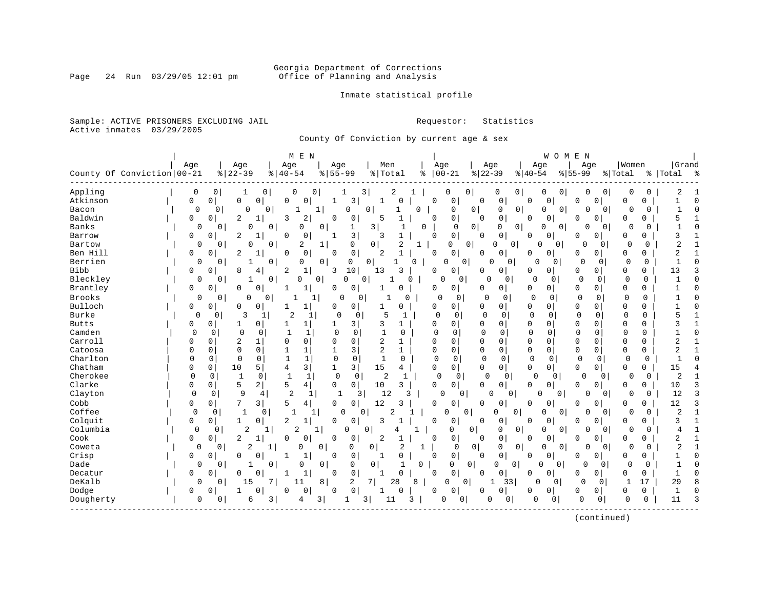Georgia Department of Corrections
Office of Planning and Analysis

Inmate statistical profile

Sample: ACTIVE PRISONERS EXCLUDING JAIL

Requestor: Statistics

Active inmates 03/29/2005

County Of Conviction by current age & sex

| County Of Conviction | MEN Age 00-21 | % | Age 22-39 | % | Age 40-54 | % | Age 55-99 | % | Men Total | % | WOMEN Age 00-21 | % | Age 22-39 | % | Age 40-54 | % | Age 55-99 | % | Women Total | % | Grand Total | % |
|---|---|---|---|---|---|---|---|---|---|---|---|---|---|---|---|---|---|---|---|---|---|---|
| Appling | 0 | 0 | 1 | 0 | 0 | 0 | 1 | 3 | 2 | 1 | 0 | 0 | 0 | 0 | 0 | 0 | 0 | 0 | 0 | 0 | 2 | 1 |
| Atkinson | 0 | 0 | 0 | 0 | 0 | 0 | 1 | 3 | 1 | 0 | 0 | 0 | 0 | 0 | 0 | 0 | 0 | 0 | 0 | 0 | 1 | 0 |
| Bacon | 0 | 0 | 0 | 0 | 1 | 1 | 0 | 0 | 1 | 0 | 0 | 0 | 0 | 0 | 0 | 0 | 0 | 0 | 0 | 0 | 1 | 0 |
| Baldwin | 0 | 0 | 2 | 1 | 3 | 2 | 0 | 0 | 5 | 1 | 0 | 0 | 0 | 0 | 0 | 0 | 0 | 0 | 0 | 0 | 5 | 1 |
| Banks | 0 | 0 | 0 | 0 | 0 | 0 | 1 | 3 | 1 | 0 | 0 | 0 | 0 | 0 | 0 | 0 | 0 | 0 | 0 | 0 | 1 | 0 |
| Barrow | 0 | 0 | 2 | 1 | 0 | 0 | 1 | 3 | 3 | 1 | 0 | 0 | 0 | 0 | 0 | 0 | 0 | 0 | 0 | 0 | 3 | 1 |
| Bartow | 0 | 0 | 0 | 0 | 2 | 1 | 0 | 0 | 2 | 1 | 0 | 0 | 0 | 0 | 0 | 0 | 0 | 0 | 0 | 0 | 2 | 1 |
| Ben Hill | 0 | 0 | 2 | 1 | 0 | 0 | 0 | 0 | 2 | 1 | 0 | 0 | 0 | 0 | 0 | 0 | 0 | 0 | 0 | 0 | 2 | 1 |
| Berrien | 0 | 0 | 1 | 0 | 0 | 0 | 0 | 0 | 1 | 0 | 0 | 0 | 0 | 0 | 0 | 0 | 0 | 0 | 0 | 0 | 1 | 0 |
| Bibb | 0 | 0 | 8 | 4 | 2 | 1 | 3 | 10 | 13 | 3 | 0 | 0 | 0 | 0 | 0 | 0 | 0 | 0 | 0 | 0 | 13 | 3 |
| Bleckley | 0 | 0 | 1 | 0 | 0 | 0 | 0 | 0 | 1 | 0 | 0 | 0 | 0 | 0 | 0 | 0 | 0 | 0 | 0 | 0 | 1 | 0 |
| Brantley | 0 | 0 | 0 | 0 | 1 | 1 | 0 | 0 | 1 | 0 | 0 | 0 | 0 | 0 | 0 | 0 | 0 | 0 | 0 | 0 | 1 | 0 |
| Brooks | 0 | 0 | 0 | 0 | 1 | 1 | 0 | 0 | 1 | 0 | 0 | 0 | 0 | 0 | 0 | 0 | 0 | 0 | 0 | 0 | 1 | 0 |
| Bulloch | 0 | 0 | 0 | 0 | 1 | 1 | 0 | 0 | 1 | 0 | 0 | 0 | 0 | 0 | 0 | 0 | 0 | 0 | 0 | 0 | 1 | 0 |
| Burke | 0 | 0 | 3 | 1 | 2 | 1 | 0 | 0 | 5 | 1 | 0 | 0 | 0 | 0 | 0 | 0 | 0 | 0 | 0 | 0 | 5 | 1 |
| Butts | 0 | 0 | 1 | 0 | 1 | 1 | 1 | 3 | 3 | 1 | 0 | 0 | 0 | 0 | 0 | 0 | 0 | 0 | 0 | 0 | 3 | 1 |
| Camden | 0 | 0 | 0 | 0 | 1 | 1 | 0 | 0 | 1 | 0 | 0 | 0 | 0 | 0 | 0 | 0 | 0 | 0 | 0 | 0 | 1 | 0 |
| Carroll | 0 | 0 | 2 | 1 | 0 | 0 | 0 | 0 | 2 | 1 | 0 | 0 | 0 | 0 | 0 | 0 | 0 | 0 | 0 | 0 | 2 | 1 |
| Catoosa | 0 | 0 | 0 | 0 | 1 | 1 | 1 | 3 | 2 | 1 | 0 | 0 | 0 | 0 | 0 | 0 | 0 | 0 | 0 | 0 | 2 | 1 |
| Charlton | 0 | 0 | 0 | 0 | 1 | 1 | 0 | 0 | 1 | 0 | 0 | 0 | 0 | 0 | 0 | 0 | 0 | 0 | 0 | 0 | 1 | 0 |
| Chatham | 0 | 0 | 10 | 5 | 4 | 3 | 1 | 3 | 15 | 4 | 0 | 0 | 0 | 0 | 0 | 0 | 0 | 0 | 0 | 0 | 15 | 4 |
| Cherokee | 0 | 0 | 1 | 0 | 1 | 1 | 0 | 0 | 2 | 1 | 0 | 0 | 0 | 0 | 0 | 0 | 0 | 0 | 0 | 0 | 2 | 1 |
| Clarke | 0 | 0 | 5 | 2 | 5 | 4 | 0 | 0 | 10 | 3 | 0 | 0 | 0 | 0 | 0 | 0 | 0 | 0 | 0 | 0 | 10 | 3 |
| Clayton | 0 | 0 | 9 | 4 | 2 | 1 | 1 | 3 | 12 | 3 | 0 | 0 | 0 | 0 | 0 | 0 | 0 | 0 | 0 | 0 | 12 | 3 |
| Cobb | 0 | 0 | 7 | 3 | 5 | 4 | 0 | 0 | 12 | 3 | 0 | 0 | 0 | 0 | 0 | 0 | 0 | 0 | 0 | 0 | 12 | 3 |
| Coffee | 0 | 0 | 1 | 0 | 1 | 1 | 0 | 0 | 2 | 1 | 0 | 0 | 0 | 0 | 0 | 0 | 0 | 0 | 0 | 0 | 2 | 1 |
| Colquit | 0 | 0 | 1 | 0 | 2 | 1 | 0 | 0 | 3 | 1 | 0 | 0 | 0 | 0 | 0 | 0 | 0 | 0 | 0 | 0 | 3 | 1 |
| Columbia | 0 | 0 | 2 | 1 | 2 | 1 | 0 | 0 | 4 | 1 | 0 | 0 | 0 | 0 | 0 | 0 | 0 | 0 | 0 | 0 | 4 | 1 |
| Cook | 0 | 0 | 2 | 1 | 0 | 0 | 0 | 0 | 2 | 1 | 0 | 0 | 0 | 0 | 0 | 0 | 0 | 0 | 0 | 0 | 2 | 1 |
| Coweta | 0 | 0 | 2 | 1 | 0 | 0 | 0 | 0 | 2 | 1 | 0 | 0 | 0 | 0 | 0 | 0 | 0 | 0 | 0 | 0 | 2 | 1 |
| Crisp | 0 | 0 | 0 | 0 | 1 | 1 | 0 | 0 | 1 | 0 | 0 | 0 | 0 | 0 | 0 | 0 | 0 | 0 | 0 | 0 | 1 | 0 |
| Dade | 0 | 0 | 1 | 0 | 0 | 0 | 0 | 0 | 1 | 0 | 0 | 0 | 0 | 0 | 0 | 0 | 0 | 0 | 0 | 0 | 1 | 0 |
| Decatur | 0 | 0 | 0 | 0 | 1 | 1 | 0 | 0 | 1 | 0 | 0 | 0 | 0 | 0 | 0 | 0 | 0 | 0 | 0 | 0 | 1 | 0 |
| DeKalb | 0 | 0 | 15 | 7 | 11 | 8 | 2 | 7 | 28 | 8 | 0 | 0 | 1 | 33 | 0 | 0 | 0 | 0 | 1 | 17 | 29 | 8 |
| Dodge | 0 | 0 | 1 | 0 | 0 | 0 | 0 | 0 | 1 | 0 | 0 | 0 | 0 | 0 | 0 | 0 | 0 | 0 | 0 | 0 | 1 | 0 |
| Dougherty | 0 | 0 | 6 | 3 | 4 | 3 | 1 | 3 | 11 | 3 | 0 | 0 | 0 | 0 | 0 | 0 | 0 | 0 | 0 | 0 | 11 | 3 |

(continued)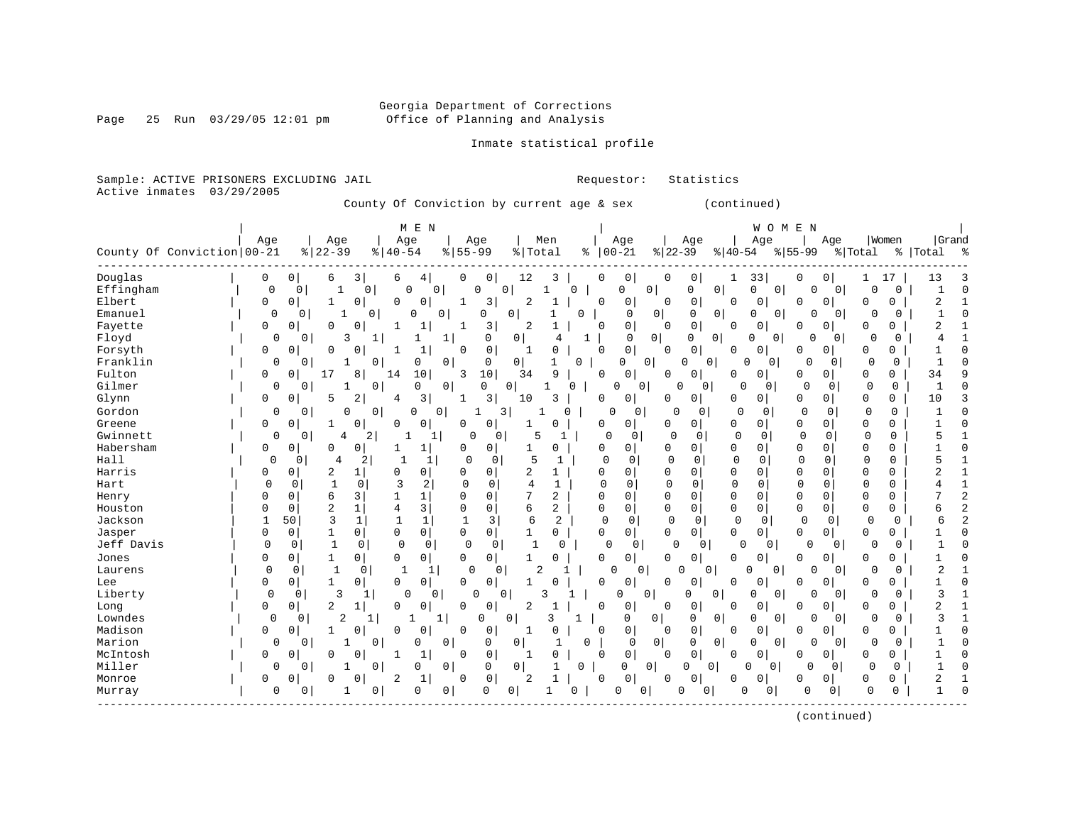Georgia Department of Corrections
Office of Planning and Analysis

Inmate statistical profile

Sample: ACTIVE PRISONERS EXCLUDING JAIL    Requestor: Statistics
Active inmates 03/29/2005

County Of Conviction by current age & sex (continued)

| County Of Conviction | MEN Age 00-21 | % | Age 22-39 | % | Age 40-54 | % | Age 55-99 | % | Men Total | % | WOMEN Age 00-21 | % | Age 22-39 | % | Age 40-54 | % | Age 55-99 | % | Women Total | % | Grand Total | % |
|---|---|---|---|---|---|---|---|---|---|---|---|---|---|---|---|---|---|---|---|---|---|---|
| Douglas | 0 | 0 | 6 | 3 | 6 | 4 | 0 | 0 | 12 | 3 | 0 | 0 | 0 | 0 | 1 | 33 | 0 | 0 | 1 | 17 | 13 | 3 |
| Effingham | 0 | 0 | 1 | 0 | 0 | 0 | 0 | 0 | 1 | 0 | 0 | 0 | 0 | 0 | 0 | 0 | 0 | 0 | 0 | 0 | 1 | 0 |
| Elbert | 0 | 0 | 1 | 0 | 0 | 0 | 1 | 3 | 2 | 1 | 0 | 0 | 0 | 0 | 0 | 0 | 0 | 0 | 0 | 0 | 2 | 1 |
| Emanuel | 0 | 0 | 1 | 0 | 0 | 0 | 0 | 0 | 1 | 0 | 0 | 0 | 0 | 0 | 0 | 0 | 0 | 0 | 0 | 0 | 1 | 0 |
| Fayette | 0 | 0 | 0 | 0 | 1 | 1 | 1 | 3 | 2 | 1 | 0 | 0 | 0 | 0 | 0 | 0 | 0 | 0 | 0 | 0 | 2 | 1 |
| Floyd | 0 | 0 | 3 | 1 | 1 | 1 | 0 | 0 | 4 | 1 | 0 | 0 | 0 | 0 | 0 | 0 | 0 | 0 | 0 | 0 | 4 | 1 |
| Forsyth | 0 | 0 | 0 | 0 | 1 | 1 | 0 | 0 | 1 | 0 | 0 | 0 | 0 | 0 | 0 | 0 | 0 | 0 | 0 | 0 | 1 | 0 |
| Franklin | 0 | 0 | 1 | 0 | 0 | 0 | 0 | 0 | 1 | 0 | 0 | 0 | 0 | 0 | 0 | 0 | 0 | 0 | 0 | 0 | 1 | 0 |
| Fulton | 0 | 0 | 17 | 8 | 14 | 10 | 3 | 10 | 34 | 9 | 0 | 0 | 0 | 0 | 0 | 0 | 0 | 0 | 0 | 0 | 34 | 9 |
| Gilmer | 0 | 0 | 1 | 0 | 0 | 0 | 0 | 0 | 1 | 0 | 0 | 0 | 0 | 0 | 0 | 0 | 0 | 0 | 0 | 0 | 1 | 0 |
| Glynn | 0 | 0 | 5 | 2 | 4 | 3 | 1 | 3 | 10 | 3 | 0 | 0 | 0 | 0 | 0 | 0 | 0 | 0 | 0 | 0 | 10 | 3 |
| Gordon | 0 | 0 | 0 | 0 | 0 | 0 | 1 | 3 | 1 | 0 | 0 | 0 | 0 | 0 | 0 | 0 | 0 | 0 | 0 | 0 | 1 | 0 |
| Greene | 0 | 0 | 1 | 0 | 0 | 0 | 0 | 0 | 1 | 0 | 0 | 0 | 0 | 0 | 0 | 0 | 0 | 0 | 0 | 0 | 1 | 0 |
| Gwinnett | 0 | 0 | 4 | 2 | 1 | 1 | 0 | 0 | 5 | 1 | 0 | 0 | 0 | 0 | 0 | 0 | 0 | 0 | 0 | 0 | 5 | 1 |
| Habersham | 0 | 0 | 0 | 0 | 1 | 1 | 0 | 0 | 1 | 0 | 0 | 0 | 0 | 0 | 0 | 0 | 0 | 0 | 0 | 0 | 1 | 0 |
| Hall | 0 | 0 | 4 | 2 | 1 | 1 | 0 | 0 | 5 | 1 | 0 | 0 | 0 | 0 | 0 | 0 | 0 | 0 | 0 | 0 | 5 | 1 |
| Harris | 0 | 0 | 2 | 1 | 0 | 0 | 0 | 0 | 2 | 1 | 0 | 0 | 0 | 0 | 0 | 0 | 0 | 0 | 0 | 0 | 2 | 1 |
| Hart | 0 | 0 | 1 | 0 | 3 | 2 | 0 | 0 | 4 | 1 | 0 | 0 | 0 | 0 | 0 | 0 | 0 | 0 | 0 | 0 | 4 | 1 |
| Henry | 0 | 0 | 6 | 3 | 1 | 1 | 0 | 0 | 7 | 2 | 0 | 0 | 0 | 0 | 0 | 0 | 0 | 0 | 0 | 0 | 7 | 2 |
| Houston | 0 | 0 | 2 | 1 | 4 | 3 | 0 | 0 | 6 | 2 | 0 | 0 | 0 | 0 | 0 | 0 | 0 | 0 | 0 | 0 | 6 | 2 |
| Jackson | 1 | 50 | 3 | 1 | 1 | 1 | 1 | 3 | 6 | 2 | 0 | 0 | 0 | 0 | 0 | 0 | 0 | 0 | 0 | 0 | 6 | 2 |
| Jasper | 0 | 0 | 1 | 0 | 0 | 0 | 0 | 0 | 1 | 0 | 0 | 0 | 0 | 0 | 0 | 0 | 0 | 0 | 0 | 0 | 1 | 0 |
| Jeff Davis | 0 | 0 | 1 | 0 | 0 | 0 | 0 | 0 | 1 | 0 | 0 | 0 | 0 | 0 | 0 | 0 | 0 | 0 | 0 | 0 | 1 | 0 |
| Jones | 0 | 0 | 1 | 0 | 0 | 0 | 0 | 0 | 1 | 0 | 0 | 0 | 0 | 0 | 0 | 0 | 0 | 0 | 0 | 0 | 1 | 0 |
| Laurens | 0 | 0 | 1 | 0 | 1 | 1 | 0 | 0 | 2 | 1 | 0 | 0 | 0 | 0 | 0 | 0 | 0 | 0 | 0 | 0 | 2 | 1 |
| Lee | 0 | 0 | 1 | 0 | 0 | 0 | 0 | 0 | 1 | 0 | 0 | 0 | 0 | 0 | 0 | 0 | 0 | 0 | 0 | 0 | 1 | 0 |
| Liberty | 0 | 0 | 3 | 1 | 0 | 0 | 0 | 0 | 3 | 1 | 0 | 0 | 0 | 0 | 0 | 0 | 0 | 0 | 0 | 0 | 3 | 1 |
| Long | 0 | 0 | 2 | 1 | 0 | 0 | 0 | 0 | 2 | 1 | 0 | 0 | 0 | 0 | 0 | 0 | 0 | 0 | 0 | 0 | 2 | 1 |
| Lowndes | 0 | 0 | 2 | 1 | 1 | 1 | 0 | 0 | 3 | 1 | 0 | 0 | 0 | 0 | 0 | 0 | 0 | 0 | 0 | 0 | 3 | 1 |
| Madison | 0 | 0 | 1 | 0 | 0 | 0 | 0 | 0 | 1 | 0 | 0 | 0 | 0 | 0 | 0 | 0 | 0 | 0 | 0 | 0 | 1 | 0 |
| Marion | 0 | 0 | 1 | 0 | 0 | 0 | 0 | 0 | 1 | 0 | 0 | 0 | 0 | 0 | 0 | 0 | 0 | 0 | 0 | 0 | 1 | 0 |
| McIntosh | 0 | 0 | 0 | 0 | 1 | 1 | 0 | 0 | 1 | 0 | 0 | 0 | 0 | 0 | 0 | 0 | 0 | 0 | 0 | 0 | 1 | 0 |
| Miller | 0 | 0 | 1 | 0 | 0 | 0 | 0 | 0 | 1 | 0 | 0 | 0 | 0 | 0 | 0 | 0 | 0 | 0 | 0 | 0 | 1 | 0 |
| Monroe | 0 | 0 | 0 | 0 | 2 | 1 | 0 | 0 | 2 | 1 | 0 | 0 | 0 | 0 | 0 | 0 | 0 | 0 | 0 | 0 | 2 | 1 |
| Murray | 0 | 0 | 1 | 0 | 0 | 0 | 0 | 0 | 1 | 0 | 0 | 0 | 0 | 0 | 0 | 0 | 0 | 0 | 0 | 0 | 1 | 0 |

(continued)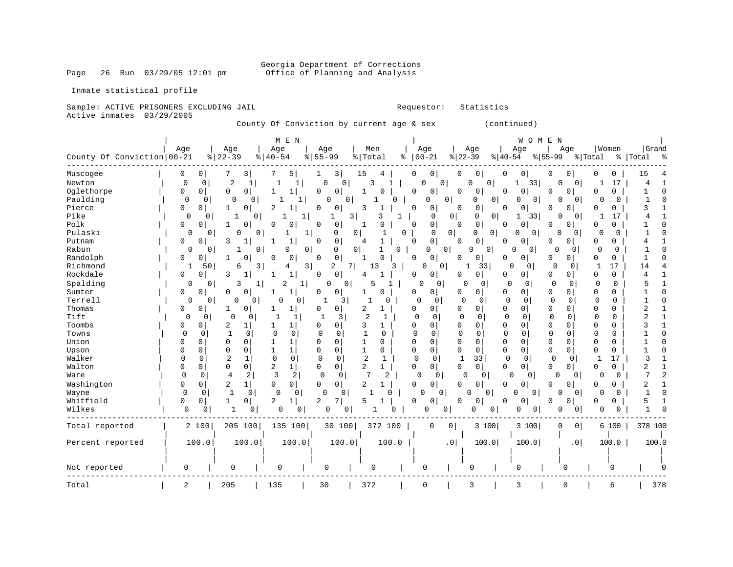Georgia Department of Corrections
Office of Planning and Analysis

Inmate statistical profile

Sample: ACTIVE PRISONERS EXCLUDING JAIL    Requestor: Statistics
Active inmates 03/29/2005

County Of Conviction by current age & sex (continued)

| | MEN | | | | | | | | | | WOMEN | | | | | | | | | | | |
|---|---|---|---|---|---|---|---|---|---|---|---|---|---|---|---|---|---|---|---|---|---|---|
| County Of Conviction | Age 00-21 | % | Age 22-39 | % | Age 40-54 | % | Age 55-99 | % | Men Total | % | Age 00-21 | % | Age 22-39 | % | Age 40-54 | % | Age 55-99 | % | Women Total | % | Grand Total | % |
| Muscogee | 0 | 0 | 7 | 3 | 7 | 5 | 1 | 3 | 15 | 4 | 0 | 0 | 0 | 0 | 0 | 0 | 0 | 0 | 0 | 0 | 15 | 4 |
| Newton | 0 | 0 | 2 | 1 | 1 | 1 | 0 | 0 | 3 | 1 | 0 | 0 | 0 | 0 | 1 | 33 | 0 | 0 | 1 | 17 | 4 | 1 |
| Oglethorpe | 0 | 0 | 0 | 0 | 1 | 1 | 0 | 0 | 1 | 0 | 0 | 0 | 0 | 0 | 0 | 0 | 0 | 0 | 0 | 0 | 1 | 0 |
| Paulding | 0 | 0 | 0 | 0 | 1 | 1 | 0 | 0 | 1 | 0 | 0 | 0 | 0 | 0 | 0 | 0 | 0 | 0 | 0 | 0 | 1 | 0 |
| Pierce | 0 | 0 | 1 | 0 | 2 | 1 | 0 | 0 | 3 | 1 | 0 | 0 | 0 | 0 | 0 | 0 | 0 | 0 | 0 | 0 | 3 | 1 |
| Pike | 0 | 0 | 1 | 0 | 1 | 1 | 1 | 3 | 3 | 1 | 0 | 0 | 0 | 0 | 1 | 33 | 0 | 0 | 1 | 17 | 4 | 1 |
| Polk | 0 | 0 | 1 | 0 | 0 | 0 | 0 | 0 | 1 | 0 | 0 | 0 | 0 | 0 | 0 | 0 | 0 | 0 | 0 | 0 | 1 | 0 |
| Pulaski | 0 | 0 | 0 | 0 | 1 | 1 | 0 | 0 | 1 | 0 | 0 | 0 | 0 | 0 | 0 | 0 | 0 | 0 | 0 | 0 | 1 | 0 |
| Putnam | 0 | 0 | 3 | 1 | 1 | 1 | 0 | 0 | 4 | 1 | 0 | 0 | 0 | 0 | 0 | 0 | 0 | 0 | 0 | 0 | 4 | 1 |
| Rabun | 0 | 0 | 1 | 0 | 0 | 0 | 0 | 0 | 1 | 0 | 0 | 0 | 0 | 0 | 0 | 0 | 0 | 0 | 0 | 0 | 1 | 0 |
| Randolph | 0 | 0 | 1 | 0 | 0 | 0 | 0 | 0 | 1 | 0 | 0 | 0 | 0 | 0 | 0 | 0 | 0 | 0 | 0 | 0 | 1 | 0 |
| Richmond | 1 | 50 | 6 | 3 | 4 | 3 | 2 | 7 | 13 | 3 | 0 | 0 | 1 | 33 | 0 | 0 | 0 | 0 | 1 | 17 | 14 | 4 |
| Rockdale | 0 | 0 | 3 | 1 | 1 | 1 | 0 | 0 | 4 | 1 | 0 | 0 | 0 | 0 | 0 | 0 | 0 | 0 | 0 | 0 | 4 | 1 |
| Spalding | 0 | 0 | 3 | 1 | 2 | 1 | 0 | 0 | 5 | 1 | 0 | 0 | 0 | 0 | 0 | 0 | 0 | 0 | 0 | 0 | 5 | 1 |
| Sumter | 0 | 0 | 0 | 0 | 1 | 1 | 0 | 0 | 1 | 0 | 0 | 0 | 0 | 0 | 0 | 0 | 0 | 0 | 0 | 0 | 1 | 0 |
| Terrell | 0 | 0 | 0 | 0 | 0 | 0 | 1 | 3 | 1 | 0 | 0 | 0 | 0 | 0 | 0 | 0 | 0 | 0 | 0 | 0 | 1 | 0 |
| Thomas | 0 | 0 | 1 | 0 | 1 | 1 | 0 | 0 | 2 | 1 | 0 | 0 | 0 | 0 | 0 | 0 | 0 | 0 | 0 | 0 | 2 | 1 |
| Tift | 0 | 0 | 0 | 0 | 1 | 1 | 1 | 3 | 2 | 1 | 0 | 0 | 0 | 0 | 0 | 0 | 0 | 0 | 0 | 0 | 2 | 1 |
| Toombs | 0 | 0 | 2 | 1 | 1 | 1 | 0 | 0 | 3 | 1 | 0 | 0 | 0 | 0 | 0 | 0 | 0 | 0 | 0 | 0 | 3 | 1 |
| Towns | 0 | 0 | 1 | 0 | 0 | 0 | 0 | 0 | 1 | 0 | 0 | 0 | 0 | 0 | 0 | 0 | 0 | 0 | 0 | 0 | 1 | 0 |
| Union | 0 | 0 | 0 | 0 | 1 | 1 | 0 | 0 | 1 | 0 | 0 | 0 | 0 | 0 | 0 | 0 | 0 | 0 | 0 | 0 | 1 | 0 |
| Upson | 0 | 0 | 0 | 0 | 1 | 1 | 0 | 0 | 1 | 0 | 0 | 0 | 0 | 0 | 0 | 0 | 0 | 0 | 0 | 0 | 1 | 0 |
| Walker | 0 | 0 | 2 | 1 | 0 | 0 | 0 | 0 | 2 | 1 | 0 | 0 | 1 | 33 | 0 | 0 | 0 | 0 | 1 | 17 | 3 | 1 |
| Walton | 0 | 0 | 0 | 0 | 2 | 1 | 0 | 0 | 2 | 1 | 0 | 0 | 0 | 0 | 0 | 0 | 0 | 0 | 0 | 0 | 2 | 1 |
| Ware | 0 | 0 | 4 | 2 | 3 | 2 | 0 | 0 | 7 | 2 | 0 | 0 | 0 | 0 | 0 | 0 | 0 | 0 | 0 | 0 | 7 | 2 |
| Washington | 0 | 0 | 2 | 1 | 0 | 0 | 0 | 0 | 2 | 1 | 0 | 0 | 0 | 0 | 0 | 0 | 0 | 0 | 0 | 0 | 2 | 1 |
| Wayne | 0 | 0 | 1 | 0 | 0 | 0 | 0 | 0 | 1 | 0 | 0 | 0 | 0 | 0 | 0 | 0 | 0 | 0 | 0 | 0 | 1 | 0 |
| Whitfield | 0 | 0 | 1 | 0 | 2 | 1 | 2 | 7 | 5 | 1 | 0 | 0 | 0 | 0 | 0 | 0 | 0 | 0 | 0 | 0 | 5 | 1 |
| Wilkes | 0 | 0 | 1 | 0 | 0 | 0 | 0 | 0 | 1 | 0 | 0 | 0 | 0 | 0 | 0 | 0 | 0 | 0 | 0 | 0 | 1 | 0 |
| Total reported | 2 | 100 | 205 | 100 | 135 | 100 | 30 | 100 | 372 | 100 | 0 | 0 | 3 | 100 | 3 | 100 | 0 | 0 | 6 | 100 | 378 | 100 |
| Percent reported | 100.0 | | 100.0 | | 100.0 | | 100.0 | | 100.0 | | .0 | | 100.0 | | 100.0 | | .0 | | 100.0 | | 100.0 | |
| Not reported | 0 | | 0 | | 0 | | 0 | | 0 | | 0 | | 0 | | 0 | | 0 | | 0 | | 0 | |
| Total | 2 | | 205 | | 135 | | 30 | | 372 | | 0 | | 3 | | 3 | | 0 | | 6 | | 378 | |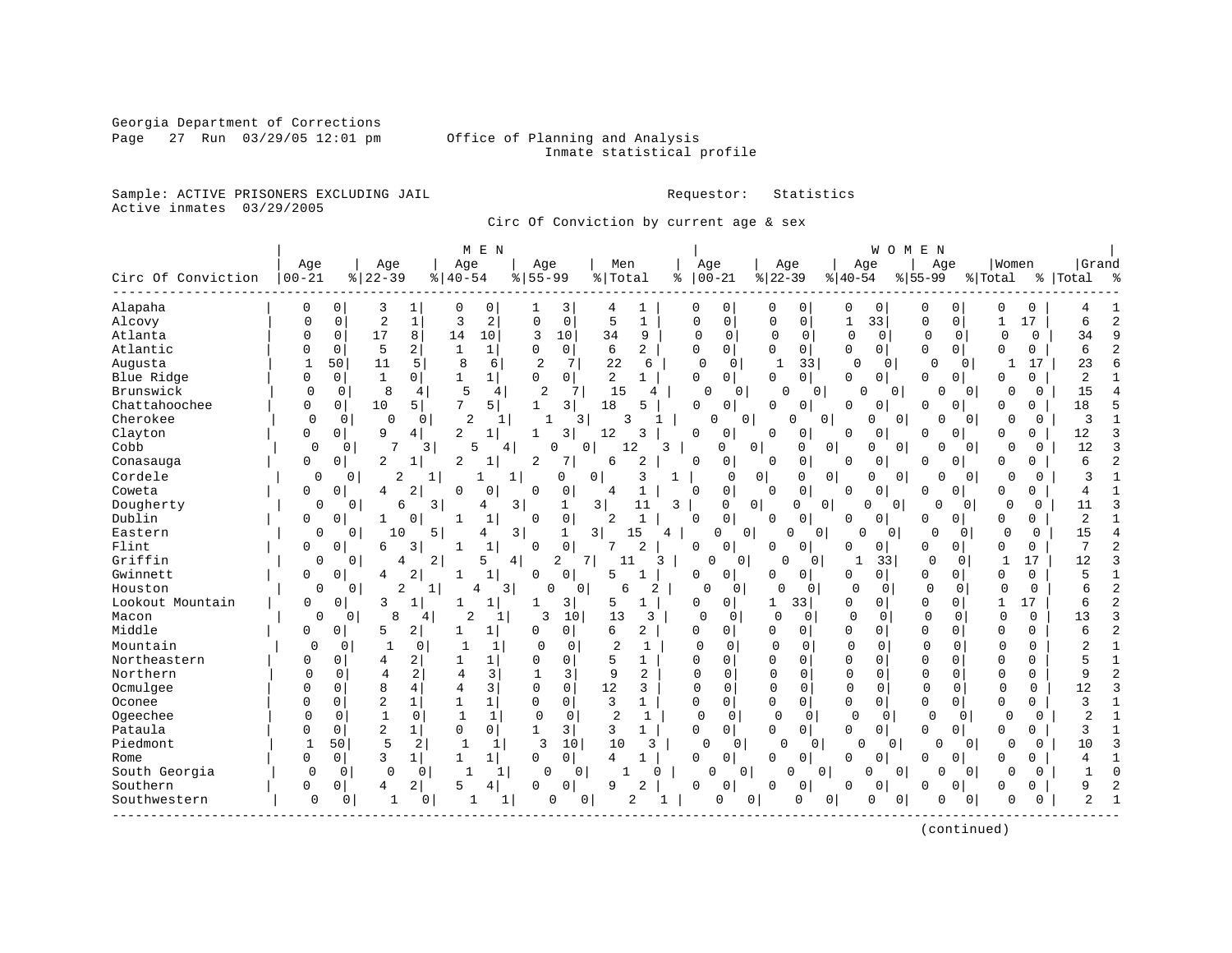Georgia Department of Corrections
Office of Planning and Analysis
Run 03/29/05 12:01 pm
Inmate statistical profile

Sample: ACTIVE PRISONERS EXCLUDING JAIL
Active inmates 03/29/2005
Requestor: Statistics

Circ Of Conviction by current age & sex

| Circ Of Conviction | MEN Age 00-21 | % | Age 22-39 | % | Age 40-54 | % | Age 55-99 | % | Men Total | % | WOMEN Age 00-21 | % | Age 22-39 | % | Age 40-54 | % | Age 55-99 | % | Women Total | % | Grand Total | % |
|---|---|---|---|---|---|---|---|---|---|---|---|---|---|---|---|---|---|---|---|---|---|---|
| Alapaha | 0 | 0 | 3 | 1 | 0 | 0 | 1 | 3 | 4 | 1 | 0 | 0 | 0 | 0 | 0 | 0 | 0 | 0 | 0 | 0 | 4 | 1 |
| Alcovy | 0 | 0 | 2 | 1 | 3 | 2 | 0 | 0 | 5 | 1 | 0 | 0 | 0 | 0 | 1 | 33 | 0 | 0 | 1 | 17 | 6 | 2 |
| Atlanta | 0 | 0 | 17 | 8 | 14 | 10 | 3 | 10 | 34 | 9 | 0 | 0 | 0 | 0 | 0 | 0 | 0 | 0 | 0 | 0 | 34 | 9 |
| Atlantic | 0 | 0 | 5 | 2 | 1 | 1 | 0 | 0 | 6 | 2 | 0 | 0 | 0 | 0 | 0 | 0 | 0 | 0 | 0 | 0 | 6 | 2 |
| Augusta | 1 | 50 | 11 | 5 | 8 | 6 | 2 | 7 | 22 | 6 | 0 | 0 | 1 | 33 | 0 | 0 | 0 | 0 | 1 | 17 | 23 | 6 |
| Blue Ridge | 0 | 0 | 1 | 0 | 1 | 1 | 0 | 0 | 2 | 1 | 0 | 0 | 0 | 0 | 0 | 0 | 0 | 0 | 0 | 0 | 2 | 1 |
| Brunswick | 0 | 0 | 8 | 4 | 5 | 4 | 2 | 7 | 15 | 4 | 0 | 0 | 0 | 0 | 0 | 0 | 0 | 0 | 0 | 0 | 15 | 4 |
| Chattahoochee | 0 | 0 | 10 | 5 | 7 | 5 | 1 | 3 | 18 | 5 | 0 | 0 | 0 | 0 | 0 | 0 | 0 | 0 | 0 | 0 | 18 | 5 |
| Cherokee | 0 | 0 | 0 | 0 | 2 | 1 | 1 | 3 | 3 | 1 | 0 | 0 | 0 | 0 | 0 | 0 | 0 | 0 | 0 | 0 | 3 | 1 |
| Clayton | 0 | 0 | 9 | 4 | 2 | 1 | 1 | 3 | 12 | 3 | 0 | 0 | 0 | 0 | 0 | 0 | 0 | 0 | 0 | 0 | 12 | 3 |
| Cobb | 0 | 0 | 7 | 3 | 5 | 4 | 0 | 0 | 12 | 3 | 0 | 0 | 0 | 0 | 0 | 0 | 0 | 0 | 0 | 0 | 12 | 3 |
| Conasauga | 0 | 0 | 2 | 1 | 2 | 1 | 2 | 7 | 6 | 2 | 0 | 0 | 0 | 0 | 0 | 0 | 0 | 0 | 0 | 0 | 6 | 2 |
| Cordele | 0 | 0 | 2 | 1 | 1 | 1 | 0 | 0 | 3 | 1 | 0 | 0 | 0 | 0 | 0 | 0 | 0 | 0 | 0 | 0 | 3 | 1 |
| Coweta | 0 | 0 | 4 | 2 | 0 | 0 | 0 | 0 | 4 | 1 | 0 | 0 | 0 | 0 | 0 | 0 | 0 | 0 | 0 | 0 | 4 | 1 |
| Dougherty | 0 | 0 | 6 | 3 | 4 | 3 | 1 | 3 | 11 | 3 | 0 | 0 | 0 | 0 | 0 | 0 | 0 | 0 | 0 | 0 | 11 | 3 |
| Dublin | 0 | 0 | 1 | 0 | 1 | 1 | 0 | 0 | 2 | 1 | 0 | 0 | 0 | 0 | 0 | 0 | 0 | 0 | 0 | 0 | 2 | 1 |
| Eastern | 0 | 0 | 10 | 5 | 4 | 3 | 1 | 3 | 15 | 4 | 0 | 0 | 0 | 0 | 0 | 0 | 0 | 0 | 0 | 0 | 15 | 4 |
| Flint | 0 | 0 | 6 | 3 | 1 | 1 | 0 | 0 | 7 | 2 | 0 | 0 | 0 | 0 | 0 | 0 | 0 | 0 | 0 | 0 | 7 | 2 |
| Griffin | 0 | 0 | 4 | 2 | 5 | 4 | 2 | 7 | 11 | 3 | 0 | 0 | 0 | 0 | 1 | 33 | 0 | 0 | 1 | 17 | 12 | 3 |
| Gwinnett | 0 | 0 | 4 | 2 | 1 | 1 | 0 | 0 | 5 | 1 | 0 | 0 | 0 | 0 | 0 | 0 | 0 | 0 | 0 | 0 | 5 | 1 |
| Houston | 0 | 0 | 2 | 1 | 4 | 3 | 0 | 0 | 6 | 2 | 0 | 0 | 0 | 0 | 0 | 0 | 0 | 0 | 0 | 0 | 6 | 2 |
| Lookout Mountain | 0 | 0 | 3 | 1 | 1 | 1 | 1 | 3 | 5 | 1 | 0 | 0 | 1 | 33 | 0 | 0 | 0 | 0 | 1 | 17 | 6 | 2 |
| Macon | 0 | 0 | 8 | 4 | 2 | 1 | 3 | 10 | 13 | 3 | 0 | 0 | 0 | 0 | 0 | 0 | 0 | 0 | 0 | 0 | 13 | 3 |
| Middle | 0 | 0 | 5 | 2 | 1 | 1 | 0 | 0 | 6 | 2 | 0 | 0 | 0 | 0 | 0 | 0 | 0 | 0 | 0 | 0 | 6 | 2 |
| Mountain | 0 | 0 | 1 | 0 | 1 | 1 | 0 | 0 | 2 | 1 | 0 | 0 | 0 | 0 | 0 | 0 | 0 | 0 | 0 | 0 | 2 | 1 |
| Northeastern | 0 | 0 | 4 | 2 | 1 | 1 | 0 | 0 | 5 | 1 | 0 | 0 | 0 | 0 | 0 | 0 | 0 | 0 | 0 | 0 | 5 | 1 |
| Northern | 0 | 0 | 4 | 2 | 4 | 3 | 1 | 3 | 9 | 2 | 0 | 0 | 0 | 0 | 0 | 0 | 0 | 0 | 0 | 0 | 9 | 2 |
| Ocmulgee | 0 | 0 | 8 | 4 | 4 | 3 | 0 | 0 | 12 | 3 | 0 | 0 | 0 | 0 | 0 | 0 | 0 | 0 | 0 | 0 | 12 | 3 |
| Oconee | 0 | 0 | 2 | 1 | 1 | 1 | 0 | 0 | 3 | 1 | 0 | 0 | 0 | 0 | 0 | 0 | 0 | 0 | 0 | 0 | 3 | 1 |
| Ogeechee | 0 | 0 | 1 | 0 | 1 | 1 | 0 | 0 | 2 | 1 | 0 | 0 | 0 | 0 | 0 | 0 | 0 | 0 | 0 | 0 | 2 | 1 |
| Pataula | 0 | 0 | 2 | 1 | 0 | 0 | 1 | 3 | 3 | 1 | 0 | 0 | 0 | 0 | 0 | 0 | 0 | 0 | 0 | 0 | 3 | 1 |
| Piedmont | 1 | 50 | 5 | 2 | 1 | 1 | 3 | 10 | 10 | 3 | 0 | 0 | 0 | 0 | 0 | 0 | 0 | 0 | 0 | 0 | 10 | 3 |
| Rome | 0 | 0 | 3 | 1 | 1 | 1 | 0 | 0 | 4 | 1 | 0 | 0 | 0 | 0 | 0 | 0 | 0 | 0 | 0 | 0 | 4 | 1 |
| South Georgia | 0 | 0 | 0 | 0 | 1 | 1 | 0 | 0 | 1 | 0 | 0 | 0 | 0 | 0 | 0 | 0 | 0 | 0 | 0 | 0 | 1 | 0 |
| Southern | 0 | 0 | 4 | 2 | 5 | 4 | 0 | 0 | 9 | 2 | 0 | 0 | 0 | 0 | 0 | 0 | 0 | 0 | 0 | 0 | 9 | 2 |
| Southwestern | 0 | 0 | 1 | 0 | 1 | 1 | 0 | 0 | 2 | 1 | 0 | 0 | 0 | 0 | 0 | 0 | 0 | 0 | 0 | 0 | 2 | 1 |

(continued)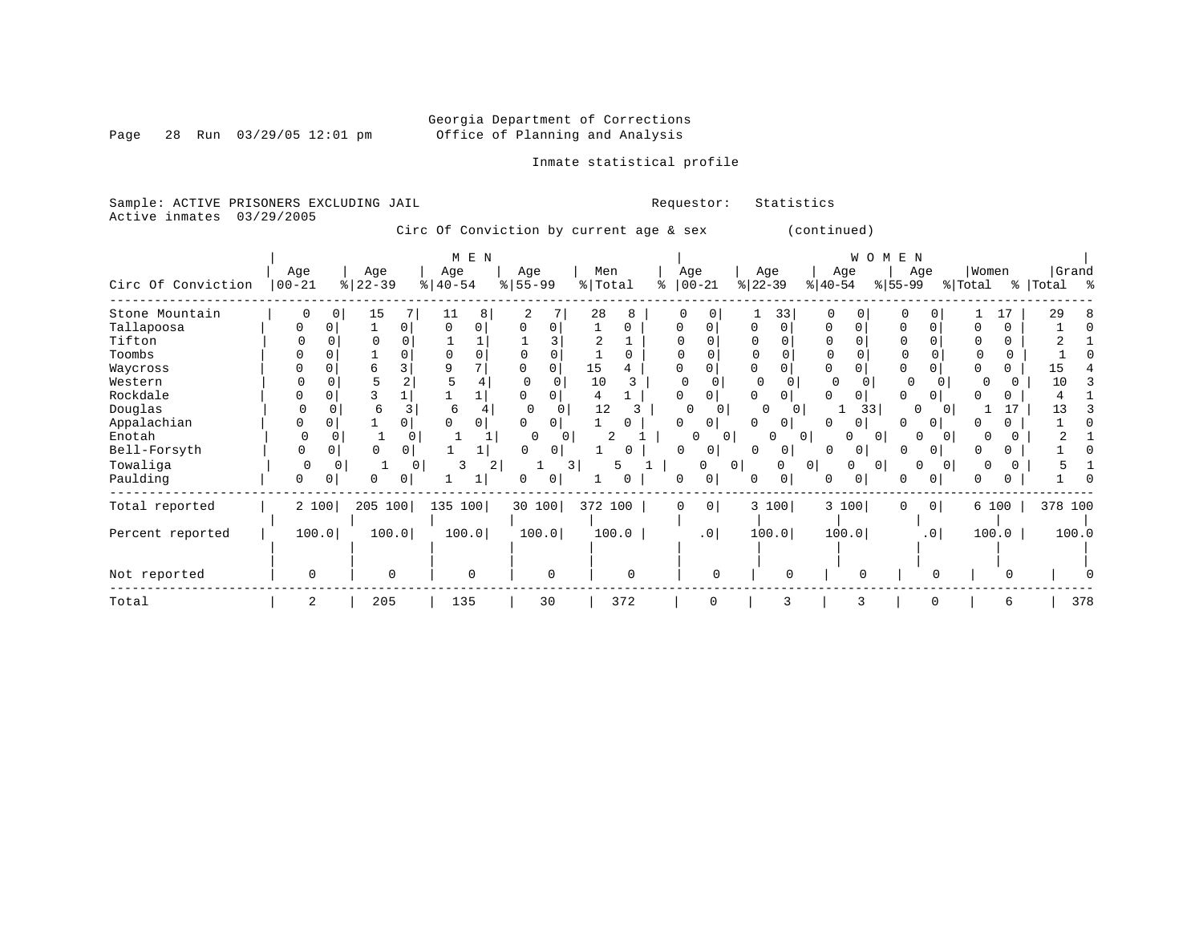Georgia Department of Corrections
Office of Planning and Analysis

Inmate statistical profile

Sample: ACTIVE PRISONERS EXCLUDING JAIL    Requestor: Statistics
Active inmates 03/29/2005

Circ Of Conviction by current age & sex (continued)

| Circ Of Conviction | MEN Age 00-21 | % | Age 22-39 | % | Age 40-54 | % | Age 55-99 | % | Men Total | % | WOMEN Age 00-21 | % | Age 22-39 | % | Age 40-54 | % | Age 55-99 | % | Women Total | % | Grand Total | % |
|---|---|---|---|---|---|---|---|---|---|---|---|---|---|---|---|---|---|---|---|---|---|---|
| Stone Mountain | 0 | 0 | 15 | 7 | 11 | 8 | 2 | 7 | 28 | 8 | 0 | 0 | 1 | 33 | 0 | 0 | 0 | 0 | 1 | 17 | 29 | 8 |
| Tallapoosa | 0 | 0 | 1 | 0 | 0 | 0 | 0 | 0 | 1 | 0 | 0 | 0 | 0 | 0 | 0 | 0 | 0 | 0 | 0 | 0 | 1 | 0 |
| Tifton | 0 | 0 | 0 | 0 | 1 | 1 | 1 | 3 | 2 | 1 | 0 | 0 | 0 | 0 | 0 | 0 | 0 | 0 | 0 | 0 | 2 | 1 |
| Toombs | 0 | 0 | 1 | 0 | 0 | 0 | 0 | 0 | 1 | 0 | 0 | 0 | 0 | 0 | 0 | 0 | 0 | 0 | 0 | 0 | 1 | 0 |
| Waycross | 0 | 0 | 6 | 3 | 9 | 7 | 0 | 0 | 15 | 4 | 0 | 0 | 0 | 0 | 0 | 0 | 0 | 0 | 0 | 0 | 15 | 4 |
| Western | 0 | 0 | 5 | 2 | 5 | 4 | 0 | 0 | 10 | 3 | 0 | 0 | 0 | 0 | 0 | 0 | 0 | 0 | 0 | 0 | 10 | 3 |
| Rockdale | 0 | 0 | 3 | 1 | 1 | 1 | 0 | 0 | 4 | 1 | 0 | 0 | 0 | 0 | 0 | 0 | 0 | 0 | 0 | 0 | 4 | 1 |
| Douglas | 0 | 0 | 6 | 3 | 6 | 4 | 0 | 0 | 12 | 3 | 0 | 0 | 0 | 0 | 1 | 33 | 0 | 0 | 1 | 17 | 13 | 3 |
| Appalachian | 0 | 0 | 1 | 0 | 0 | 0 | 0 | 0 | 1 | 0 | 0 | 0 | 0 | 0 | 0 | 0 | 0 | 0 | 0 | 0 | 1 | 0 |
| Enotah | 0 | 0 | 1 | 0 | 1 | 1 | 0 | 0 | 2 | 1 | 0 | 0 | 0 | 0 | 0 | 0 | 0 | 0 | 0 | 0 | 2 | 1 |
| Bell-Forsyth | 0 | 0 | 0 | 0 | 1 | 1 | 0 | 0 | 1 | 0 | 0 | 0 | 0 | 0 | 0 | 0 | 0 | 0 | 0 | 0 | 1 | 0 |
| Towaliga | 0 | 0 | 1 | 0 | 3 | 2 | 1 | 3 | 5 | 1 | 0 | 0 | 0 | 0 | 0 | 0 | 0 | 0 | 0 | 0 | 5 | 1 |
| Paulding | 0 | 0 | 0 | 0 | 1 | 1 | 0 | 0 | 1 | 0 | 0 | 0 | 0 | 0 | 0 | 0 | 0 | 0 | 0 | 0 | 1 | 0 |
| Total reported | 2 | 100 | 205 | 100 | 135 | 100 | 30 | 100 | 372 | 100 | 0 | 0 | 3 | 100 | 3 | 100 | 0 | 0 | 6 | 100 | 378 | 100 |
| Percent reported | 100.0 | | 100.0 | | 100.0 | | 100.0 | | 100.0 | | .0 | | 100.0 | | 100.0 | | .0 | | 100.0 | | 100.0 | |
| Not reported | 0 | | 0 | | 0 | | 0 | | 0 | | 0 | | 0 | | 0 | | 0 | | 0 | | 0 | |
| Total | 2 | | 205 | | 135 | | 30 | | 372 | | 0 | | 3 | | 3 | | 0 | | 6 | | 378 | |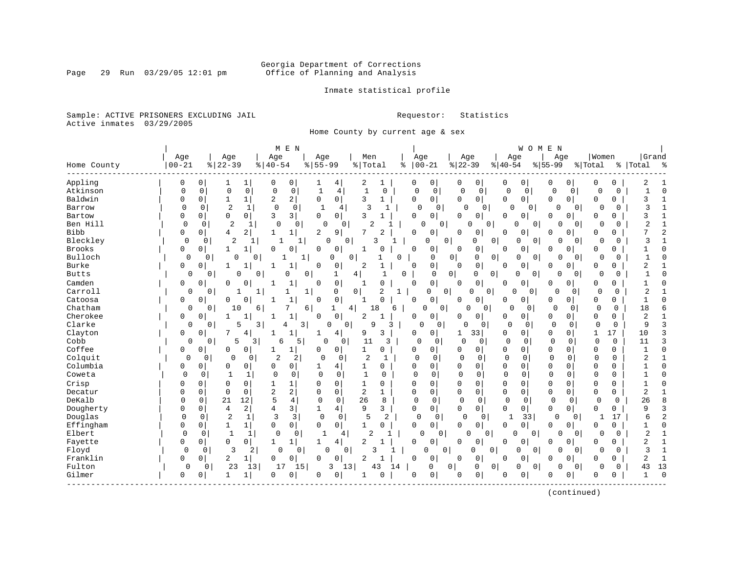Georgia Department of Corrections
Office of Planning and Analysis

Inmate statistical profile

Sample: ACTIVE PRISONERS EXCLUDING JAIL    Requestor: Statistics
Active inmates 03/29/2005

Home County by current age & sex

| | MEN | | | | | | | | | | WOMEN | | | | | | | | | | | |
|---|---|---|---|---|---|---|---|---|---|---|---|---|---|---|---|---|---|---|---|---|---|---|
| Home County | Age 00-21 | % | Age 22-39 | % | Age 40-54 | % | Age 55-99 | % | Men Total | % | Age 00-21 | % | Age 22-39 | % | Age 40-54 | % | Age 55-99 | % | Women Total | % | Grand Total | % |
| Appling | 0 | 0 | 1 | 1 | 0 | 0 | 1 | 4 | 2 | 1 | 0 | 0 | 0 | 0 | 0 | 0 | 0 | 0 | 0 | 0 | 2 | 1 |
| Atkinson | 0 | 0 | 0 | 0 | 0 | 0 | 1 | 4 | 1 | 0 | 0 | 0 | 0 | 0 | 0 | 0 | 0 | 0 | 0 | 0 | 1 | 0 |
| Baldwin | 0 | 0 | 1 | 1 | 2 | 2 | 0 | 0 | 3 | 1 | 0 | 0 | 0 | 0 | 0 | 0 | 0 | 0 | 0 | 0 | 3 | 1 |
| Barrow | 0 | 0 | 2 | 1 | 0 | 0 | 1 | 4 | 3 | 1 | 0 | 0 | 0 | 0 | 0 | 0 | 0 | 0 | 0 | 0 | 3 | 1 |
| Bartow | 0 | 0 | 0 | 0 | 3 | 3 | 0 | 0 | 3 | 1 | 0 | 0 | 0 | 0 | 0 | 0 | 0 | 0 | 0 | 0 | 3 | 1 |
| Ben Hill | 0 | 0 | 2 | 1 | 0 | 0 | 0 | 0 | 2 | 1 | 0 | 0 | 0 | 0 | 0 | 0 | 0 | 0 | 0 | 0 | 2 | 1 |
| Bibb | 0 | 0 | 4 | 2 | 1 | 1 | 2 | 9 | 7 | 2 | 0 | 0 | 0 | 0 | 0 | 0 | 0 | 0 | 0 | 0 | 7 | 2 |
| Bleckley | 0 | 0 | 2 | 1 | 1 | 1 | 0 | 0 | 3 | 1 | 0 | 0 | 0 | 0 | 0 | 0 | 0 | 0 | 0 | 0 | 3 | 1 |
| Brooks | 0 | 0 | 1 | 1 | 0 | 0 | 0 | 0 | 1 | 0 | 0 | 0 | 0 | 0 | 0 | 0 | 0 | 0 | 0 | 0 | 1 | 0 |
| Bulloch | 0 | 0 | 0 | 0 | 1 | 1 | 0 | 0 | 1 | 0 | 0 | 0 | 0 | 0 | 0 | 0 | 0 | 0 | 0 | 0 | 1 | 0 |
| Burke | 0 | 0 | 1 | 1 | 1 | 1 | 0 | 0 | 2 | 1 | 0 | 0 | 0 | 0 | 0 | 0 | 0 | 0 | 0 | 0 | 2 | 1 |
| Butts | 0 | 0 | 0 | 0 | 0 | 0 | 1 | 4 | 1 | 0 | 0 | 0 | 0 | 0 | 0 | 0 | 0 | 0 | 0 | 0 | 1 | 0 |
| Camden | 0 | 0 | 0 | 0 | 1 | 1 | 0 | 0 | 1 | 0 | 0 | 0 | 0 | 0 | 0 | 0 | 0 | 0 | 0 | 0 | 1 | 0 |
| Carroll | 0 | 0 | 1 | 1 | 1 | 1 | 0 | 0 | 2 | 1 | 0 | 0 | 0 | 0 | 0 | 0 | 0 | 0 | 0 | 0 | 2 | 1 |
| Catoosa | 0 | 0 | 0 | 0 | 1 | 1 | 0 | 0 | 1 | 0 | 0 | 0 | 0 | 0 | 0 | 0 | 0 | 0 | 0 | 0 | 1 | 0 |
| Chatham | 0 | 0 | 10 | 6 | 7 | 6 | 1 | 4 | 18 | 6 | 0 | 0 | 0 | 0 | 0 | 0 | 0 | 0 | 0 | 0 | 18 | 6 |
| Cherokee | 0 | 0 | 1 | 1 | 1 | 1 | 0 | 0 | 2 | 1 | 0 | 0 | 0 | 0 | 0 | 0 | 0 | 0 | 0 | 0 | 2 | 1 |
| Clarke | 0 | 0 | 5 | 3 | 4 | 3 | 0 | 0 | 9 | 3 | 0 | 0 | 0 | 0 | 0 | 0 | 0 | 0 | 0 | 0 | 9 | 3 |
| Clayton | 0 | 0 | 7 | 4 | 1 | 1 | 1 | 4 | 9 | 3 | 0 | 0 | 1 | 33 | 0 | 0 | 0 | 0 | 1 | 17 | 10 | 3 |
| Cobb | 0 | 0 | 5 | 3 | 6 | 5 | 0 | 0 | 11 | 3 | 0 | 0 | 0 | 0 | 0 | 0 | 0 | 0 | 0 | 0 | 11 | 3 |
| Coffee | 0 | 0 | 0 | 0 | 1 | 1 | 0 | 0 | 1 | 0 | 0 | 0 | 0 | 0 | 0 | 0 | 0 | 0 | 0 | 0 | 1 | 0 |
| Colquit | 0 | 0 | 0 | 0 | 2 | 2 | 0 | 0 | 2 | 1 | 0 | 0 | 0 | 0 | 0 | 0 | 0 | 0 | 0 | 0 | 2 | 1 |
| Columbia | 0 | 0 | 0 | 0 | 0 | 0 | 1 | 4 | 1 | 0 | 0 | 0 | 0 | 0 | 0 | 0 | 0 | 0 | 0 | 0 | 1 | 0 |
| Coweta | 0 | 0 | 1 | 1 | 0 | 0 | 0 | 0 | 1 | 0 | 0 | 0 | 0 | 0 | 0 | 0 | 0 | 0 | 0 | 0 | 1 | 0 |
| Crisp | 0 | 0 | 0 | 0 | 1 | 1 | 0 | 0 | 1 | 0 | 0 | 0 | 0 | 0 | 0 | 0 | 0 | 0 | 0 | 0 | 1 | 0 |
| Decatur | 0 | 0 | 0 | 0 | 2 | 2 | 0 | 0 | 2 | 1 | 0 | 0 | 0 | 0 | 0 | 0 | 0 | 0 | 0 | 0 | 2 | 1 |
| DeKalb | 0 | 0 | 21 | 12 | 5 | 4 | 0 | 0 | 26 | 8 | 0 | 0 | 0 | 0 | 0 | 0 | 0 | 0 | 0 | 0 | 26 | 8 |
| Dougherty | 0 | 0 | 4 | 2 | 4 | 3 | 1 | 4 | 9 | 3 | 0 | 0 | 0 | 0 | 0 | 0 | 0 | 0 | 0 | 0 | 9 | 3 |
| Douglas | 0 | 0 | 2 | 1 | 3 | 3 | 0 | 0 | 5 | 2 | 0 | 0 | 0 | 0 | 1 | 33 | 0 | 0 | 1 | 17 | 6 | 2 |
| Effingham | 0 | 0 | 1 | 1 | 0 | 0 | 0 | 0 | 1 | 0 | 0 | 0 | 0 | 0 | 0 | 0 | 0 | 0 | 0 | 0 | 1 | 0 |
| Elbert | 0 | 0 | 1 | 1 | 0 | 0 | 1 | 4 | 2 | 1 | 0 | 0 | 0 | 0 | 0 | 0 | 0 | 0 | 0 | 0 | 2 | 1 |
| Fayette | 0 | 0 | 0 | 0 | 1 | 1 | 1 | 4 | 2 | 1 | 0 | 0 | 0 | 0 | 0 | 0 | 0 | 0 | 0 | 0 | 2 | 1 |
| Floyd | 0 | 0 | 3 | 2 | 0 | 0 | 0 | 0 | 3 | 1 | 0 | 0 | 0 | 0 | 0 | 0 | 0 | 0 | 0 | 0 | 3 | 1 |
| Franklin | 0 | 0 | 2 | 1 | 0 | 0 | 0 | 0 | 2 | 1 | 0 | 0 | 0 | 0 | 0 | 0 | 0 | 0 | 0 | 0 | 2 | 1 |
| Fulton | 0 | 0 | 23 | 13 | 17 | 15 | 3 | 13 | 43 | 14 | 0 | 0 | 0 | 0 | 0 | 0 | 0 | 0 | 0 | 0 | 43 | 13 |
| Gilmer | 0 | 0 | 1 | 1 | 0 | 0 | 0 | 0 | 1 | 0 | 0 | 0 | 0 | 0 | 0 | 0 | 0 | 0 | 0 | 0 | 1 | 0 |

(continued)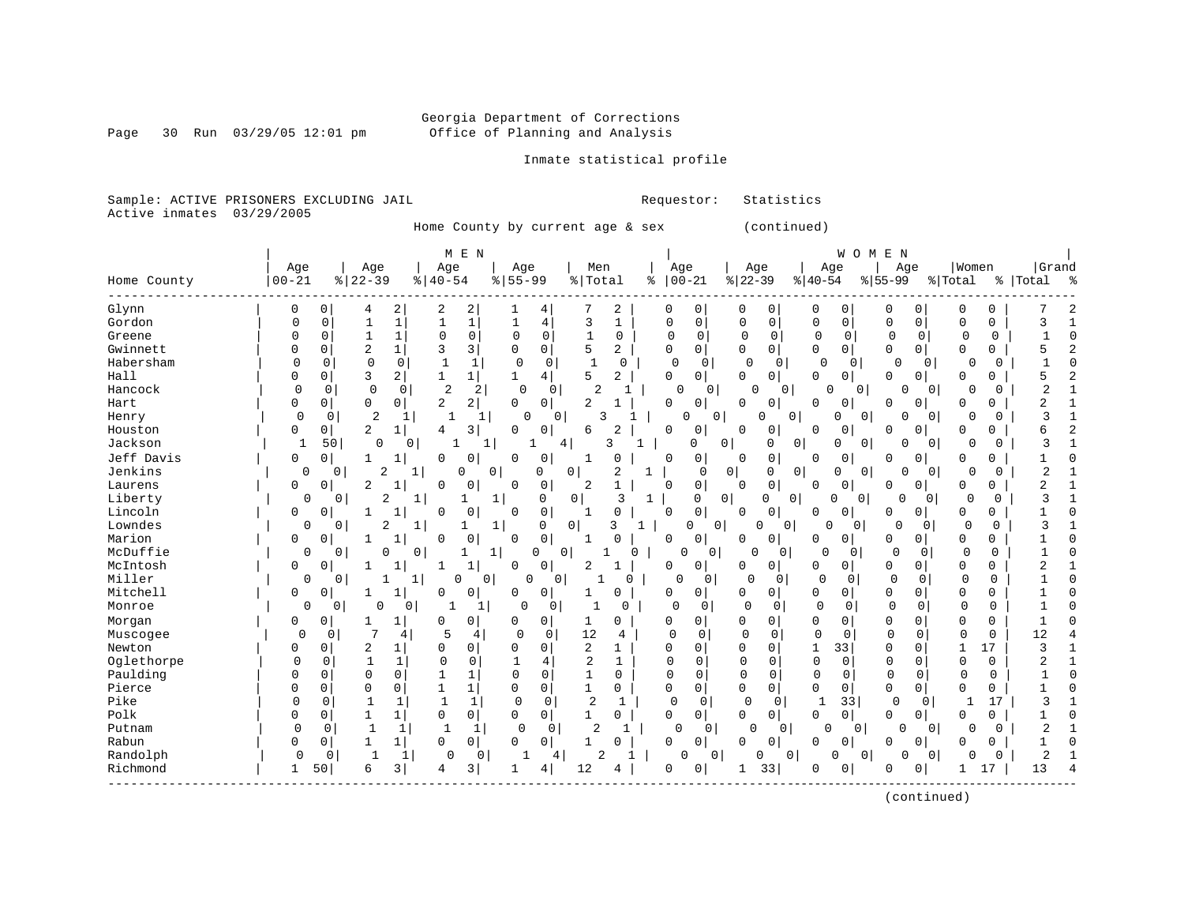Georgia Department of Corrections
Office of Planning and Analysis

Inmate statistical profile

Sample: ACTIVE PRISONERS EXCLUDING JAIL　　　Requestor: Statistics
Active inmates 03/29/2005

Home County by current age & sex　　(continued)

| Home County | MEN Age 00-21 | % | Age 22-39 | % | Age 40-54 | % | Age 55-99 | % | Men Total | % | WOMEN Age 00-21 | % | Age 22-39 | % | Age 40-54 | % | Age 55-99 | % | Women Total | % | Grand Total | % |
|---|---|---|---|---|---|---|---|---|---|---|---|---|---|---|---|---|---|---|---|---|---|---|
| Glynn | 0 | 0 | 4 | 2 | 2 | 2 | 1 | 4 | 7 | 2 | 0 | 0 | 0 | 0 | 0 | 0 | 0 | 0 | 0 | 0 | 7 | 2 |
| Gordon | 0 | 0 | 1 | 1 | 1 | 1 | 1 | 4 | 3 | 1 | 0 | 0 | 0 | 0 | 0 | 0 | 0 | 0 | 0 | 0 | 3 | 1 |
| Greene | 0 | 0 | 1 | 1 | 0 | 0 | 0 | 0 | 1 | 0 | 0 | 0 | 0 | 0 | 0 | 0 | 0 | 0 | 0 | 0 | 1 | 0 |
| Gwinnett | 0 | 0 | 2 | 1 | 3 | 3 | 0 | 0 | 5 | 2 | 0 | 0 | 0 | 0 | 0 | 0 | 0 | 0 | 0 | 0 | 5 | 2 |
| Habersham | 0 | 0 | 0 | 0 | 1 | 1 | 0 | 0 | 1 | 0 | 0 | 0 | 0 | 0 | 0 | 0 | 0 | 0 | 0 | 0 | 1 | 0 |
| Hall | 0 | 0 | 3 | 2 | 1 | 1 | 1 | 4 | 5 | 2 | 0 | 0 | 0 | 0 | 0 | 0 | 0 | 0 | 0 | 0 | 5 | 2 |
| Hancock | 0 | 0 | 0 | 0 | 2 | 2 | 0 | 0 | 2 | 1 | 0 | 0 | 0 | 0 | 0 | 0 | 0 | 0 | 0 | 0 | 2 | 1 |
| Hart | 0 | 0 | 0 | 0 | 2 | 2 | 0 | 0 | 2 | 1 | 0 | 0 | 0 | 0 | 0 | 0 | 0 | 0 | 0 | 0 | 2 | 1 |
| Henry | 0 | 0 | 2 | 1 | 1 | 1 | 0 | 0 | 3 | 1 | 0 | 0 | 0 | 0 | 0 | 0 | 0 | 0 | 0 | 0 | 3 | 1 |
| Houston | 0 | 0 | 2 | 1 | 4 | 3 | 0 | 0 | 6 | 2 | 0 | 0 | 0 | 0 | 0 | 0 | 0 | 0 | 0 | 0 | 6 | 2 |
| Jackson | 1 | 50 | 0 | 0 | 1 | 1 | 1 | 4 | 3 | 1 | 0 | 0 | 0 | 0 | 0 | 0 | 0 | 0 | 0 | 0 | 3 | 1 |
| Jeff Davis | 0 | 0 | 1 | 1 | 0 | 0 | 0 | 0 | 1 | 0 | 0 | 0 | 0 | 0 | 0 | 0 | 0 | 0 | 0 | 0 | 1 | 0 |
| Jenkins | 0 | 0 | 2 | 1 | 0 | 0 | 0 | 0 | 2 | 1 | 0 | 0 | 0 | 0 | 0 | 0 | 0 | 0 | 0 | 0 | 2 | 1 |
| Laurens | 0 | 0 | 2 | 1 | 0 | 0 | 0 | 0 | 2 | 1 | 0 | 0 | 0 | 0 | 0 | 0 | 0 | 0 | 0 | 0 | 2 | 1 |
| Liberty | 0 | 0 | 2 | 1 | 1 | 1 | 0 | 0 | 3 | 1 | 0 | 0 | 0 | 0 | 0 | 0 | 0 | 0 | 0 | 0 | 3 | 1 |
| Lincoln | 0 | 0 | 1 | 1 | 0 | 0 | 0 | 0 | 1 | 0 | 0 | 0 | 0 | 0 | 0 | 0 | 0 | 0 | 0 | 0 | 1 | 0 |
| Lowndes | 0 | 0 | 2 | 1 | 1 | 1 | 0 | 0 | 3 | 1 | 0 | 0 | 0 | 0 | 0 | 0 | 0 | 0 | 0 | 0 | 3 | 1 |
| Marion | 0 | 0 | 1 | 1 | 0 | 0 | 0 | 0 | 1 | 0 | 0 | 0 | 0 | 0 | 0 | 0 | 0 | 0 | 0 | 0 | 1 | 0 |
| McDuffie | 0 | 0 | 0 | 0 | 1 | 1 | 0 | 0 | 1 | 0 | 0 | 0 | 0 | 0 | 0 | 0 | 0 | 0 | 0 | 0 | 1 | 0 |
| McIntosh | 0 | 0 | 1 | 1 | 1 | 1 | 0 | 0 | 2 | 1 | 0 | 0 | 0 | 0 | 0 | 0 | 0 | 0 | 0 | 0 | 2 | 1 |
| Miller | 0 | 0 | 1 | 1 | 0 | 0 | 0 | 0 | 1 | 0 | 0 | 0 | 0 | 0 | 0 | 0 | 0 | 0 | 0 | 0 | 1 | 0 |
| Mitchell | 0 | 0 | 1 | 1 | 0 | 0 | 0 | 0 | 1 | 0 | 0 | 0 | 0 | 0 | 0 | 0 | 0 | 0 | 0 | 0 | 1 | 0 |
| Monroe | 0 | 0 | 0 | 0 | 1 | 1 | 0 | 0 | 1 | 0 | 0 | 0 | 0 | 0 | 0 | 0 | 0 | 0 | 0 | 0 | 1 | 0 |
| Morgan | 0 | 0 | 1 | 1 | 0 | 0 | 0 | 0 | 1 | 0 | 0 | 0 | 0 | 0 | 0 | 0 | 0 | 0 | 0 | 0 | 1 | 0 |
| Muscogee | 0 | 0 | 7 | 4 | 5 | 4 | 0 | 0 | 12 | 4 | 0 | 0 | 0 | 0 | 0 | 0 | 0 | 0 | 0 | 0 | 12 | 4 |
| Newton | 0 | 0 | 2 | 1 | 0 | 0 | 0 | 0 | 2 | 1 | 0 | 0 | 0 | 0 | 1 | 33 | 0 | 0 | 1 | 17 | 3 | 1 |
| Oglethorpe | 0 | 0 | 1 | 1 | 0 | 0 | 1 | 4 | 2 | 1 | 0 | 0 | 0 | 0 | 0 | 0 | 0 | 0 | 0 | 0 | 2 | 1 |
| Paulding | 0 | 0 | 0 | 0 | 1 | 1 | 0 | 0 | 1 | 0 | 0 | 0 | 0 | 0 | 0 | 0 | 0 | 0 | 0 | 0 | 1 | 0 |
| Pierce | 0 | 0 | 0 | 0 | 1 | 1 | 0 | 0 | 1 | 0 | 0 | 0 | 0 | 0 | 0 | 0 | 0 | 0 | 0 | 0 | 1 | 0 |
| Pike | 0 | 0 | 1 | 1 | 1 | 1 | 0 | 0 | 2 | 1 | 0 | 0 | 0 | 0 | 1 | 33 | 0 | 0 | 1 | 17 | 3 | 1 |
| Polk | 0 | 0 | 1 | 1 | 0 | 0 | 0 | 0 | 1 | 0 | 0 | 0 | 0 | 0 | 0 | 0 | 0 | 0 | 0 | 0 | 1 | 0 |
| Putnam | 0 | 0 | 1 | 1 | 1 | 1 | 0 | 0 | 2 | 1 | 0 | 0 | 0 | 0 | 0 | 0 | 0 | 0 | 0 | 0 | 2 | 1 |
| Rabun | 0 | 0 | 1 | 1 | 0 | 0 | 0 | 0 | 1 | 0 | 0 | 0 | 0 | 0 | 0 | 0 | 0 | 0 | 0 | 0 | 1 | 0 |
| Randolph | 0 | 0 | 1 | 1 | 0 | 0 | 1 | 4 | 2 | 1 | 0 | 0 | 0 | 0 | 0 | 0 | 0 | 0 | 0 | 0 | 2 | 1 |
| Richmond | 1 | 50 | 6 | 3 | 4 | 3 | 1 | 4 | 12 | 4 | 0 | 0 | 1 | 33 | 0 | 0 | 0 | 0 | 1 | 17 | 13 | 4 |

(continued)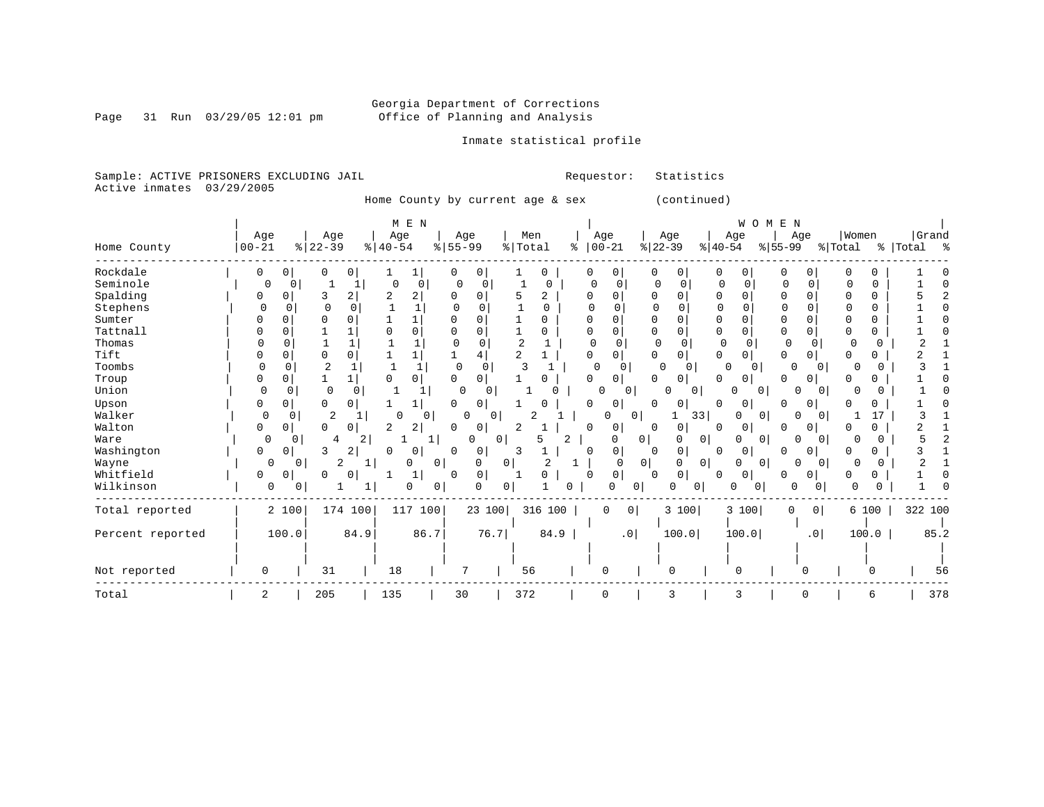Georgia Department of Corrections
Office of Planning and Analysis

Inmate statistical profile

Sample: ACTIVE PRISONERS EXCLUDING JAIL
Active inmates 03/29/2005

Requestor: Statistics

Home County by current age & sex (continued)

| Home County | MEN Age 00-21 | % | Age 22-39 | % | Age 40-54 | % | Age 55-99 | % | Men Total | % | WOMEN Age 00-21 | % | Age 22-39 | % | Age 40-54 | % | Age 55-99 | % | Women Total | % | Grand Total | % |
|---|---|---|---|---|---|---|---|---|---|---|---|---|---|---|---|---|---|---|---|---|---|---|
| Rockdale | 0 | 0 | 0 | 0 | 1 | 1 | 0 | 0 | 1 | 0 | 0 | 0 | 0 | 0 | 0 | 0 | 0 | 0 | 0 | 0 | 1 | 0 |
| Seminole | 0 | 0 | 1 | 1 | 0 | 0 | 0 | 0 | 1 | 0 | 0 | 0 | 0 | 0 | 0 | 0 | 0 | 0 | 0 | 0 | 1 | 0 |
| Spalding | 0 | 0 | 3 | 2 | 2 | 2 | 0 | 0 | 5 | 2 | 0 | 0 | 0 | 0 | 0 | 0 | 0 | 0 | 0 | 0 | 5 | 2 |
| Stephens | 0 | 0 | 0 | 0 | 1 | 1 | 0 | 0 | 1 | 0 | 0 | 0 | 0 | 0 | 0 | 0 | 0 | 0 | 0 | 0 | 1 | 0 |
| Sumter | 0 | 0 | 0 | 0 | 1 | 1 | 0 | 0 | 1 | 0 | 0 | 0 | 0 | 0 | 0 | 0 | 0 | 0 | 0 | 0 | 1 | 0 |
| Tattnall | 0 | 0 | 1 | 1 | 0 | 0 | 0 | 0 | 1 | 0 | 0 | 0 | 0 | 0 | 0 | 0 | 0 | 0 | 0 | 0 | 1 | 0 |
| Thomas | 0 | 0 | 1 | 1 | 1 | 1 | 0 | 0 | 2 | 1 | 0 | 0 | 0 | 0 | 0 | 0 | 0 | 0 | 0 | 0 | 2 | 1 |
| Tift | 0 | 0 | 0 | 0 | 1 | 1 | 1 | 4 | 2 | 1 | 0 | 0 | 0 | 0 | 0 | 0 | 0 | 0 | 0 | 0 | 2 | 1 |
| Toombs | 0 | 0 | 2 | 1 | 1 | 1 | 0 | 0 | 3 | 1 | 0 | 0 | 0 | 0 | 0 | 0 | 0 | 0 | 0 | 0 | 3 | 1 |
| Troup | 0 | 0 | 1 | 1 | 0 | 0 | 0 | 0 | 1 | 0 | 0 | 0 | 0 | 0 | 0 | 0 | 0 | 0 | 0 | 0 | 1 | 0 |
| Union | 0 | 0 | 0 | 0 | 1 | 1 | 0 | 0 | 1 | 0 | 0 | 0 | 0 | 0 | 0 | 0 | 0 | 0 | 0 | 0 | 1 | 0 |
| Upson | 0 | 0 | 0 | 0 | 1 | 1 | 0 | 0 | 1 | 0 | 0 | 0 | 0 | 0 | 0 | 0 | 0 | 0 | 0 | 0 | 1 | 0 |
| Walker | 0 | 0 | 2 | 1 | 0 | 0 | 0 | 0 | 2 | 1 | 0 | 0 | 1 | 33 | 0 | 0 | 0 | 0 | 1 | 17 | 3 | 1 |
| Walton | 0 | 0 | 0 | 0 | 2 | 2 | 0 | 0 | 2 | 1 | 0 | 0 | 0 | 0 | 0 | 0 | 0 | 0 | 0 | 0 | 2 | 1 |
| Ware | 0 | 0 | 4 | 2 | 1 | 1 | 0 | 0 | 5 | 2 | 0 | 0 | 0 | 0 | 0 | 0 | 0 | 0 | 0 | 0 | 5 | 2 |
| Washington | 0 | 0 | 3 | 2 | 0 | 0 | 0 | 0 | 3 | 1 | 0 | 0 | 0 | 0 | 0 | 0 | 0 | 0 | 0 | 0 | 3 | 1 |
| Wayne | 0 | 0 | 2 | 1 | 0 | 0 | 0 | 0 | 2 | 1 | 0 | 0 | 0 | 0 | 0 | 0 | 0 | 0 | 0 | 0 | 2 | 1 |
| Whitfield | 0 | 0 | 0 | 0 | 1 | 1 | 0 | 0 | 1 | 0 | 0 | 0 | 0 | 0 | 0 | 0 | 0 | 0 | 0 | 0 | 1 | 0 |
| Wilkinson | 0 | 0 | 1 | 1 | 0 | 0 | 0 | 0 | 1 | 0 | 0 | 0 | 0 | 0 | 0 | 0 | 0 | 0 | 0 | 0 | 1 | 0 |
| Total reported | 2 | 100 | 174 | 100 | 117 | 100 | 23 | 100 | 316 | 100 | 0 | 0 | 3 | 100 | 3 | 100 | 0 | 0 | 6 | 100 | 322 | 100 |
| Percent reported | 100.0 | | 84.9 | | 86.7 | | 76.7 | | 84.9 | | .0 | | 100.0 | | 100.0 | | .0 | | 100.0 | | 85.2 | |
| Not reported | 0 | | 31 | | 18 | | 7 | | 56 | | 0 | | 0 | | 0 | | 0 | | 0 | | 56 | |
| Total | 2 | | 205 | | 135 | | 30 | | 372 | | 0 | | 3 | | 3 | | 0 | | 6 | | 378 | |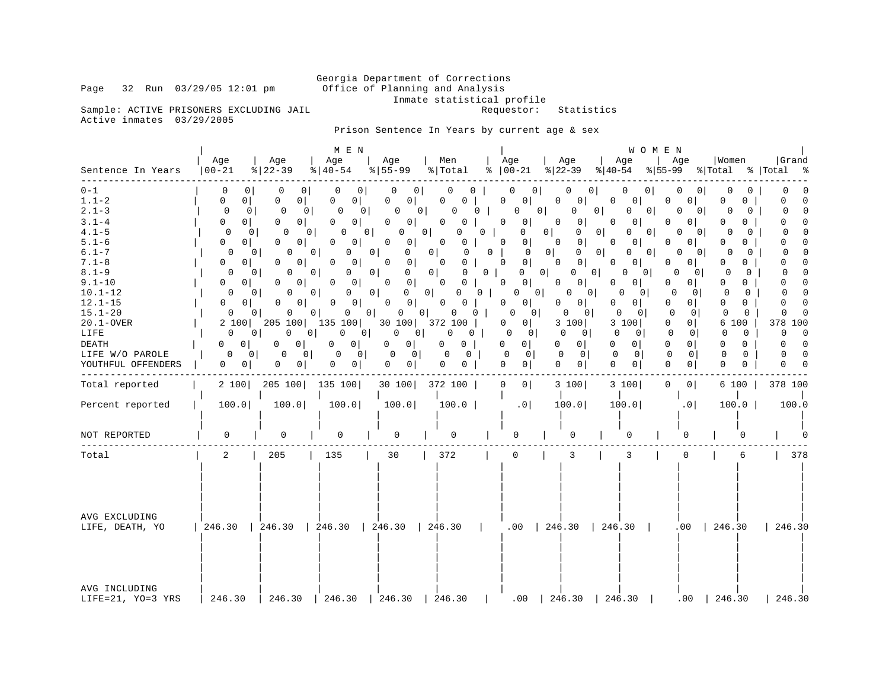Georgia Department of Corrections
Office of Planning and Analysis
Inmate statistical profile

Page 32 Run 03/29/05 12:01 pm

Sample: ACTIVE PRISONERS EXCLUDING JAIL
Active inmates 03/29/2005

Requestor: Statistics

Prison Sentence In Years by current age & sex

| Sentence In Years | MEN Age 00-21 | % | Age 22-39 | % | Age 40-54 | % | Age 55-99 | % | Men Total | % | WOMEN Age 00-21 | % | Age 22-39 | % | Age 40-54 | % | Age 55-99 | % | Women Total | % | Grand Total | % |
|---|---|---|---|---|---|---|---|---|---|---|---|---|---|---|---|---|---|---|---|---|---|---|
| 0-1 | 0 | 0 | 0 | 0 | 0 | 0 | 0 | 0 | 0 | 0 | 0 | 0 | 0 | 0 | 0 | 0 | 0 | 0 | 0 | 0 | 0 | 0 |
| 1.1-2 | 0 | 0 | 0 | 0 | 0 | 0 | 0 | 0 | 0 | 0 | 0 | 0 | 0 | 0 | 0 | 0 | 0 | 0 | 0 | 0 | 0 | 0 |
| 2.1-3 | 0 | 0 | 0 | 0 | 0 | 0 | 0 | 0 | 0 | 0 | 0 | 0 | 0 | 0 | 0 | 0 | 0 | 0 | 0 | 0 | 0 | 0 |
| 3.1-4 | 0 | 0 | 0 | 0 | 0 | 0 | 0 | 0 | 0 | 0 | 0 | 0 | 0 | 0 | 0 | 0 | 0 | 0 | 0 | 0 | 0 | 0 |
| 4.1-5 | 0 | 0 | 0 | 0 | 0 | 0 | 0 | 0 | 0 | 0 | 0 | 0 | 0 | 0 | 0 | 0 | 0 | 0 | 0 | 0 | 0 | 0 |
| 5.1-6 | 0 | 0 | 0 | 0 | 0 | 0 | 0 | 0 | 0 | 0 | 0 | 0 | 0 | 0 | 0 | 0 | 0 | 0 | 0 | 0 | 0 | 0 |
| 6.1-7 | 0 | 0 | 0 | 0 | 0 | 0 | 0 | 0 | 0 | 0 | 0 | 0 | 0 | 0 | 0 | 0 | 0 | 0 | 0 | 0 | 0 | 0 |
| 7.1-8 | 0 | 0 | 0 | 0 | 0 | 0 | 0 | 0 | 0 | 0 | 0 | 0 | 0 | 0 | 0 | 0 | 0 | 0 | 0 | 0 | 0 | 0 |
| 8.1-9 | 0 | 0 | 0 | 0 | 0 | 0 | 0 | 0 | 0 | 0 | 0 | 0 | 0 | 0 | 0 | 0 | 0 | 0 | 0 | 0 | 0 | 0 |
| 9.1-10 | 0 | 0 | 0 | 0 | 0 | 0 | 0 | 0 | 0 | 0 | 0 | 0 | 0 | 0 | 0 | 0 | 0 | 0 | 0 | 0 | 0 | 0 |
| 10.1-12 | 0 | 0 | 0 | 0 | 0 | 0 | 0 | 0 | 0 | 0 | 0 | 0 | 0 | 0 | 0 | 0 | 0 | 0 | 0 | 0 | 0 | 0 |
| 12.1-15 | 0 | 0 | 0 | 0 | 0 | 0 | 0 | 0 | 0 | 0 | 0 | 0 | 0 | 0 | 0 | 0 | 0 | 0 | 0 | 0 | 0 | 0 |
| 15.1-20 | 0 | 0 | 0 | 0 | 0 | 0 | 0 | 0 | 0 | 0 | 0 | 0 | 0 | 0 | 0 | 0 | 0 | 0 | 0 | 0 | 0 | 0 |
| 20.1-OVER | 2 | 100 | 205 | 100 | 135 | 100 | 30 | 100 | 372 | 100 | 0 | 0 | 3 | 100 | 3 | 100 | 0 | 0 | 6 | 100 | 378 | 100 |
| LIFE | 0 | 0 | 0 | 0 | 0 | 0 | 0 | 0 | 0 | 0 | 0 | 0 | 0 | 0 | 0 | 0 | 0 | 0 | 0 | 0 | 0 | 0 |
| DEATH | 0 | 0 | 0 | 0 | 0 | 0 | 0 | 0 | 0 | 0 | 0 | 0 | 0 | 0 | 0 | 0 | 0 | 0 | 0 | 0 | 0 | 0 |
| LIFE W/O PAROLE | 0 | 0 | 0 | 0 | 0 | 0 | 0 | 0 | 0 | 0 | 0 | 0 | 0 | 0 | 0 | 0 | 0 | 0 | 0 | 0 | 0 | 0 |
| YOUTHFUL OFFENDERS | 0 | 0 | 0 | 0 | 0 | 0 | 0 | 0 | 0 | 0 | 0 | 0 | 0 | 0 | 0 | 0 | 0 | 0 | 0 | 0 | 0 | 0 |
| Total reported | 2 | 100 | 205 | 100 | 135 | 100 | 30 | 100 | 372 | 100 | 0 | 0 | 3 | 100 | 3 | 100 | 0 | 0 | 6 | 100 | 378 | 100 |
| Percent reported | 100.0 | | 100.0 | | 100.0 | | 100.0 | | 100.0 | | .0 | | 100.0 | | 100.0 | | .0 | | 100.0 | | 100.0 | |
| NOT REPORTED | 0 | | 0 | | 0 | | 0 | | 0 | | 0 | | 0 | | 0 | | 0 | | 0 | | 0 | |
| Total | 2 | | 205 | | 135 | | 30 | | 372 | | 0 | | 3 | | 3 | | 0 | | 6 | | 378 | |
| AVG EXCLUDING LIFE, DEATH, YO | 246.30 | | 246.30 | | 246.30 | | 246.30 | | 246.30 | | .00 | | 246.30 | | 246.30 | | .00 | | 246.30 | | 246.30 | |
| AVG INCLUDING LIFE=21, YO=3 YRS | 246.30 | | 246.30 | | 246.30 | | 246.30 | | 246.30 | | .00 | | 246.30 | | 246.30 | | .00 | | 246.30 | | 246.30 | |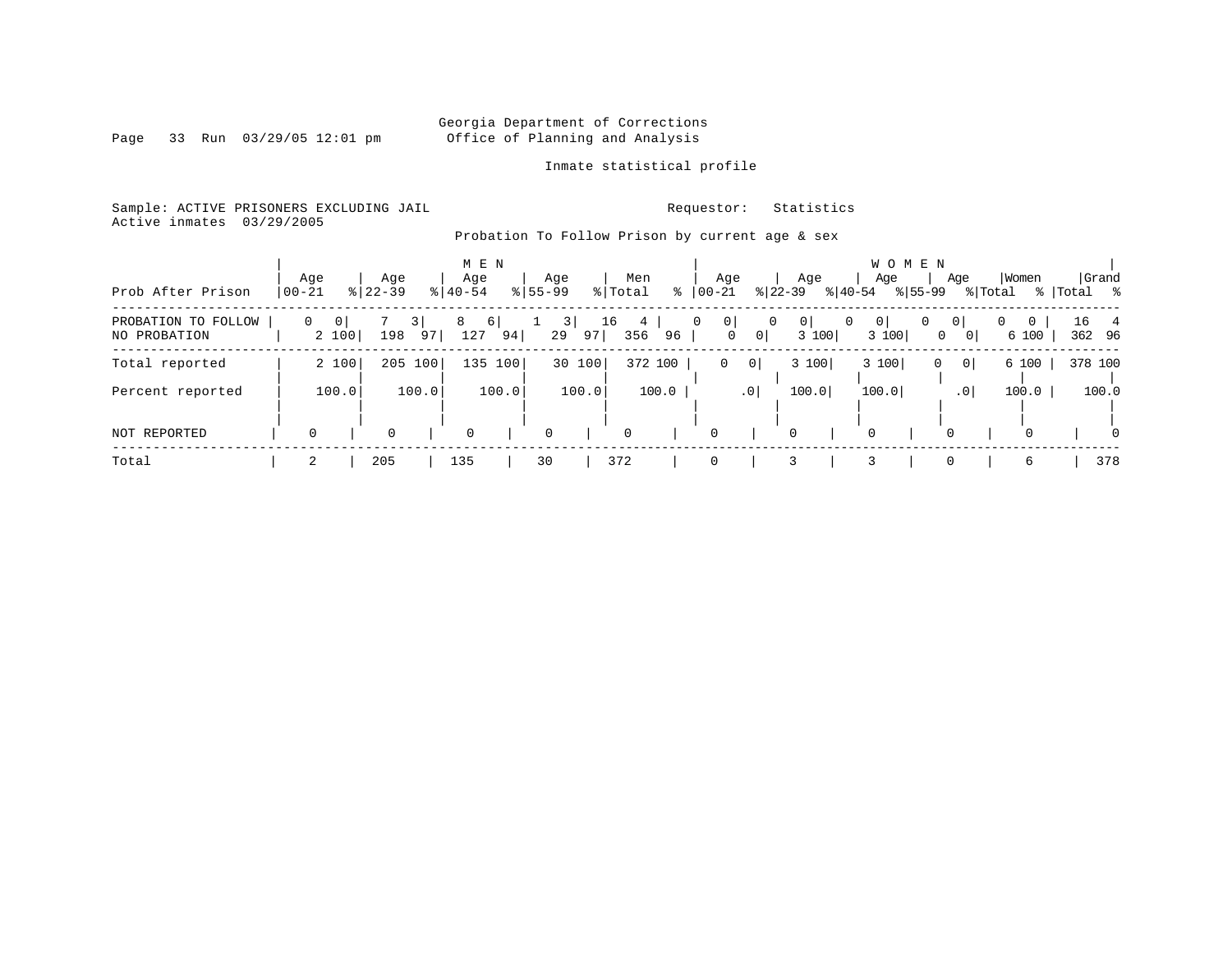Georgia Department of Corrections
Office of Planning and Analysis

Inmate statistical profile

Sample: ACTIVE PRISONERS EXCLUDING JAIL

Requestor: Statistics

Active inmates 03/29/2005

Probation To Follow Prison by current age & sex

| Prob After Prison | MEN Age 00-21 | % | Age 22-39 | % | Age 40-54 | % | Age 55-99 | % | Men Total | % | WOMEN Age 00-21 | % | Age 22-39 | % | Age 40-54 | % | Age 55-99 | % | Women Total | % | Grand Total | % |
|---|---|---|---|---|---|---|---|---|---|---|---|---|---|---|---|---|---|---|---|---|---|---|
| PROBATION TO FOLLOW | 0 | 0 | 7 | 3 | 8 | 6 | 1 | 3 | 16 | 4 | 0 | 0 | 0 | 0 | 0 | 0 | 0 | 0 | 0 | 0 | 16 | 4 |
| NO PROBATION | 2 | 100 | 198 | 97 | 127 | 94 | 29 | 97 | 356 | 96 | 0 | 0 | 3 | 100 | 3 | 100 | 0 | 0 | 6 | 100 | 362 | 96 |
| Total reported | 2 | 100 | 205 | 100 | 135 | 100 | 30 | 100 | 372 | 100 | 0 | 0 | 3 | 100 | 3 | 100 | 0 | 0 | 6 | 100 | 378 | 100 |
| Percent reported | 100.0 | | 100.0 | | 100.0 | | 100.0 | | 100.0 | | .0 | | 100.0 | | 100.0 | | .0 | | 100.0 | | 100.0 | |
| NOT REPORTED | 0 | | 0 | | 0 | | 0 | | 0 | | 0 | | 0 | | 0 | | 0 | | 0 | | 0 | |
| Total | 2 | | 205 | | 135 | | 30 | | 372 | | 0 | | 3 | | 3 | | 0 | | 6 | | 378 | |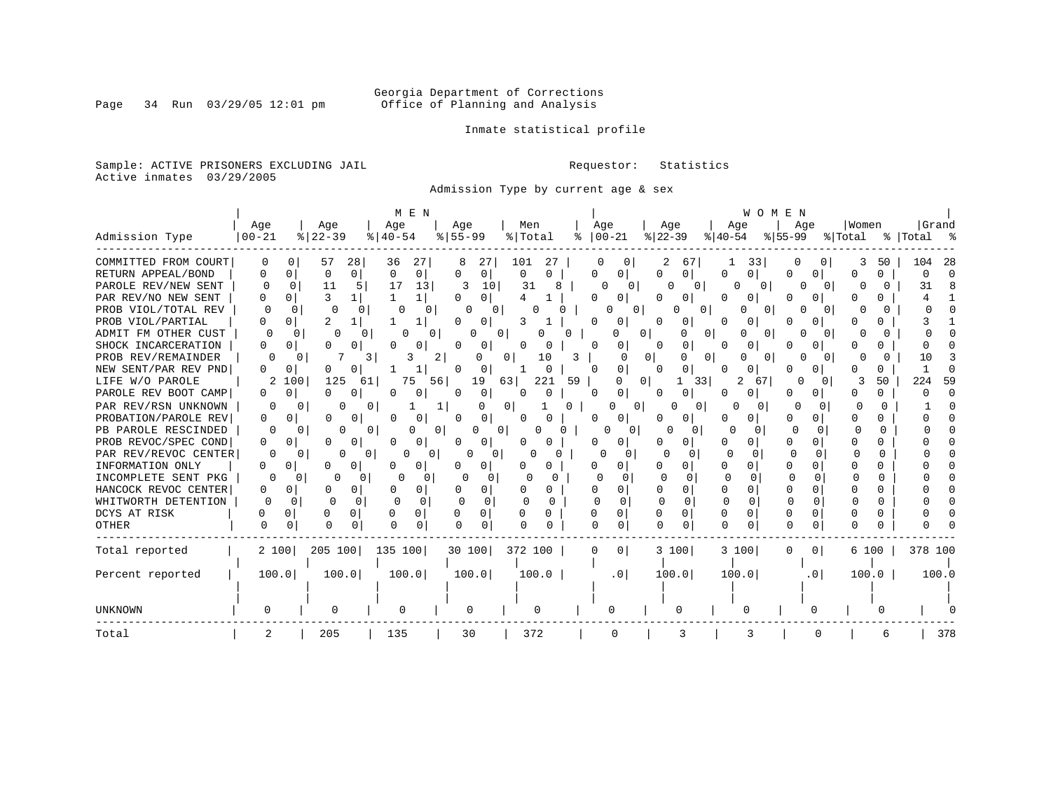Georgia Department of Corrections
Office of Planning and Analysis

Inmate statistical profile

Sample: ACTIVE PRISONERS EXCLUDING JAIL

Requestor: Statistics

Active inmates 03/29/2005

Admission Type by current age & sex

| | MEN | | | | | | | | | | WOMEN | | | | | | | | | | | |
|---|---|---|---|---|---|---|---|---|---|---|---|---|---|---|---|---|---|---|---|---|---|---|
| Admission Type | Age 00-21 | % | Age 22-39 | % | Age 40-54 | % | Age 55-99 | % | Men Total | % | Age 00-21 | % | Age 22-39 | % | Age 40-54 | % | Age 55-99 | % | Women Total | % | Grand Total | % |
| COMMITTED FROM COURT | 0 | 0 | 57 | 28 | 36 | 27 | 8 | 27 | 101 | 27 | 0 | 0 | 2 | 67 | 1 | 33 | 0 | 0 | 3 | 50 | 104 | 28 |
| RETURN APPEAL/BOND | 0 | 0 | 0 | 0 | 0 | 0 | 0 | 0 | 0 | 0 | 0 | 0 | 0 | 0 | 0 | 0 | 0 | 0 | 0 | 0 | 0 | 0 |
| PAROLE REV/NEW SENT | 0 | 0 | 11 | 5 | 17 | 13 | 3 | 10 | 31 | 8 | 0 | 0 | 0 | 0 | 0 | 0 | 0 | 0 | 0 | 0 | 31 | 8 |
| PAR REV/NO NEW SENT | 0 | 0 | 3 | 1 | 1 | 1 | 0 | 0 | 4 | 1 | 0 | 0 | 0 | 0 | 0 | 0 | 0 | 0 | 0 | 0 | 4 | 1 |
| PROB VIOL/TOTAL REV | 0 | 0 | 0 | 0 | 0 | 0 | 0 | 0 | 0 | 0 | 0 | 0 | 0 | 0 | 0 | 0 | 0 | 0 | 0 | 0 | 0 | 0 |
| PROB VIOL/PARTIAL | 0 | 0 | 2 | 1 | 1 | 1 | 0 | 0 | 3 | 1 | 0 | 0 | 0 | 0 | 0 | 0 | 0 | 0 | 0 | 0 | 3 | 1 |
| ADMIT FM OTHER CUST | 0 | 0 | 0 | 0 | 0 | 0 | 0 | 0 | 0 | 0 | 0 | 0 | 0 | 0 | 0 | 0 | 0 | 0 | 0 | 0 | 0 | 0 |
| SHOCK INCARCERATION | 0 | 0 | 0 | 0 | 0 | 0 | 0 | 0 | 0 | 0 | 0 | 0 | 0 | 0 | 0 | 0 | 0 | 0 | 0 | 0 | 0 | 0 |
| PROB REV/REMAINDER | 0 | 0 | 7 | 3 | 3 | 2 | 0 | 0 | 10 | 3 | 0 | 0 | 0 | 0 | 0 | 0 | 0 | 0 | 0 | 0 | 10 | 3 |
| NEW SENT/PAR REV PND | 0 | 0 | 0 | 0 | 1 | 1 | 0 | 0 | 1 | 0 | 0 | 0 | 0 | 0 | 0 | 0 | 0 | 0 | 0 | 0 | 1 | 0 |
| LIFE W/O PAROLE | 2 | 100 | 125 | 61 | 75 | 56 | 19 | 63 | 221 | 59 | 0 | 0 | 1 | 33 | 2 | 67 | 0 | 0 | 3 | 50 | 224 | 59 |
| PAROLE REV BOOT CAMP | 0 | 0 | 0 | 0 | 0 | 0 | 0 | 0 | 0 | 0 | 0 | 0 | 0 | 0 | 0 | 0 | 0 | 0 | 0 | 0 | 0 | 0 |
| PAR REV/RSN UNKNOWN | 0 | 0 | 0 | 0 | 1 | 1 | 0 | 0 | 1 | 0 | 0 | 0 | 0 | 0 | 0 | 0 | 0 | 0 | 0 | 0 | 1 | 0 |
| PROBATION/PAROLE REV | 0 | 0 | 0 | 0 | 0 | 0 | 0 | 0 | 0 | 0 | 0 | 0 | 0 | 0 | 0 | 0 | 0 | 0 | 0 | 0 | 0 | 0 |
| PB PAROLE RESCINDED | 0 | 0 | 0 | 0 | 0 | 0 | 0 | 0 | 0 | 0 | 0 | 0 | 0 | 0 | 0 | 0 | 0 | 0 | 0 | 0 | 0 | 0 |
| PROB REVOC/SPEC COND | 0 | 0 | 0 | 0 | 0 | 0 | 0 | 0 | 0 | 0 | 0 | 0 | 0 | 0 | 0 | 0 | 0 | 0 | 0 | 0 | 0 | 0 |
| PAR REV/REVOC CENTER | 0 | 0 | 0 | 0 | 0 | 0 | 0 | 0 | 0 | 0 | 0 | 0 | 0 | 0 | 0 | 0 | 0 | 0 | 0 | 0 | 0 | 0 |
| INFORMATION ONLY | 0 | 0 | 0 | 0 | 0 | 0 | 0 | 0 | 0 | 0 | 0 | 0 | 0 | 0 | 0 | 0 | 0 | 0 | 0 | 0 | 0 | 0 |
| INCOMPLETE SENT PKG | 0 | 0 | 0 | 0 | 0 | 0 | 0 | 0 | 0 | 0 | 0 | 0 | 0 | 0 | 0 | 0 | 0 | 0 | 0 | 0 | 0 | 0 |
| HANCOCK REVOC CENTER | 0 | 0 | 0 | 0 | 0 | 0 | 0 | 0 | 0 | 0 | 0 | 0 | 0 | 0 | 0 | 0 | 0 | 0 | 0 | 0 | 0 | 0 |
| WHITWORTH DETENTION | 0 | 0 | 0 | 0 | 0 | 0 | 0 | 0 | 0 | 0 | 0 | 0 | 0 | 0 | 0 | 0 | 0 | 0 | 0 | 0 | 0 | 0 |
| DCYS AT RISK | 0 | 0 | 0 | 0 | 0 | 0 | 0 | 0 | 0 | 0 | 0 | 0 | 0 | 0 | 0 | 0 | 0 | 0 | 0 | 0 | 0 | 0 |
| OTHER | 0 | 0 | 0 | 0 | 0 | 0 | 0 | 0 | 0 | 0 | 0 | 0 | 0 | 0 | 0 | 0 | 0 | 0 | 0 | 0 | 0 | 0 |
| Total reported | 2 | 100 | 205 | 100 | 135 | 100 | 30 | 100 | 372 | 100 | 0 | 0 | 3 | 100 | 3 | 100 | 0 | 0 | 6 | 100 | 378 | 100 |
| Percent reported | 100.0 | | 100.0 | | 100.0 | | 100.0 | | 100.0 | | .0 | | 100.0 | | 100.0 | | .0 | | 100.0 | | 100.0 | |
| UNKNOWN | 0 | | 0 | | 0 | | 0 | | 0 | | 0 | | 0 | | 0 | | 0 | | 0 | | 0 | |
| Total | 2 | | 205 | | 135 | | 30 | | 372 | | 0 | | 3 | | 3 | | 0 | | 6 | | 378 | |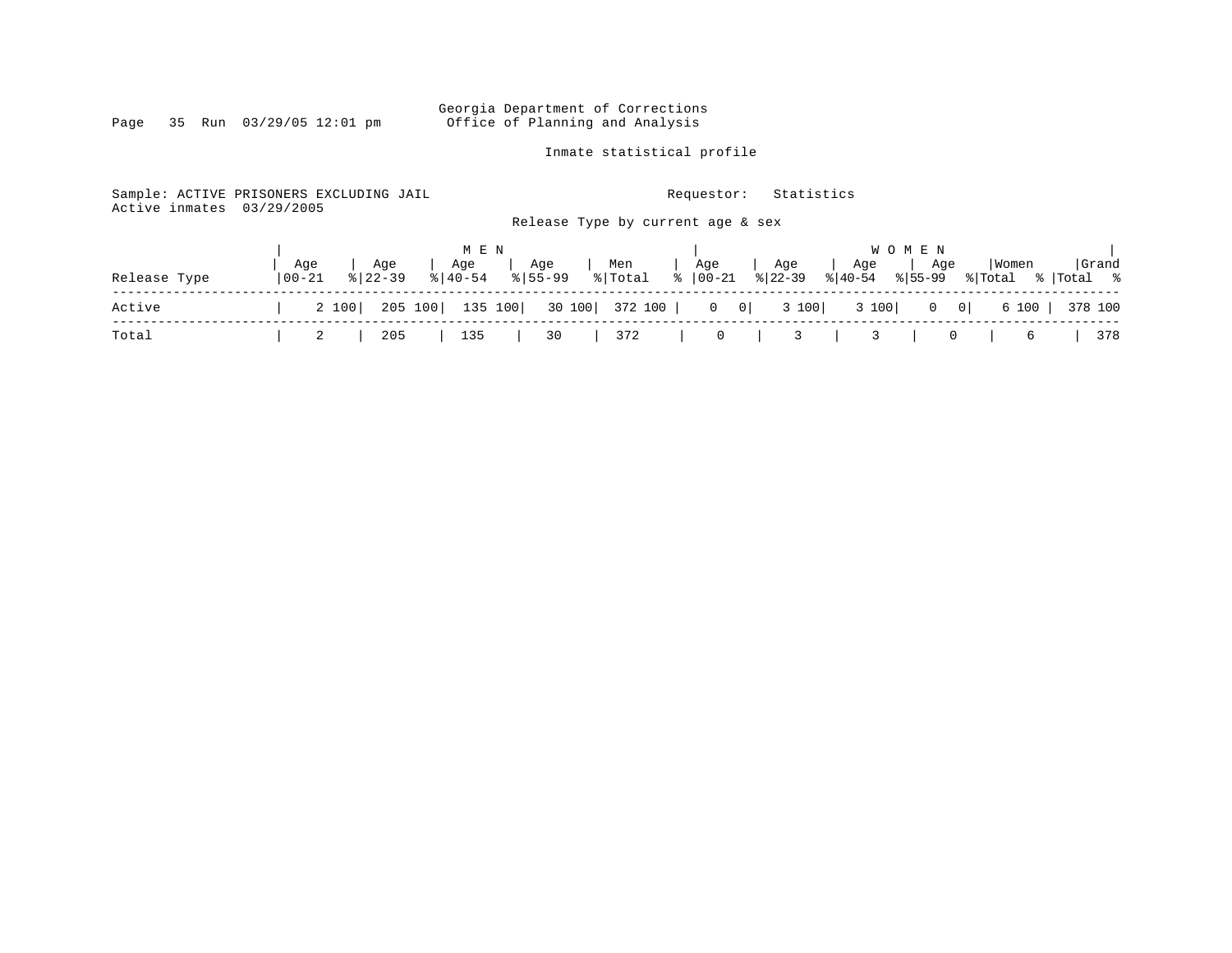Georgia Department of Corrections
Office of Planning and Analysis

Inmate statistical profile

Sample: ACTIVE PRISONERS EXCLUDING JAIL    Requestor: Statistics
Active inmates 03/29/2005

Release Type by current age & sex

| Release Type | MEN Age 00-21 | % | Age 22-39 | % | Age 40-54 | % | Age 55-99 | % | Men Total | % | WOMEN Age 00-21 | % | Age 22-39 | % | Age 40-54 | % | Age 55-99 | % | Women Total | % | Grand Total | % |
|---|---|---|---|---|---|---|---|---|---|---|---|---|---|---|---|---|---|---|---|---|---|---|
| Active | 2 | 100 | 205 | 100 | 135 | 100 | 30 | 100 | 372 | 100 | 0 | 0 | 3 | 100 | 3 | 100 | 0 | 0 | 6 | 100 | 378 | 100 |
| Total | 2 | | 205 | | 135 | | 30 | | 372 | | 0 | | 3 | | 3 | | 0 | | 6 | | 378 | |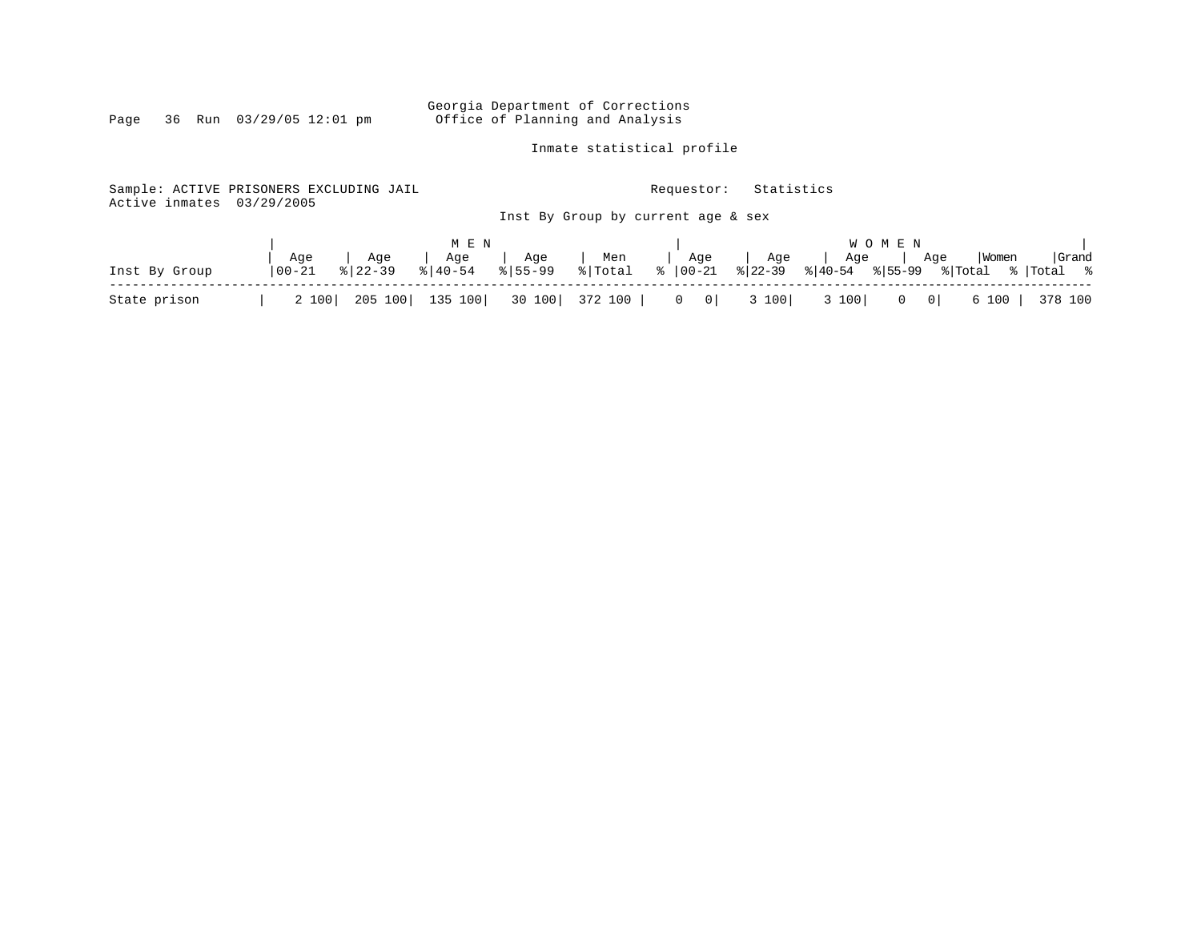Georgia Department of Corrections
Office of Planning and Analysis

Inmate statistical profile

Sample: ACTIVE PRISONERS EXCLUDING JAIL　　Requestor: Statistics
Active inmates 03/29/2005

Inst By Group by current age & sex

| Inst By Group | MEN | | | | | | | | | | WOMEN | | | | | | | | | | Grand | |
|---|---|---|---|---|---|---|---|---|---|---|---|---|---|---|---|---|---|---|---|---|---|---|
| | Age 00-21 | % | Age 22-39 | % | Age 40-54 | % | Age 55-99 | % | Men Total | % | Age 00-21 | % | Age 22-39 | % | Age 40-54 | % | Age 55-99 | % | Women Total | % | Total | % |
| State prison | 2 | 100 | 205 | 100 | 135 | 100 | 30 | 100 | 372 | 100 | 0 | 0 | 3 | 100 | 3 | 100 | 0 | 0 | 6 | 100 | 378 | 100 |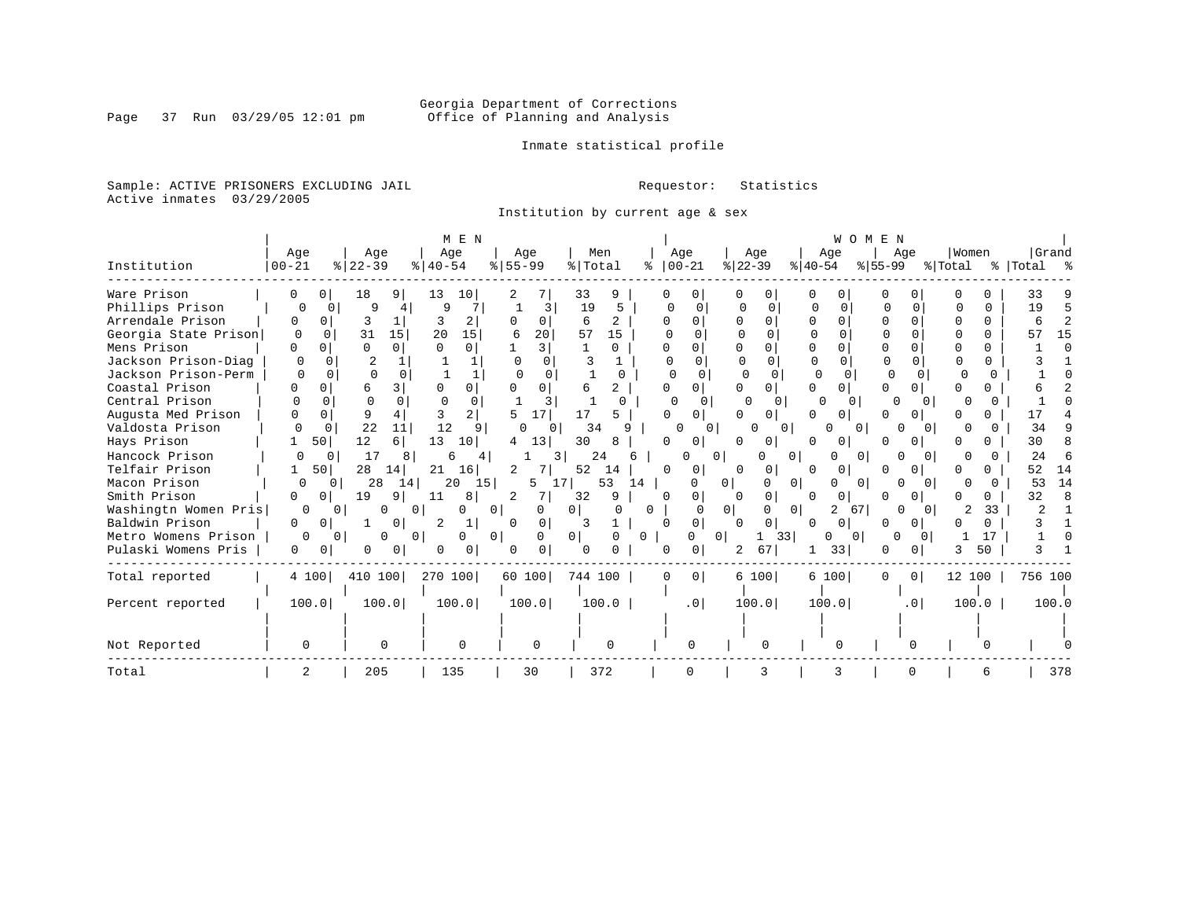Georgia Department of Corrections
Office of Planning and Analysis

Inmate statistical profile

Sample: ACTIVE PRISONERS EXCLUDING JAIL

Active inmates 03/29/2005

Requestor: Statistics

Institution by current age & sex

| Institution | MEN Age 00-21 | % | Age 22-39 | % | Age 40-54 | % | Age 55-99 | % | Men Total | % | WOMEN Age 00-21 | % | Age 22-39 | % | Age 40-54 | % | Age 55-99 | % | Women Total | % | Grand Total | % |
|---|---|---|---|---|---|---|---|---|---|---|---|---|---|---|---|---|---|---|---|---|---|---|
| Ware Prison | 0 | 0 | 18 | 9 | 13 | 10 | 2 | 7 | 33 | 9 | 0 | 0 | 0 | 0 | 0 | 0 | 0 | 0 | 0 | 0 | 33 | 9 |
| Phillips Prison | 0 | 0 | 9 | 4 | 9 | 7 | 1 | 3 | 19 | 5 | 0 | 0 | 0 | 0 | 0 | 0 | 0 | 0 | 0 | 0 | 19 | 5 |
| Arrendale Prison | 0 | 0 | 3 | 1 | 3 | 2 | 0 | 0 | 6 | 2 | 0 | 0 | 0 | 0 | 0 | 0 | 0 | 0 | 0 | 0 | 6 | 2 |
| Georgia State Prison | 0 | 0 | 31 | 15 | 20 | 15 | 6 | 20 | 57 | 15 | 0 | 0 | 0 | 0 | 0 | 0 | 0 | 0 | 0 | 0 | 57 | 15 |
| Mens Prison | 0 | 0 | 0 | 0 | 0 | 0 | 1 | 3 | 1 | 0 | 0 | 0 | 0 | 0 | 0 | 0 | 0 | 0 | 0 | 0 | 1 | 0 |
| Jackson Prison-Diag | 0 | 0 | 2 | 1 | 1 | 1 | 0 | 0 | 3 | 1 | 0 | 0 | 0 | 0 | 0 | 0 | 0 | 0 | 0 | 0 | 3 | 1 |
| Jackson Prison-Perm | 0 | 0 | 0 | 0 | 1 | 1 | 0 | 0 | 1 | 0 | 0 | 0 | 0 | 0 | 0 | 0 | 0 | 0 | 0 | 0 | 1 | 0 |
| Coastal Prison | 0 | 0 | 6 | 3 | 0 | 0 | 0 | 0 | 6 | 2 | 0 | 0 | 0 | 0 | 0 | 0 | 0 | 0 | 0 | 0 | 6 | 2 |
| Central Prison | 0 | 0 | 0 | 0 | 0 | 0 | 1 | 3 | 1 | 0 | 0 | 0 | 0 | 0 | 0 | 0 | 0 | 0 | 0 | 0 | 1 | 0 |
| Augusta Med Prison | 0 | 0 | 9 | 4 | 3 | 2 | 5 | 17 | 17 | 5 | 0 | 0 | 0 | 0 | 0 | 0 | 0 | 0 | 0 | 0 | 17 | 4 |
| Valdosta Prison | 0 | 0 | 22 | 11 | 12 | 9 | 0 | 0 | 34 | 9 | 0 | 0 | 0 | 0 | 0 | 0 | 0 | 0 | 0 | 0 | 34 | 9 |
| Hays Prison | 1 | 50 | 12 | 6 | 13 | 10 | 4 | 13 | 30 | 8 | 0 | 0 | 0 | 0 | 0 | 0 | 0 | 0 | 0 | 0 | 30 | 8 |
| Hancock Prison | 0 | 0 | 17 | 8 | 6 | 4 | 1 | 3 | 24 | 6 | 0 | 0 | 0 | 0 | 0 | 0 | 0 | 0 | 0 | 0 | 24 | 6 |
| Telfair Prison | 1 | 50 | 28 | 14 | 21 | 16 | 2 | 7 | 52 | 14 | 0 | 0 | 0 | 0 | 0 | 0 | 0 | 0 | 0 | 0 | 52 | 14 |
| Macon Prison | 0 | 0 | 28 | 14 | 20 | 15 | 5 | 17 | 53 | 14 | 0 | 0 | 0 | 0 | 0 | 0 | 0 | 0 | 0 | 0 | 53 | 14 |
| Smith Prison | 0 | 0 | 19 | 9 | 11 | 8 | 2 | 7 | 32 | 9 | 0 | 0 | 0 | 0 | 0 | 0 | 0 | 0 | 0 | 0 | 32 | 8 |
| Washingtn Women Pris | 0 | 0 | 0 | 0 | 0 | 0 | 0 | 0 | 0 | 0 | 0 | 0 | 0 | 0 | 2 | 67 | 0 | 0 | 2 | 33 | 2 | 1 |
| Baldwin Prison | 0 | 0 | 1 | 0 | 2 | 1 | 0 | 0 | 3 | 1 | 0 | 0 | 0 | 0 | 0 | 0 | 0 | 0 | 0 | 0 | 3 | 1 |
| Metro Womens Prison | 0 | 0 | 0 | 0 | 0 | 0 | 0 | 0 | 0 | 0 | 0 | 0 | 1 | 33 | 0 | 0 | 0 | 0 | 1 | 17 | 1 | 0 |
| Pulaski Womens Pris | 0 | 0 | 0 | 0 | 0 | 0 | 0 | 0 | 0 | 0 | 0 | 0 | 2 | 67 | 1 | 33 | 0 | 0 | 3 | 50 | 3 | 1 |
| Total reported | 4 | 100 | 410 | 100 | 270 | 100 | 60 | 100 | 744 | 100 | 0 | 0 | 6 | 100 | 6 | 100 | 0 | 0 | 12 | 100 | 756 | 100 |
| Percent reported | 100.0 | | 100.0 | | 100.0 | | 100.0 | | 100.0 | | .0 | | 100.0 | | 100.0 | | .0 | | 100.0 | | 100.0 | |
| Not Reported | 0 | | 0 | | 0 | | 0 | | 0 | | 0 | | 0 | | 0 | | 0 | | 0 | | 0 | |
| Total | 2 | | 205 | | 135 | | 30 | | 372 | | 0 | | 3 | | 3 | | 0 | | 6 | | 378 | |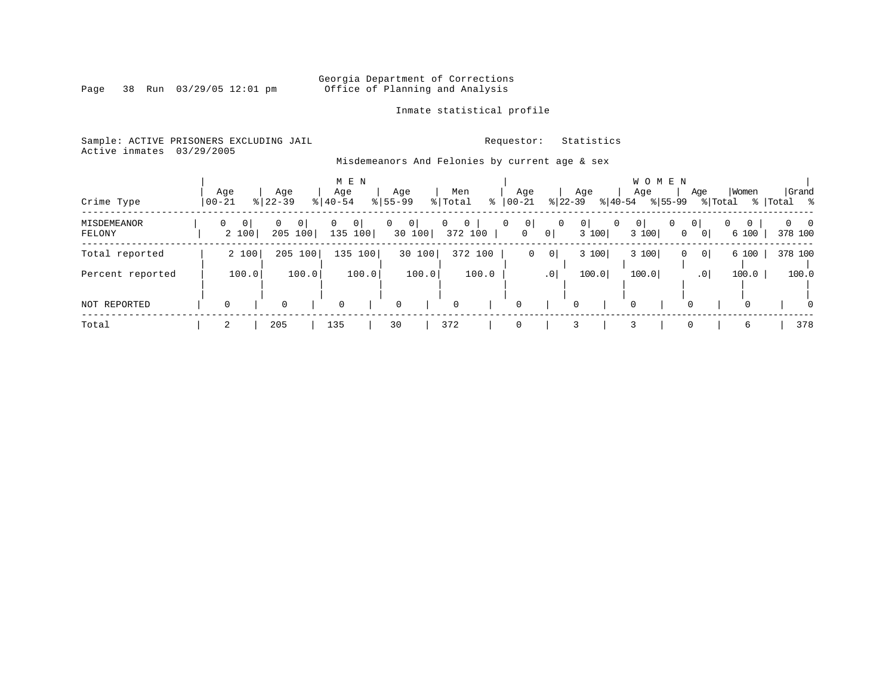Georgia Department of Corrections
Office of Planning and Analysis

Inmate statistical profile

Sample: ACTIVE PRISONERS EXCLUDING JAIL
Active inmates 03/29/2005

Requestor: Statistics

Misdemeanors And Felonies by current age & sex

| | MEN | | | | | | | | | | WOMEN | | | | | | | | | | | |
|---|---|---|---|---|---|---|---|---|---|---|---|---|---|---|---|---|---|---|---|---|---|---|
| Crime Type | Age 00-21 | % | Age 22-39 | % | Age 40-54 | % | Age 55-99 | % | Men Total | % | Age 00-21 | % | Age 22-39 | % | Age 40-54 | % | Age 55-99 | % | Women Total | % | Grand Total | % |
| MISDEMEANOR | 0 | 0 | 0 | 0 | 0 | 0 | 0 | 0 | 0 | 0 | 0 | 0 | 0 | 0 | 0 | 0 | 0 | 0 | 0 | 0 | 0 | 0 |
| FELONY | 2 | 100 | 205 | 100 | 135 | 100 | 30 | 100 | 372 | 100 | 0 | 0 | 3 | 100 | 3 | 100 | 0 | 0 | 6 | 100 | 378 | 100 |
| Total reported | 2 | 100 | 205 | 100 | 135 | 100 | 30 | 100 | 372 | 100 | 0 | 0 | 3 | 100 | 3 | 100 | 0 | 0 | 6 | 100 | 378 | 100 |
| Percent reported | 100.0 | | 100.0 | | 100.0 | | 100.0 | | 100.0 | | .0 | | 100.0 | | 100.0 | | .0 | | 100.0 | | 100.0 | |
| NOT REPORTED | 0 | | 0 | | 0 | | 0 | | 0 | | 0 | | 0 | | 0 | | 0 | | 0 | | 0 | |
| Total | 2 | | 205 | | 135 | | 30 | | 372 | | 0 | | 3 | | 3 | | 0 | | 6 | | 378 | |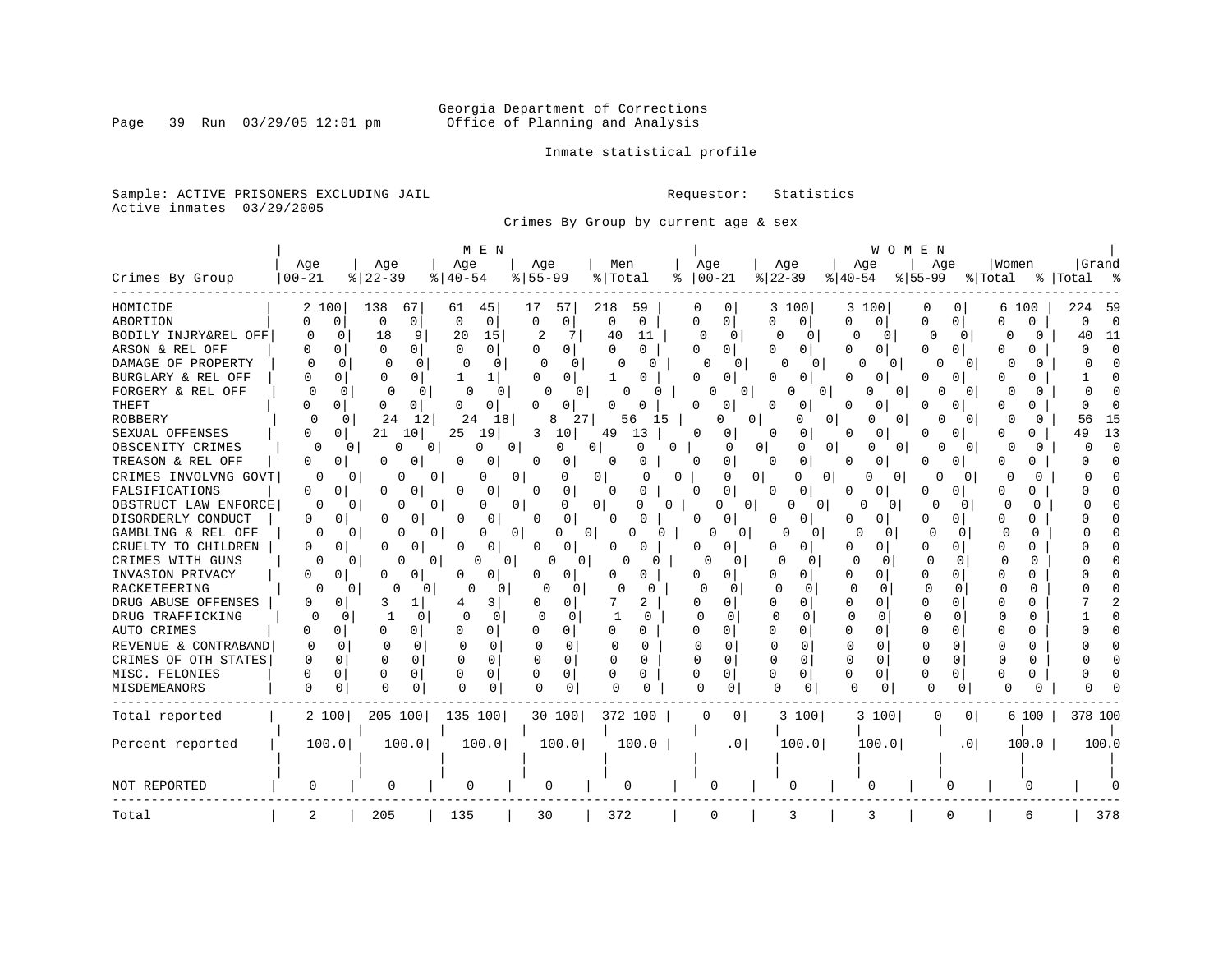Georgia Department of Corrections
Office of Planning and Analysis

Inmate statistical profile

Sample: ACTIVE PRISONERS EXCLUDING JAIL
Active inmates 03/29/2005

Requestor: Statistics

Crimes By Group by current age & sex

| Crimes By Group | MEN Age 00-21 | % | Age 22-39 | % | Age 40-54 | % | Age 55-99 | % | Men Total | % | WOMEN Age 00-21 | % | Age 22-39 | % | Age 40-54 | % | Age 55-99 | % | Women Total | % | Grand Total | % |
|---|---|---|---|---|---|---|---|---|---|---|---|---|---|---|---|---|---|---|---|---|---|---|
| HOMICIDE | 2 | 100 | 138 | 67 | 61 | 45 | 17 | 57 | 218 | 59 | 0 | 0 | 3 | 100 | 3 | 100 | 0 | 0 | 6 | 100 | 224 | 59 |
| ABORTION | 0 | 0 | 0 | 0 | 0 | 0 | 0 | 0 | 0 | 0 | 0 | 0 | 0 | 0 | 0 | 0 | 0 | 0 | 0 | 0 | 0 | 0 |
| BODILY INJRY&REL OFF | 0 | 0 | 18 | 9 | 20 | 15 | 2 | 7 | 40 | 11 | 0 | 0 | 0 | 0 | 0 | 0 | 0 | 0 | 0 | 0 | 40 | 11 |
| ARSON & REL OFF | 0 | 0 | 0 | 0 | 0 | 0 | 0 | 0 | 0 | 0 | 0 | 0 | 0 | 0 | 0 | 0 | 0 | 0 | 0 | 0 | 0 | 0 |
| DAMAGE OF PROPERTY | 0 | 0 | 0 | 0 | 0 | 0 | 0 | 0 | 0 | 0 | 0 | 0 | 0 | 0 | 0 | 0 | 0 | 0 | 0 | 0 | 0 | 0 |
| BURGLARY & REL OFF | 0 | 0 | 0 | 0 | 1 | 1 | 0 | 0 | 1 | 0 | 0 | 0 | 0 | 0 | 0 | 0 | 0 | 0 | 0 | 0 | 1 | 0 |
| FORGERY & REL OFF | 0 | 0 | 0 | 0 | 0 | 0 | 0 | 0 | 0 | 0 | 0 | 0 | 0 | 0 | 0 | 0 | 0 | 0 | 0 | 0 | 0 | 0 |
| THEFT | 0 | 0 | 0 | 0 | 0 | 0 | 0 | 0 | 0 | 0 | 0 | 0 | 0 | 0 | 0 | 0 | 0 | 0 | 0 | 0 | 0 | 0 |
| ROBBERY | 0 | 0 | 24 | 12 | 24 | 18 | 8 | 27 | 56 | 15 | 0 | 0 | 0 | 0 | 0 | 0 | 0 | 0 | 0 | 0 | 56 | 15 |
| SEXUAL OFFENSES | 0 | 0 | 21 | 10 | 25 | 19 | 3 | 10 | 49 | 13 | 0 | 0 | 0 | 0 | 0 | 0 | 0 | 0 | 0 | 0 | 49 | 13 |
| OBSCENITY CRIMES | 0 | 0 | 0 | 0 | 0 | 0 | 0 | 0 | 0 | 0 | 0 | 0 | 0 | 0 | 0 | 0 | 0 | 0 | 0 | 0 | 0 | 0 |
| TREASON & REL OFF | 0 | 0 | 0 | 0 | 0 | 0 | 0 | 0 | 0 | 0 | 0 | 0 | 0 | 0 | 0 | 0 | 0 | 0 | 0 | 0 | 0 | 0 |
| CRIMES INVOLVNG GOVT | 0 | 0 | 0 | 0 | 0 | 0 | 0 | 0 | 0 | 0 | 0 | 0 | 0 | 0 | 0 | 0 | 0 | 0 | 0 | 0 | 0 | 0 |
| FALSIFICATIONS | 0 | 0 | 0 | 0 | 0 | 0 | 0 | 0 | 0 | 0 | 0 | 0 | 0 | 0 | 0 | 0 | 0 | 0 | 0 | 0 | 0 | 0 |
| OBSTRUCT LAW ENFORCE | 0 | 0 | 0 | 0 | 0 | 0 | 0 | 0 | 0 | 0 | 0 | 0 | 0 | 0 | 0 | 0 | 0 | 0 | 0 | 0 | 0 | 0 |
| DISORDERLY CONDUCT | 0 | 0 | 0 | 0 | 0 | 0 | 0 | 0 | 0 | 0 | 0 | 0 | 0 | 0 | 0 | 0 | 0 | 0 | 0 | 0 | 0 | 0 |
| GAMBLING & REL OFF | 0 | 0 | 0 | 0 | 0 | 0 | 0 | 0 | 0 | 0 | 0 | 0 | 0 | 0 | 0 | 0 | 0 | 0 | 0 | 0 | 0 | 0 |
| CRUELTY TO CHILDREN | 0 | 0 | 0 | 0 | 0 | 0 | 0 | 0 | 0 | 0 | 0 | 0 | 0 | 0 | 0 | 0 | 0 | 0 | 0 | 0 | 0 | 0 |
| CRIMES WITH GUNS | 0 | 0 | 0 | 0 | 0 | 0 | 0 | 0 | 0 | 0 | 0 | 0 | 0 | 0 | 0 | 0 | 0 | 0 | 0 | 0 | 0 | 0 |
| INVASION PRIVACY | 0 | 0 | 0 | 0 | 0 | 0 | 0 | 0 | 0 | 0 | 0 | 0 | 0 | 0 | 0 | 0 | 0 | 0 | 0 | 0 | 0 | 0 |
| RACKETEERING | 0 | 0 | 0 | 0 | 0 | 0 | 0 | 0 | 0 | 0 | 0 | 0 | 0 | 0 | 0 | 0 | 0 | 0 | 0 | 0 | 0 | 0 |
| DRUG ABUSE OFFENSES | 0 | 0 | 3 | 1 | 4 | 3 | 0 | 0 | 7 | 2 | 0 | 0 | 0 | 0 | 0 | 0 | 0 | 0 | 0 | 0 | 7 | 2 |
| DRUG TRAFFICKING | 0 | 0 | 1 | 0 | 0 | 0 | 0 | 0 | 1 | 0 | 0 | 0 | 0 | 0 | 0 | 0 | 0 | 0 | 0 | 0 | 1 | 0 |
| AUTO CRIMES | 0 | 0 | 0 | 0 | 0 | 0 | 0 | 0 | 0 | 0 | 0 | 0 | 0 | 0 | 0 | 0 | 0 | 0 | 0 | 0 | 0 | 0 |
| REVENUE & CONTRABAND | 0 | 0 | 0 | 0 | 0 | 0 | 0 | 0 | 0 | 0 | 0 | 0 | 0 | 0 | 0 | 0 | 0 | 0 | 0 | 0 | 0 | 0 |
| CRIMES OF OTH STATES | 0 | 0 | 0 | 0 | 0 | 0 | 0 | 0 | 0 | 0 | 0 | 0 | 0 | 0 | 0 | 0 | 0 | 0 | 0 | 0 | 0 | 0 |
| MISC. FELONIES | 0 | 0 | 0 | 0 | 0 | 0 | 0 | 0 | 0 | 0 | 0 | 0 | 0 | 0 | 0 | 0 | 0 | 0 | 0 | 0 | 0 | 0 |
| MISDEMEANORS | 0 | 0 | 0 | 0 | 0 | 0 | 0 | 0 | 0 | 0 | 0 | 0 | 0 | 0 | 0 | 0 | 0 | 0 | 0 | 0 | 0 | 0 |
| Total reported | 2 | 100 | 205 | 100 | 135 | 100 | 30 | 100 | 372 | 100 | 0 | 0 | 3 | 100 | 3 | 100 | 0 | 0 | 6 | 100 | 378 | 100 |
| Percent reported | 100.0 | | 100.0 | | 100.0 | | 100.0 | | 100.0 | | .0 | | 100.0 | | 100.0 | | .0 | | 100.0 | | 100.0 | |
| NOT REPORTED | 0 | | 0 | | 0 | | 0 | | 0 | | 0 | | 0 | | 0 | | 0 | | 0 | | 0 | |
| Total | 2 | | 205 | | 135 | | 30 | | 372 | | 0 | | 3 | | 3 | | 0 | | 6 | | 378 | |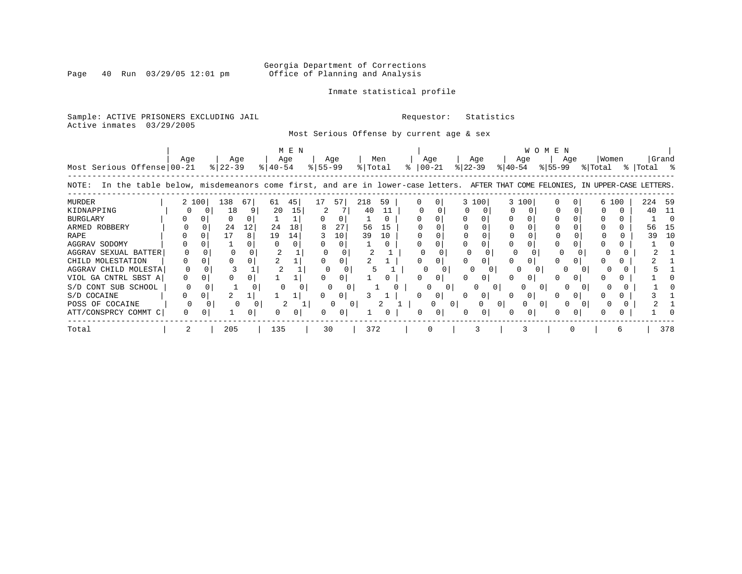Georgia Department of Corrections
Office of Planning and Analysis

Inmate statistical profile

Sample: ACTIVE PRISONERS EXCLUDING JAIL
Active inmates 03/29/2005

Requestor: Statistics

Most Serious Offense by current age & sex

NOTE: In the table below, misdemeanors come first, and are in lower-case letters. AFTER THAT COME FELONIES, IN UPPER-CASE LETTERS.

| Most Serious Offense | MEN Age 00-21 | % | MEN Age 22-39 | % | MEN Age 40-54 | % | MEN Age 55-99 | % | Men Total | % | WOMEN Age 00-21 | % | WOMEN Age 22-39 | % | WOMEN Age 40-54 | % | WOMEN Age 55-99 | % | Women Total | % | Grand Total | % |
|---|---|---|---|---|---|---|---|---|---|---|---|---|---|---|---|---|---|---|---|---|---|---|
| MURDER | 2 | 100 | 138 | 67 | 61 | 45 | 17 | 57 | 218 | 59 | 0 | 0 | 3 | 100 | 3 | 100 | 0 | 0 | 6 | 100 | 224 | 59 |
| KIDNAPPING | 0 | 0 | 18 | 9 | 20 | 15 | 2 | 7 | 40 | 11 | 0 | 0 | 0 | 0 | 0 | 0 | 0 | 0 | 0 | 0 | 40 | 11 |
| BURGLARY | 0 | 0 | 0 | 0 | 1 | 1 | 0 | 0 | 1 | 0 | 0 | 0 | 0 | 0 | 0 | 0 | 0 | 0 | 0 | 0 | 1 | 0 |
| ARMED ROBBERY | 0 | 0 | 24 | 12 | 24 | 18 | 8 | 27 | 56 | 15 | 0 | 0 | 0 | 0 | 0 | 0 | 0 | 0 | 0 | 0 | 56 | 15 |
| RAPE | 0 | 0 | 17 | 8 | 19 | 14 | 3 | 10 | 39 | 10 | 0 | 0 | 0 | 0 | 0 | 0 | 0 | 0 | 0 | 0 | 39 | 10 |
| AGGRAV SODOMY | 0 | 0 | 1 | 0 | 0 | 0 | 0 | 0 | 1 | 0 | 0 | 0 | 0 | 0 | 0 | 0 | 0 | 0 | 0 | 0 | 1 | 0 |
| AGGRAV SEXUAL BATTER | 0 | 0 | 0 | 0 | 2 | 1 | 0 | 0 | 2 | 1 | 0 | 0 | 0 | 0 | 0 | 0 | 0 | 0 | 0 | 0 | 2 | 1 |
| CHILD MOLESTATION | 0 | 0 | 0 | 0 | 2 | 1 | 0 | 0 | 2 | 1 | 0 | 0 | 0 | 0 | 0 | 0 | 0 | 0 | 0 | 0 | 2 | 1 |
| AGGRAV CHILD MOLESTA | 0 | 0 | 3 | 1 | 2 | 1 | 0 | 0 | 5 | 1 | 0 | 0 | 0 | 0 | 0 | 0 | 0 | 0 | 0 | 0 | 5 | 1 |
| VIOL GA CNTRL SBST A | 0 | 0 | 0 | 0 | 1 | 1 | 0 | 0 | 1 | 0 | 0 | 0 | 0 | 0 | 0 | 0 | 0 | 0 | 0 | 0 | 1 | 0 |
| S/D CONT SUB SCHOOL | 0 | 0 | 1 | 0 | 0 | 0 | 0 | 0 | 1 | 0 | 0 | 0 | 0 | 0 | 0 | 0 | 0 | 0 | 0 | 0 | 1 | 0 |
| S/D COCAINE | 0 | 0 | 2 | 1 | 1 | 1 | 0 | 0 | 3 | 1 | 0 | 0 | 0 | 0 | 0 | 0 | 0 | 0 | 0 | 0 | 3 | 1 |
| POSS OF COCAINE | 0 | 0 | 0 | 0 | 2 | 1 | 0 | 0 | 2 | 1 | 0 | 0 | 0 | 0 | 0 | 0 | 0 | 0 | 0 | 0 | 2 | 1 |
| ATT/CONSPRCY COMMT C | 0 | 0 | 1 | 0 | 0 | 0 | 0 | 0 | 1 | 0 | 0 | 0 | 0 | 0 | 0 | 0 | 0 | 0 | 0 | 0 | 1 | 0 |
| Total | 2 | | 205 | | 135 | | 30 | | 372 | | 0 | | 3 | | 3 | | 0 | | 6 | | 378 | |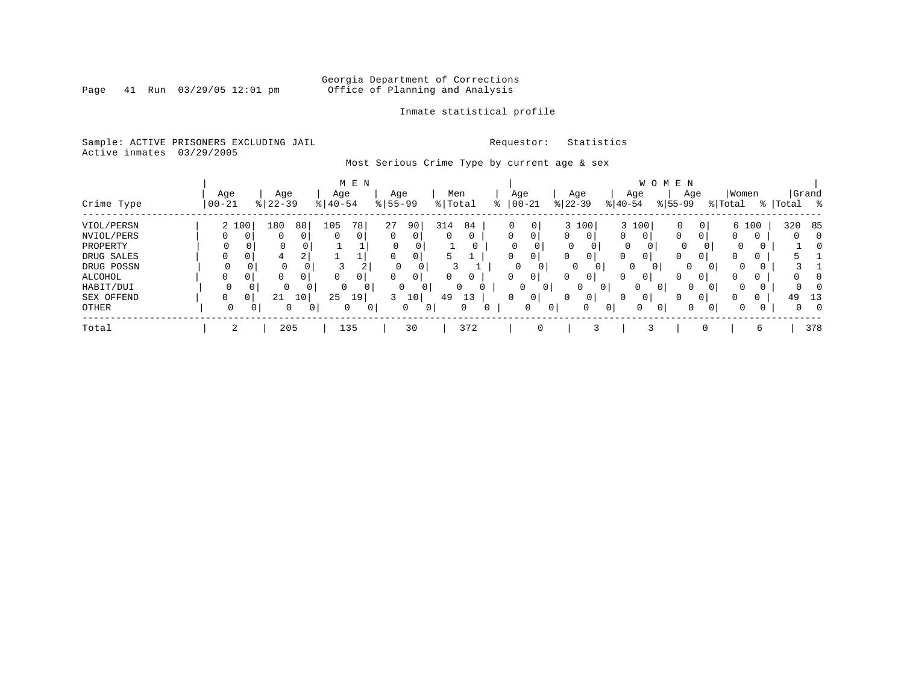Georgia Department of Corrections
Office of Planning and Analysis

Inmate statistical profile

Sample: ACTIVE PRISONERS EXCLUDING JAIL
Active inmates 03/29/2005

Requestor: Statistics

Most Serious Crime Type by current age & sex

| Crime Type | MEN Age 00-21 | % | Age 22-39 | % | Age 40-54 | % | Age 55-99 | % | Men Total | % | WOMEN Age 00-21 | % | Age 22-39 | % | Age 40-54 | % | Age 55-99 | % | Women Total | % | Grand Total | % |
|---|---|---|---|---|---|---|---|---|---|---|---|---|---|---|---|---|---|---|---|---|---|---|
| VIOL/PERSN | 2 | 100 | 180 | 88 | 105 | 78 | 27 | 90 | 314 | 84 | 0 | 0 | 3 | 100 | 3 | 100 | 0 | 0 | 6 | 100 | 320 | 85 |
| NVIOL/PERS | 0 | 0 | 0 | 0 | 0 | 0 | 0 | 0 | 0 | 0 | 0 | 0 | 0 | 0 | 0 | 0 | 0 | 0 | 0 | 0 | 0 | 0 |
| PROPERTY | 0 | 0 | 0 | 0 | 1 | 1 | 0 | 0 | 1 | 0 | 0 | 0 | 0 | 0 | 0 | 0 | 0 | 0 | 0 | 0 | 1 | 0 |
| DRUG SALES | 0 | 0 | 4 | 2 | 1 | 1 | 0 | 0 | 5 | 1 | 0 | 0 | 0 | 0 | 0 | 0 | 0 | 0 | 0 | 0 | 5 | 1 |
| DRUG POSSN | 0 | 0 | 0 | 0 | 3 | 2 | 0 | 0 | 3 | 1 | 0 | 0 | 0 | 0 | 0 | 0 | 0 | 0 | 0 | 0 | 3 | 1 |
| ALCOHOL | 0 | 0 | 0 | 0 | 0 | 0 | 0 | 0 | 0 | 0 | 0 | 0 | 0 | 0 | 0 | 0 | 0 | 0 | 0 | 0 | 0 | 0 |
| HABIT/DUI | 0 | 0 | 0 | 0 | 0 | 0 | 0 | 0 | 0 | 0 | 0 | 0 | 0 | 0 | 0 | 0 | 0 | 0 | 0 | 0 | 0 | 0 |
| SEX OFFEND | 0 | 0 | 21 | 10 | 25 | 19 | 3 | 10 | 49 | 13 | 0 | 0 | 0 | 0 | 0 | 0 | 0 | 0 | 0 | 0 | 49 | 13 |
| OTHER | 0 | 0 | 0 | 0 | 0 | 0 | 0 | 0 | 0 | 0 | 0 | 0 | 0 | 0 | 0 | 0 | 0 | 0 | 0 | 0 | 0 | 0 |
| Total | 2 | | 205 | | 135 | | 30 | | 372 | | 0 | | 3 | | 3 | | 0 | | 6 | | 378 | |